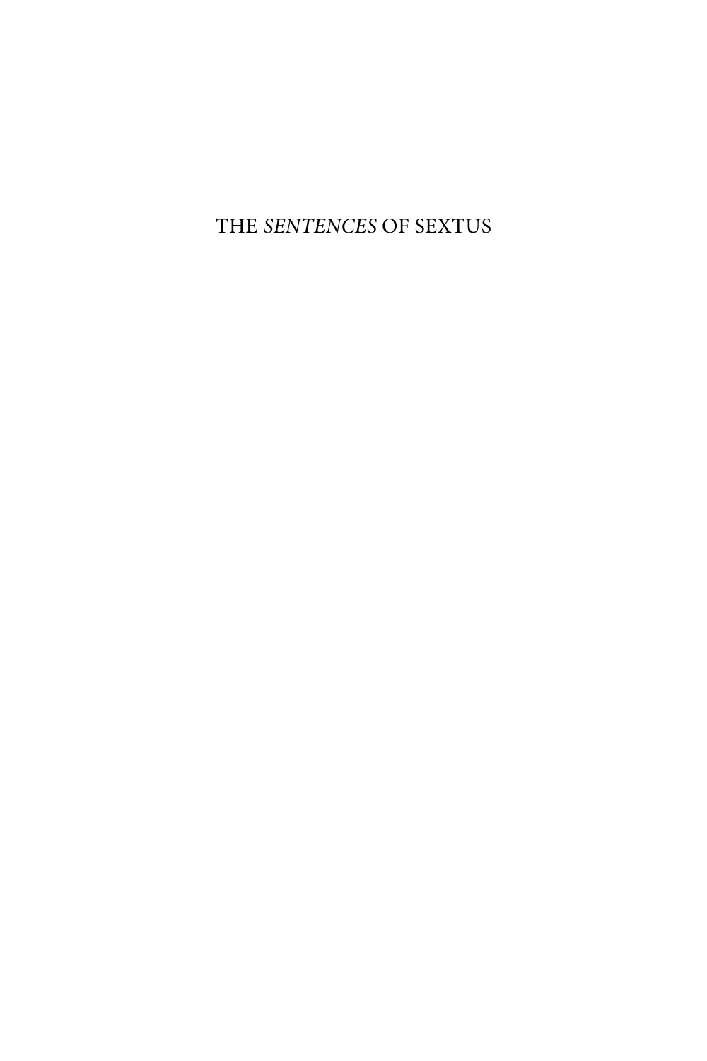# THE *SENTENCES* OF SEXTUS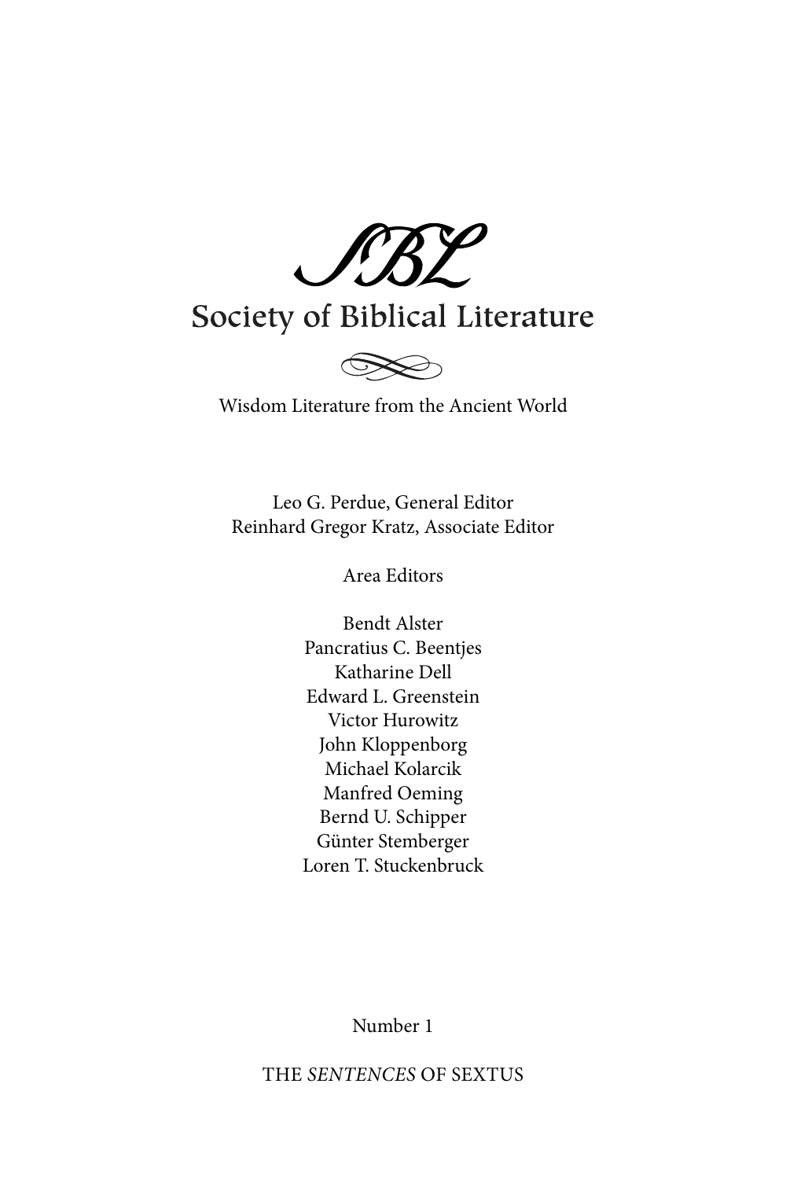SBL

Society of Biblical Literature

Wisdom Literature from the Ancient World

Leo G. Perdue, General Editor
Reinhard Gregor Kratz, Associate Editor

Area Editors

Bendt Alster
Pancratius C. Beentjes
Katharine Dell
Edward L. Greenstein
Victor Hurowitz
John Kloppenborg
Michael Kolarcik
Manfred Oeming
Bernd U. Schipper
Günter Stemberger
Loren T. Stuckenbruck

Number 1

THE *SENTENCES* OF SEXTUS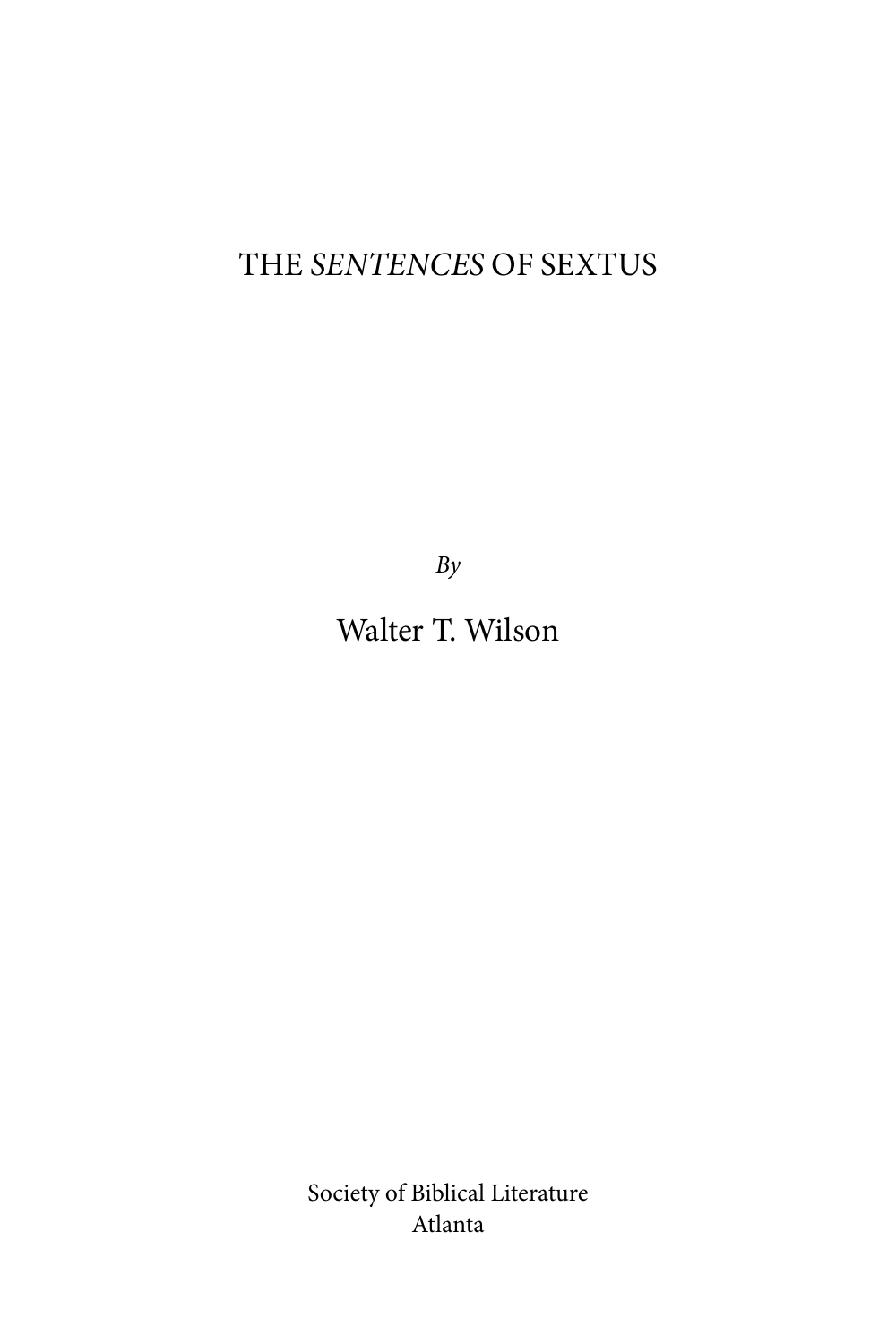# THE *SENTENCES* OF SEXTUS

*By*

Walter T. Wilson

Society of Biblical Literature
Atlanta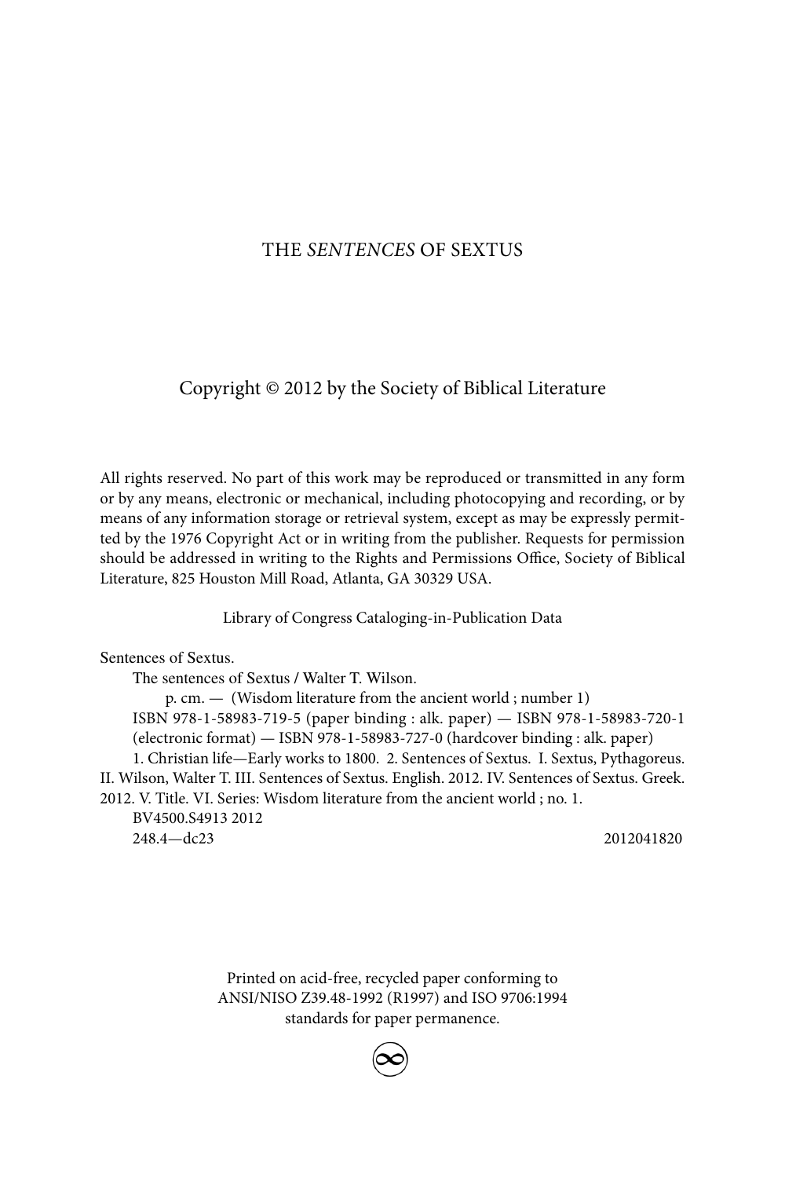THE *SENTENCES* OF SEXTUS

Copyright © 2012 by the Society of Biblical Literature

All rights reserved. No part of this work may be reproduced or transmitted in any form or by any means, electronic or mechanical, including photocopying and recording, or by means of any information storage or retrieval system, except as may be expressly permitted by the 1976 Copyright Act or in writing from the publisher. Requests for permission should be addressed in writing to the Rights and Permissions Office, Society of Biblical Literature, 825 Houston Mill Road, Atlanta, GA 30329 USA.

Library of Congress Cataloging-in-Publication Data

Sentences of Sextus.
The sentences of Sextus / Walter T. Wilson.
p. cm. — (Wisdom literature from the ancient world ; number 1)
ISBN 978-1-58983-719-5 (paper binding : alk. paper) — ISBN 978-1-58983-720-1 (electronic format) — ISBN 978-1-58983-727-0 (hardcover binding : alk. paper)
1. Christian life—Early works to 1800. 2. Sentences of Sextus. I. Sextus, Pythagoreus. II. Wilson, Walter T. III. Sentences of Sextus. English. 2012. IV. Sentences of Sextus. Greek. 2012. V. Title. VI. Series: Wisdom literature from the ancient world ; no. 1.
BV4500.S4913 2012
248.4—dc23 2012041820

Printed on acid-free, recycled paper conforming to
ANSI/NISO Z39.48-1992 (R1997) and ISO 9706:1994
standards for paper permanence.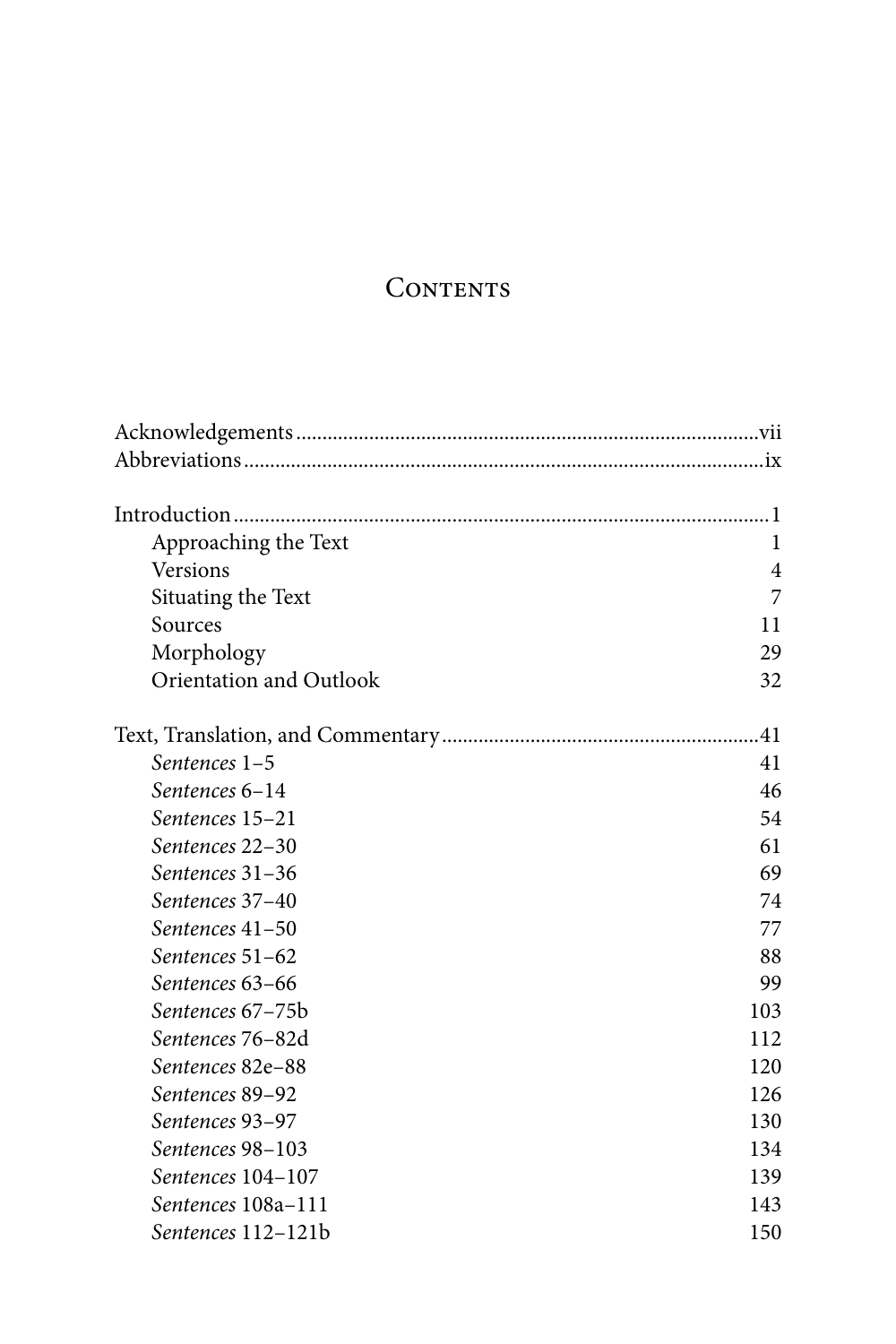# Contents

Acknowledgements ........................................................................................vii
Abbreviations ...................................................................................................ix

Introduction ......................................................................................................1
- Approaching the Text 1
- Versions 4
- Situating the Text 7
- Sources 11
- Morphology 29
- Orientation and Outlook 32

Text, Translation, and Commentary ............................................................41
- *Sentences* 1–5 41
- *Sentences* 6–14 46
- *Sentences* 15–21 54
- *Sentences* 22–30 61
- *Sentences* 31–36 69
- *Sentences* 37–40 74
- *Sentences* 41–50 77
- *Sentences* 51–62 88
- *Sentences* 63–66 99
- *Sentences* 67–75b 103
- *Sentences* 76–82d 112
- *Sentences* 82e–88 120
- *Sentences* 89–92 126
- *Sentences* 93–97 130
- *Sentences* 98–103 134
- *Sentences* 104–107 139
- *Sentences* 108a–111 143
- *Sentences* 112–121b 150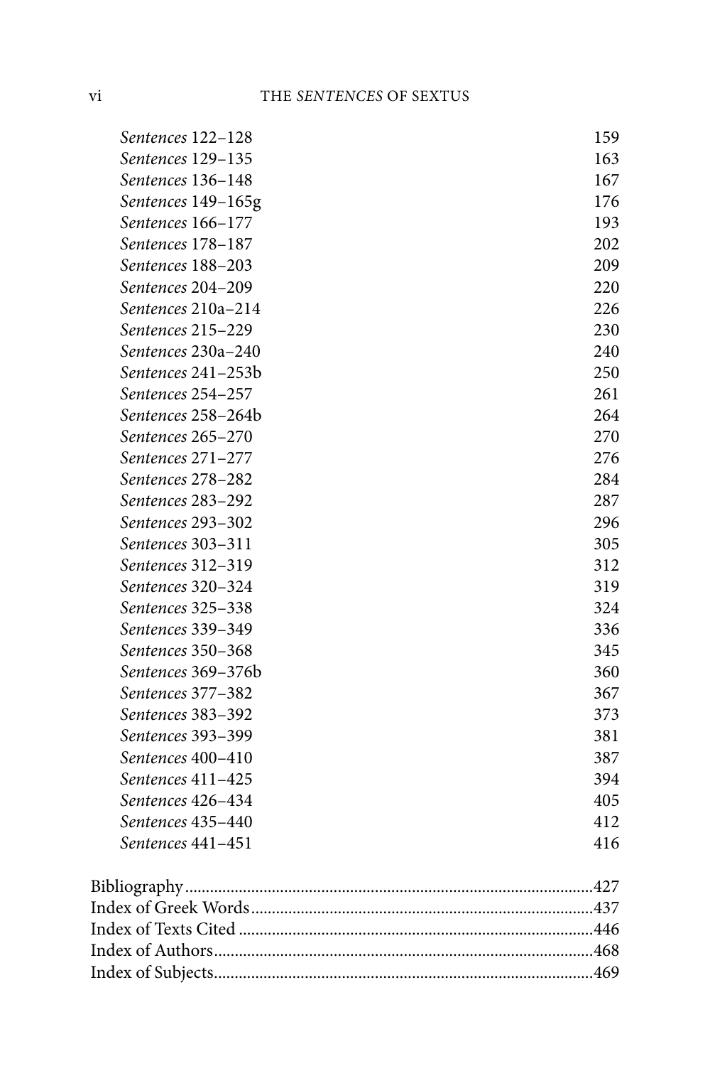| | |
|---|---|
| *Sentences* 122–128 | 159 |
| *Sentences* 129–135 | 163 |
| *Sentences* 136–148 | 167 |
| *Sentences* 149–165g | 176 |
| *Sentences* 166–177 | 193 |
| *Sentences* 178–187 | 202 |
| *Sentences* 188–203 | 209 |
| *Sentences* 204–209 | 220 |
| *Sentences* 210a–214 | 226 |
| *Sentences* 215–229 | 230 |
| *Sentences* 230a–240 | 240 |
| *Sentences* 241–253b | 250 |
| *Sentences* 254–257 | 261 |
| *Sentences* 258–264b | 264 |
| *Sentences* 265–270 | 270 |
| *Sentences* 271–277 | 276 |
| *Sentences* 278–282 | 284 |
| *Sentences* 283–292 | 287 |
| *Sentences* 293–302 | 296 |
| *Sentences* 303–311 | 305 |
| *Sentences* 312–319 | 312 |
| *Sentences* 320–324 | 319 |
| *Sentences* 325–338 | 324 |
| *Sentences* 339–349 | 336 |
| *Sentences* 350–368 | 345 |
| *Sentences* 369–376b | 360 |
| *Sentences* 377–382 | 367 |
| *Sentences* 383–392 | 373 |
| *Sentences* 393–399 | 381 |
| *Sentences* 400–410 | 387 |
| *Sentences* 411–425 | 394 |
| *Sentences* 426–434 | 405 |
| *Sentences* 435–440 | 412 |
| *Sentences* 441–451 | 416 |

| | |
|---|---|
| Bibliography | 427 |
| Index of Greek Words | 437 |
| Index of Texts Cited | 446 |
| Index of Authors | 468 |
| Index of Subjects | 469 |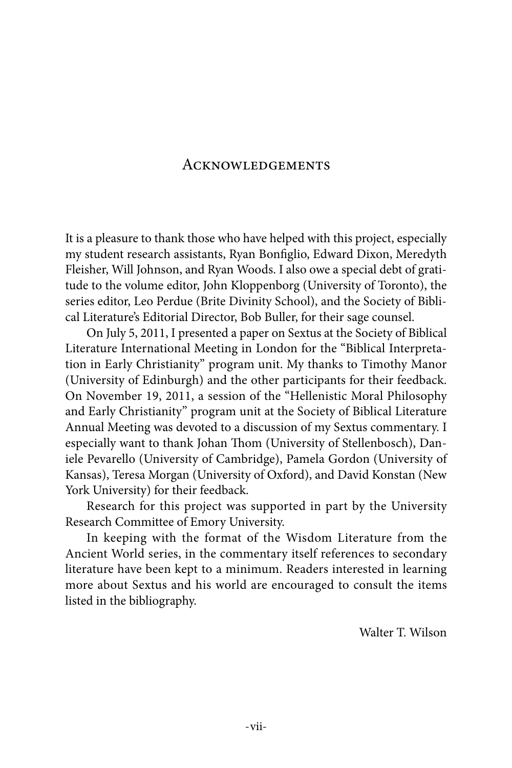# Acknowledgements

It is a pleasure to thank those who have helped with this project, especially my student research assistants, Ryan Bonfiglio, Edward Dixon, Meredyth Fleisher, Will Johnson, and Ryan Woods. I also owe a special debt of gratitude to the volume editor, John Kloppenborg (University of Toronto), the series editor, Leo Perdue (Brite Divinity School), and the Society of Biblical Literature's Editorial Director, Bob Buller, for their sage counsel.

On July 5, 2011, I presented a paper on Sextus at the Society of Biblical Literature International Meeting in London for the "Biblical Interpretation in Early Christianity" program unit. My thanks to Timothy Manor (University of Edinburgh) and the other participants for their feedback. On November 19, 2011, a session of the "Hellenistic Moral Philosophy and Early Christianity" program unit at the Society of Biblical Literature Annual Meeting was devoted to a discussion of my Sextus commentary. I especially want to thank Johan Thom (University of Stellenbosch), Daniele Pevarello (University of Cambridge), Pamela Gordon (University of Kansas), Teresa Morgan (University of Oxford), and David Konstan (New York University) for their feedback.

Research for this project was supported in part by the University Research Committee of Emory University.

In keeping with the format of the Wisdom Literature from the Ancient World series, in the commentary itself references to secondary literature have been kept to a minimum. Readers interested in learning more about Sextus and his world are encouraged to consult the items listed in the bibliography.

Walter T. Wilson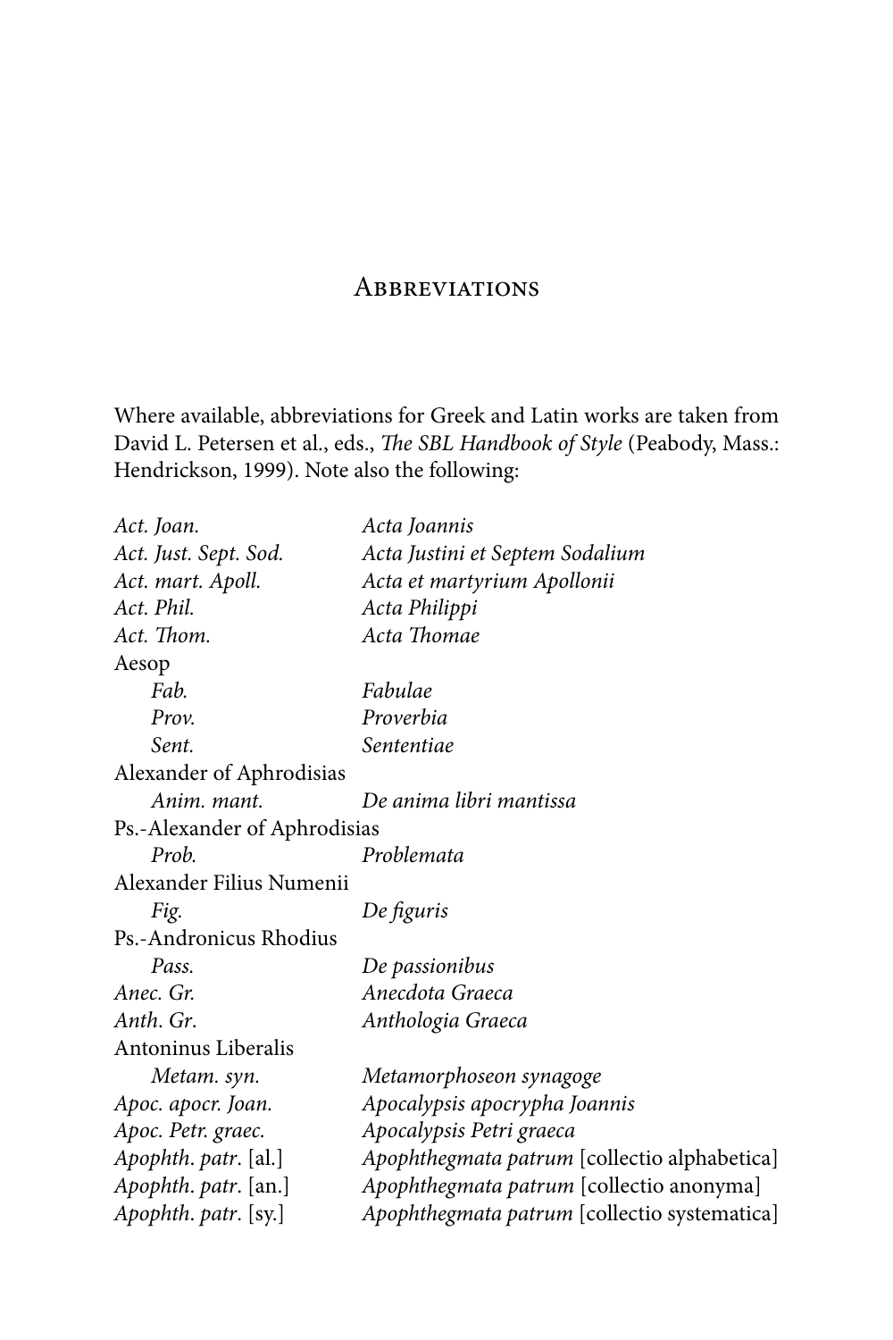# Abbreviations

Where available, abbreviations for Greek and Latin works are taken from David L. Petersen et al., eds., *The SBL Handbook of Style* (Peabody, Mass.: Hendrickson, 1999). Note also the following:

| | |
|---|---|
| *Act. Joan.* | *Acta Joannis* |
| *Act. Just. Sept. Sod.* | *Acta Justini et Septem Sodalium* |
| *Act. mart. Apoll.* | *Acta et martyrium Apollonii* |
| *Act. Phil.* | *Acta Philippi* |
| *Act. Thom.* | *Acta Thomae* |
| Aesop | |
| *Fab.* | *Fabulae* |
| *Prov.* | *Proverbia* |
| *Sent.* | *Sententiae* |
| Alexander of Aphrodisias | |
| *Anim. mant.* | *De anima libri mantissa* |
| Ps.-Alexander of Aphrodisias | |
| *Prob.* | *Problemata* |
| Alexander Filius Numenii | |
| *Fig.* | *De figuris* |
| Ps.-Andronicus Rhodius | |
| *Pass.* | *De passionibus* |
| *Anec. Gr.* | *Anecdota Graeca* |
| *Anth. Gr.* | *Anthologia Graeca* |
| Antoninus Liberalis | |
| *Metam. syn.* | *Metamorphoseon synagoge* |
| *Apoc. apocr. Joan.* | *Apocalypsis apocrypha Joannis* |
| *Apoc. Petr. graec.* | *Apocalypsis Petri graeca* |
| *Apophth. patr.* [al.] | *Apophthegmata patrum* [collectio alphabetica] |
| *Apophth. patr.* [an.] | *Apophthegmata patrum* [collectio anonyma] |
| *Apophth. patr.* [sy.] | *Apophthegmata patrum* [collectio systematica] |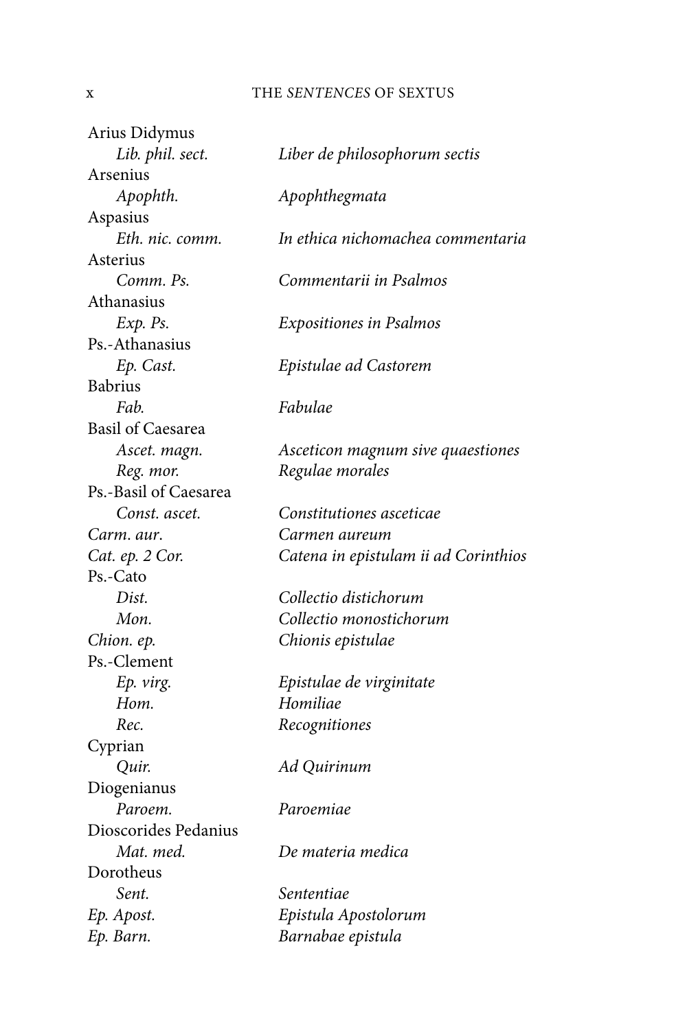Arius Didymus

*Lib. phil. sect.* *Liber de philosophorum sectis*

Arsenius

*Apophth.* *Apophthegmata*

Aspasius

*Eth. nic. comm.* *In ethica nichomachea commentaria*

Asterius

*Comm. Ps.* *Commentarii in Psalmos*

Athanasius

*Exp. Ps.* *Expositiones in Psalmos*

Ps.-Athanasius

*Ep. Cast.* *Epistulae ad Castorem*

Babrius

*Fab.* *Fabulae*

Basil of Caesarea

*Ascet. magn.* *Asceticon magnum sive quaestiones*

*Reg. mor.* *Regulae morales*

Ps.-Basil of Caesarea

*Const. ascet.* *Constitutiones asceticae*

*Carm. aur.* *Carmen aureum*

*Cat. ep. 2 Cor.* *Catena in epistulam ii ad Corinthios*

Ps.-Cato

*Dist.* *Collectio distichorum*

*Mon.* *Collectio monostichorum*

*Chion. ep.* *Chionis epistulae*

Ps.-Clement

*Ep. virg.* *Epistulae de virginitate*

*Hom.* *Homiliae*

*Rec.* *Recognitiones*

Cyprian

*Quir.* *Ad Quirinum*

Diogenianus

*Paroem.* *Paroemiae*

Dioscorides Pedanius

*Mat. med.* *De materia medica*

Dorotheus

*Sent.* *Sententiae*

*Ep. Apost.* *Epistula Apostolorum*

*Ep. Barn.* *Barnabae epistula*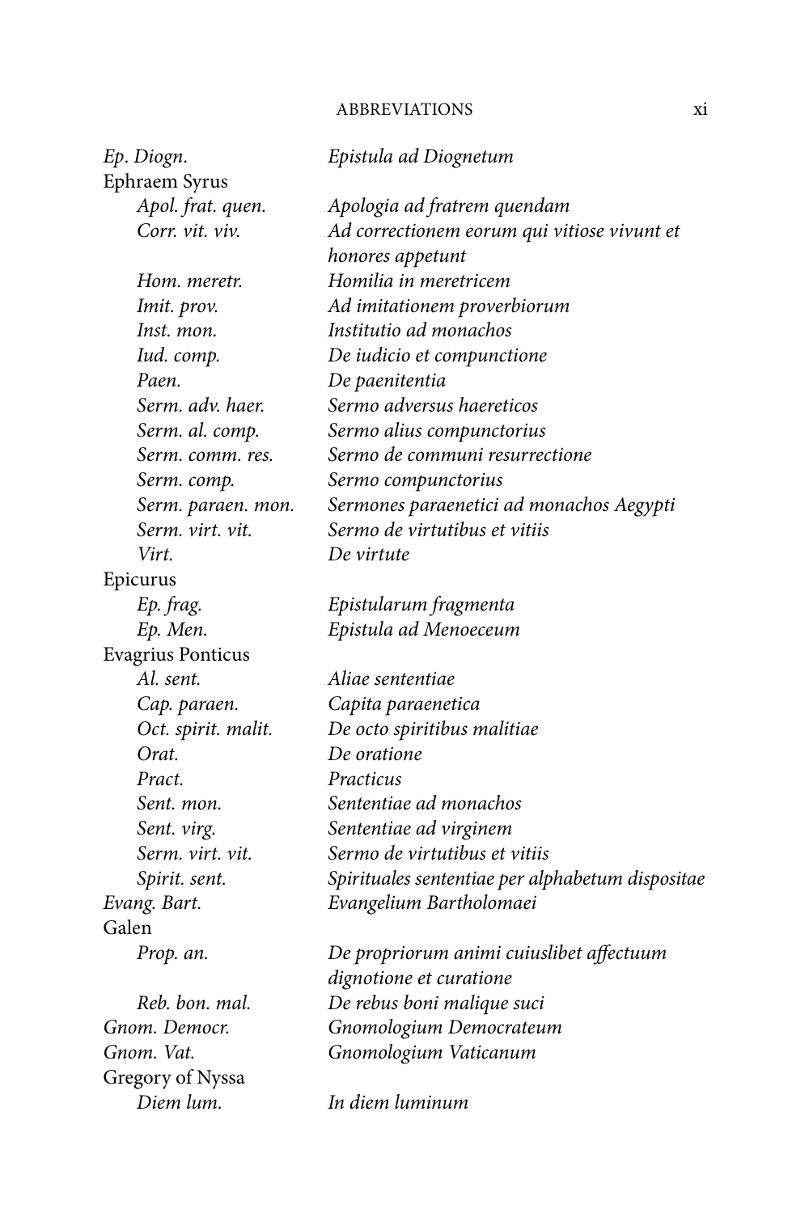| | |
|---|---|
| *Ep. Diogn.* | *Epistula ad Diognetum* |
| Ephraem Syrus | |
| *Apol. frat. quen.* | *Apologia ad fratrem quendam* |
| *Corr. vit. viv.* | *Ad correctionem eorum qui vitiose vivunt et honores appetunt* |
| *Hom. meretr.* | *Homilia in meretricem* |
| *Imit. prov.* | *Ad imitationem proverbiorum* |
| *Inst. mon.* | *Institutio ad monachos* |
| *Iud. comp.* | *De iudicio et compunctione* |
| *Paen.* | *De paenitentia* |
| *Serm. adv. haer.* | *Sermo adversus haereticos* |
| *Serm. al. comp.* | *Sermo alius compunctorius* |
| *Serm. comm. res.* | *Sermo de communi resurrectione* |
| *Serm. comp.* | *Sermo compunctorius* |
| *Serm. paraen. mon.* | *Sermones paraenetici ad monachos Aegypti* |
| *Serm. virt. vit.* | *Sermo de virtutibus et vitiis* |
| *Virt.* | *De virtute* |
| Epicurus | |
| *Ep. frag.* | *Epistularum fragmenta* |
| *Ep. Men.* | *Epistula ad Menoeceum* |
| Evagrius Ponticus | |
| *Al. sent.* | *Aliae sententiae* |
| *Cap. paraen.* | *Capita paraenetica* |
| *Oct. spirit. malit.* | *De octo spiritibus malitiae* |
| *Orat.* | *De oratione* |
| *Pract.* | *Practicus* |
| *Sent. mon.* | *Sententiae ad monachos* |
| *Sent. virg.* | *Sententiae ad virginem* |
| *Serm. virt. vit.* | *Sermo de virtutibus et vitiis* |
| *Spirit. sent.* | *Spirituales sententiae per alphabetum dispositae* |
| *Evang. Bart.* | *Evangelium Bartholomaei* |
| Galen | |
| *Prop. an.* | *De propriorum animi cuiuslibet affectuum dignotione et curatione* |
| *Reb. bon. mal.* | *De rebus boni malique suci* |
| *Gnom. Democr.* | *Gnomologium Democrateum* |
| *Gnom. Vat.* | *Gnomologium Vaticanum* |
| Gregory of Nyssa | |
| *Diem lum.* | *In diem luminum* |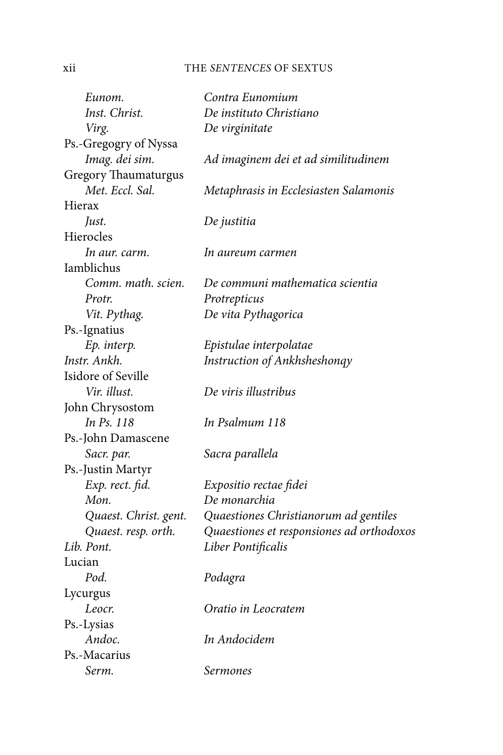| | |
|---|---|
| *Eunom.* | *Contra Eunomium* |
| *Inst. Christ.* | *De instituto Christiano* |
| *Virg.* | *De virginitate* |
| Ps.-Gregogry of Nyssa | |
| *Imag. dei sim.* | *Ad imaginem dei et ad similitudinem* |
| Gregory Thaumaturgus | |
| *Met. Eccl. Sal.* | *Metaphrasis in Ecclesiasten Salamonis* |
| Hierax | |
| *Just.* | *De justitia* |
| Hierocles | |
| *In aur. carm.* | *In aureum carmen* |
| Iamblichus | |
| *Comm. math. scien.* | *De communi mathematica scientia* |
| *Protr.* | *Protrepticus* |
| *Vit. Pythag.* | *De vita Pythagorica* |
| Ps.-Ignatius | |
| *Ep. interp.* | *Epistulae interpolatae* |
| *Instr. Ankh.* | *Instruction of Ankhsheshonqy* |
| Isidore of Seville | |
| *Vir. illust.* | *De viris illustribus* |
| John Chrysostom | |
| *In Ps. 118* | *In Psalmum 118* |
| Ps.-John Damascene | |
| *Sacr. par.* | *Sacra parallela* |
| Ps.-Justin Martyr | |
| *Exp. rect. fid.* | *Expositio rectae fidei* |
| *Mon.* | *De monarchia* |
| *Quaest. Christ. gent.* | *Quaestiones Christianorum ad gentiles* |
| *Quaest. resp. orth.* | *Quaestiones et responsiones ad orthodoxos* |
| *Lib. Pont.* | *Liber Pontificalis* |
| Lucian | |
| *Pod.* | *Podagra* |
| Lycurgus | |
| *Leocr.* | *Oratio in Leocratem* |
| Ps.-Lysias | |
| *Andoc.* | *In Andocidem* |
| Ps.-Macarius | |
| *Serm.* | *Sermones* |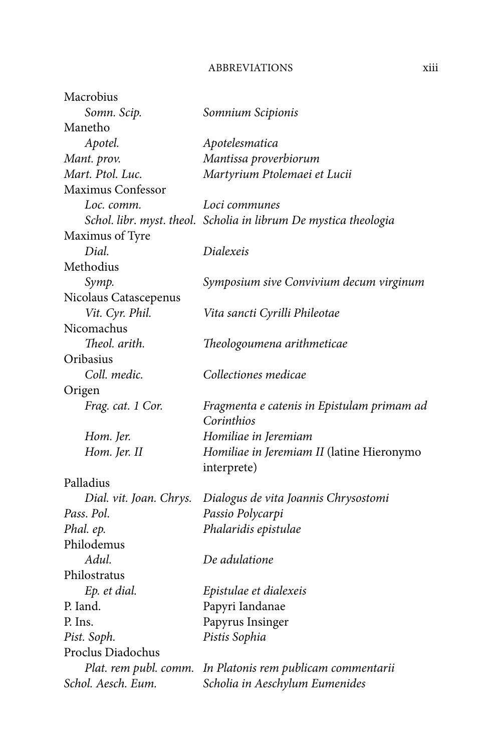Macrobius

*Somn. Scip.* — *Somnium Scipionis*

Manetho

*Apotel.* — *Apotelesmatica*

*Mant. prov.* — *Mantissa proverbiorum*

*Mart. Ptol. Luc.* — *Martyrium Ptolemaei et Lucii*

Maximus Confessor

*Loc. comm.* — *Loci communes*

*Schol. libr. myst. theol.* — *Scholia in librum De mystica theologia*

Maximus of Tyre

*Dial.* — *Dialexeis*

Methodius

*Symp.* — *Symposium sive Convivium decum virginum*

Nicolaus Catascepenus

*Vit. Cyr. Phil.* — *Vita sancti Cyrilli Phileotae*

Nicomachus

*Theol. arith.* — *Theologoumena arithmeticae*

Oribasius

*Coll. medic.* — *Collectiones medicae*

Origen

*Frag. cat. 1 Cor.* — *Fragmenta e catenis in Epistulam primam ad Corinthios*

*Hom. Jer.* — *Homiliae in Jeremiam*

*Hom. Jer. II* — *Homiliae in Jeremiam II* (latine Hieronymo interprete)

Palladius

*Dial. vit. Joan. Chrys.* — *Dialogus de vita Joannis Chrysostomi*

*Pass. Pol.* — *Passio Polycarpi*

*Phal. ep.* — *Phalaridis epistulae*

Philodemus

*Adul.* — *De adulatione*

Philostratus

*Ep. et dial.* — *Epistulae et dialexeis*

P. Iand. — Papyri Iandanae

P. Ins. — Papyrus Insinger

*Pist. Soph.* — *Pistis Sophia*

Proclus Diadochus

*Plat. rem publ. comm.* — *In Platonis rem publicam commentarii*

*Schol. Aesch. Eum.* — *Scholia in Aeschylum Eumenides*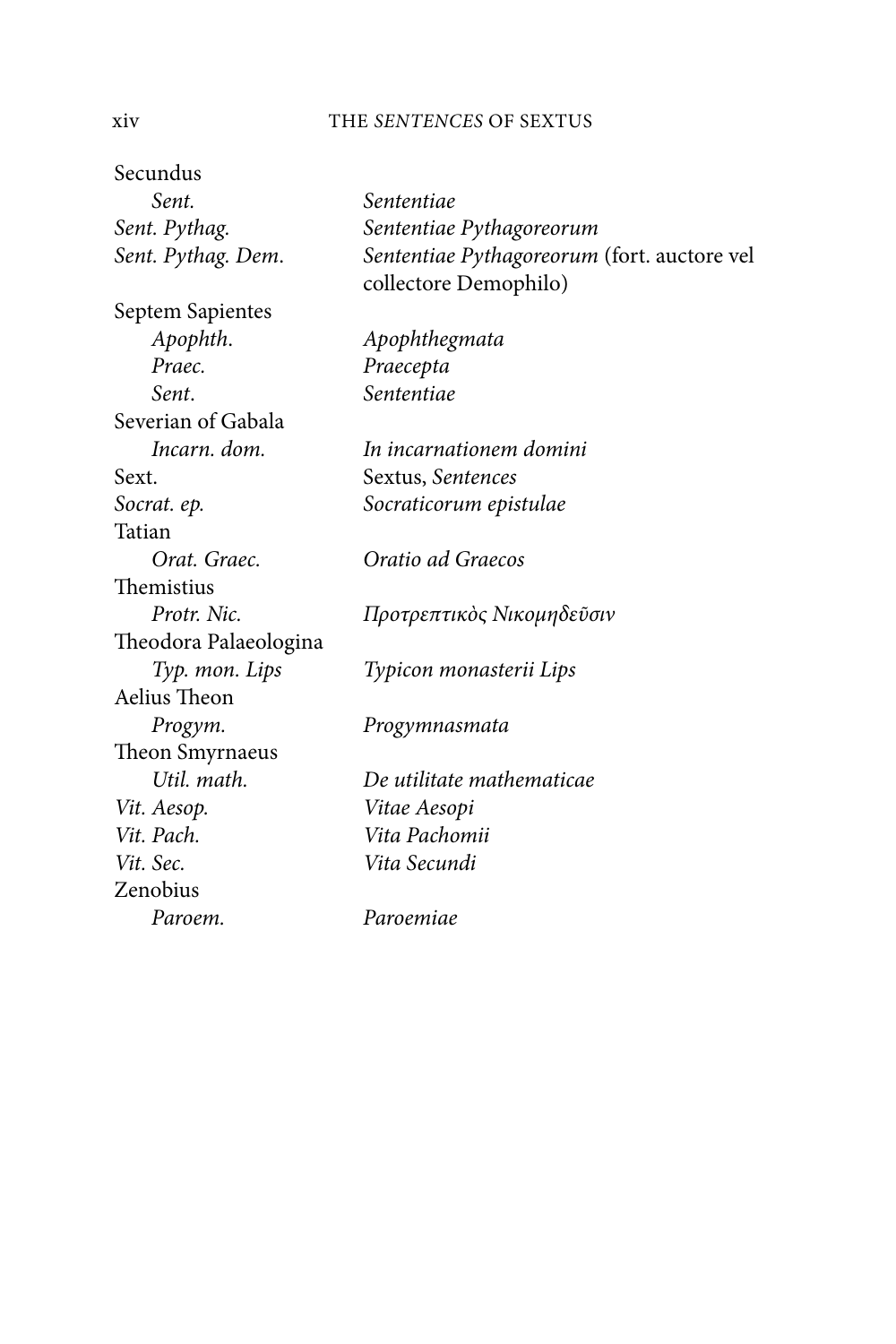Secundus

| | |
|---|---|
| *Sent.* | *Sententiae* |
| *Sent. Pythag.* | *Sententiae Pythagoreorum* |
| *Sent. Pythag. Dem.* | *Sententiae Pythagoreorum* (fort. auctore vel collectore Demophilo) |

Septem Sapientes

| | |
|---|---|
| *Apophth.* | *Apophthegmata* |
| *Praec.* | *Praecepta* |
| *Sent.* | *Sententiae* |

Severian of Gabala

| | |
|---|---|
| *Incarn. dom.* | *In incarnationem domini* |
| Sext. | Sextus, *Sentences* |
| *Socrat. ep.* | *Socraticorum epistulae* |

Tatian

| | |
|---|---|
| *Orat. Graec.* | *Oratio ad Graecos* |

Themistius

| | |
|---|---|
| *Protr. Nic.* | *Προτρεπτικὸς Νικομηδεῦσιν* |

Theodora Palaeologina

| | |
|---|---|
| *Typ. mon. Lips* | *Typicon monasterii Lips* |

Aelius Theon

| | |
|---|---|
| *Progym.* | *Progymnasmata* |

Theon Smyrnaeus

| | |
|---|---|
| *Util. math.* | *De utilitate mathematicae* |
| *Vit. Aesop.* | *Vitae Aesopi* |
| *Vit. Pach.* | *Vita Pachomii* |
| *Vit. Sec.* | *Vita Secundi* |

Zenobius

| | |
|---|---|
| *Paroem.* | *Paroemiae* |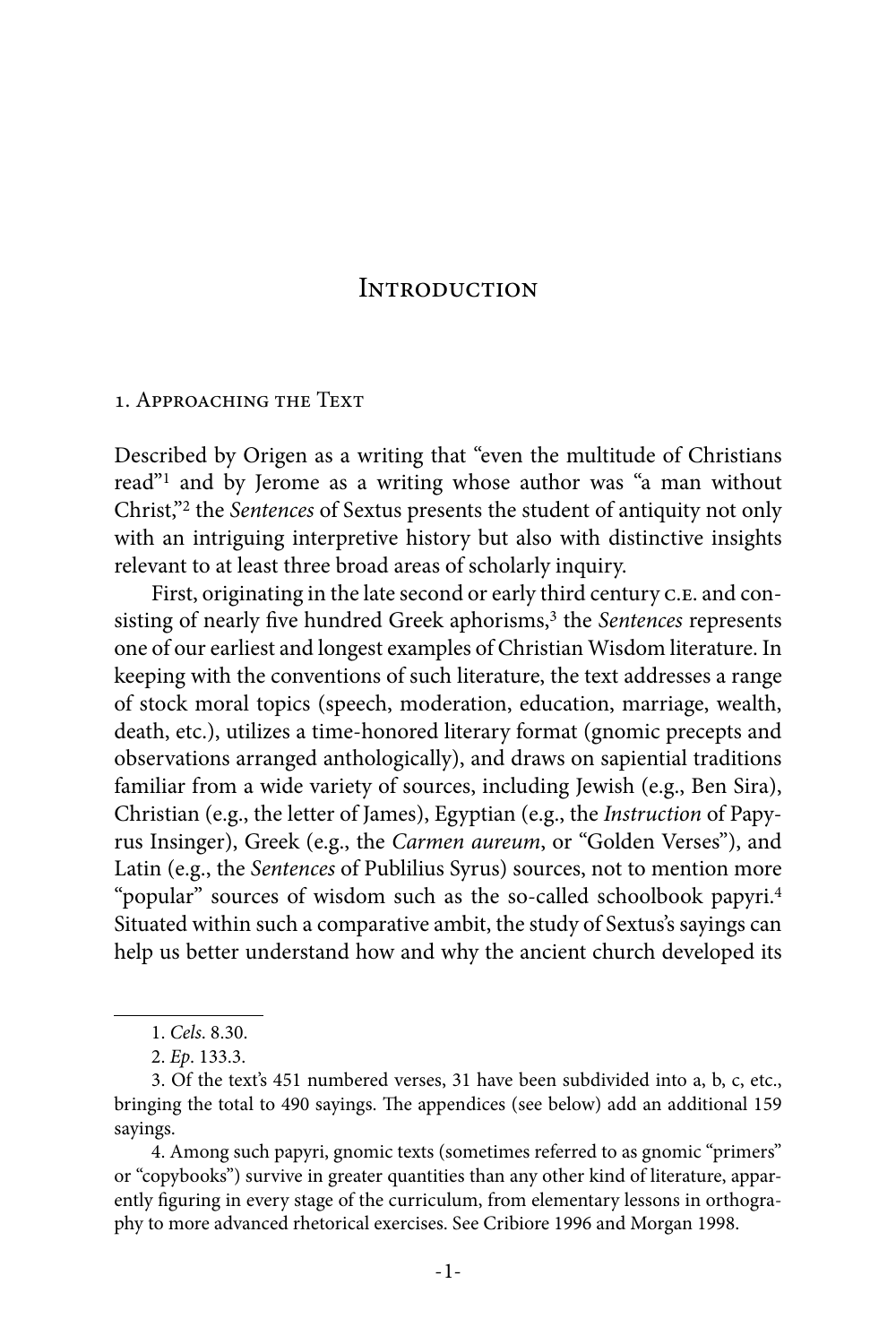# Introduction

## 1. Approaching the Text

Described by Origen as a writing that "even the multitude of Christians read"[1] and by Jerome as a writing whose author was "a man without Christ,"[2] the *Sentences* of Sextus presents the student of antiquity not only with an intriguing interpretive history but also with distinctive insights relevant to at least three broad areas of scholarly inquiry.

First, originating in the late second or early third century C.E. and consisting of nearly five hundred Greek aphorisms,[3] the *Sentences* represents one of our earliest and longest examples of Christian Wisdom literature. In keeping with the conventions of such literature, the text addresses a range of stock moral topics (speech, moderation, education, marriage, wealth, death, etc.), utilizes a time-honored literary format (gnomic precepts and observations arranged anthologically), and draws on sapiential traditions familiar from a wide variety of sources, including Jewish (e.g., Ben Sira), Christian (e.g., the letter of James), Egyptian (e.g., the *Instruction* of Papyrus Insinger), Greek (e.g., the *Carmen aureum*, or "Golden Verses"), and Latin (e.g., the *Sentences* of Publilius Syrus) sources, not to mention more "popular" sources of wisdom such as the so-called schoolbook papyri.[4] Situated within such a comparative ambit, the study of Sextus's sayings can help us better understand how and why the ancient church developed its

---

1. *Cels*. 8.30.

2. *Ep*. 133.3.

3. Of the text's 451 numbered verses, 31 have been subdivided into a, b, c, etc., bringing the total to 490 sayings. The appendices (see below) add an additional 159 sayings.

4. Among such papyri, gnomic texts (sometimes referred to as gnomic "primers" or "copybooks") survive in greater quantities than any other kind of literature, apparently figuring in every stage of the curriculum, from elementary lessons in orthography to more advanced rhetorical exercises. See Cribiore 1996 and Morgan 1998.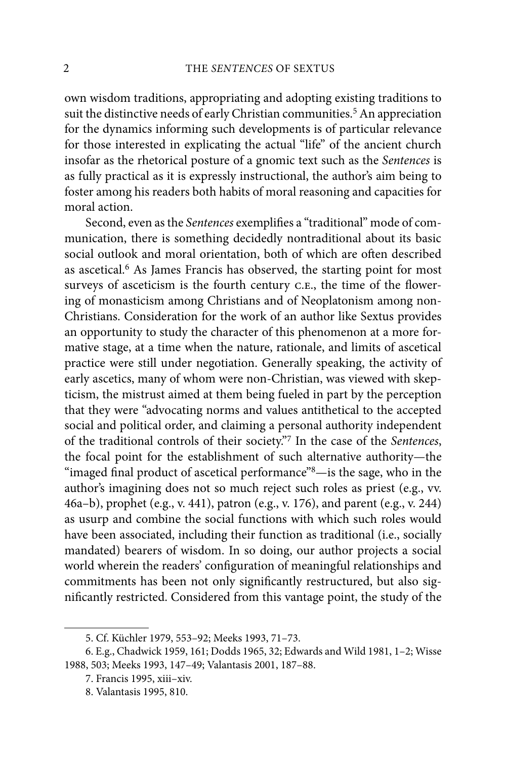own wisdom traditions, appropriating and adopting existing traditions to suit the distinctive needs of early Christian communities.[5] An appreciation for the dynamics informing such developments is of particular relevance for those interested in explicating the actual "life" of the ancient church insofar as the rhetorical posture of a gnomic text such as the *Sentences* is as fully practical as it is expressly instructional, the author's aim being to foster among his readers both habits of moral reasoning and capacities for moral action.

Second, even as the *Sentences* exemplifies a "traditional" mode of communication, there is something decidedly nontraditional about its basic social outlook and moral orientation, both of which are often described as ascetical.[6] As James Francis has observed, the starting point for most surveys of asceticism is the fourth century C.E., the time of the flowering of monasticism among Christians and of Neoplatonism among non-Christians. Consideration for the work of an author like Sextus provides an opportunity to study the character of this phenomenon at a more formative stage, at a time when the nature, rationale, and limits of ascetical practice were still under negotiation. Generally speaking, the activity of early ascetics, many of whom were non-Christian, was viewed with skepticism, the mistrust aimed at them being fueled in part by the perception that they were "advocating norms and values antithetical to the accepted social and political order, and claiming a personal authority independent of the traditional controls of their society."[7] In the case of the *Sentences*, the focal point for the establishment of such alternative authority—the "imaged final product of ascetical performance"[8]—is the sage, who in the author's imagining does not so much reject such roles as priest (e.g., vv. 46a–b), prophet (e.g., v. 441), patron (e.g., v. 176), and parent (e.g., v. 244) as usurp and combine the social functions with which such roles would have been associated, including their function as traditional (i.e., socially mandated) bearers of wisdom. In so doing, our author projects a social world wherein the readers' configuration of meaningful relationships and commitments has been not only significantly restructured, but also significantly restricted. Considered from this vantage point, the study of the

---

5. Cf. Küchler 1979, 553–92; Meeks 1993, 71–73.

6. E.g., Chadwick 1959, 161; Dodds 1965, 32; Edwards and Wild 1981, 1–2; Wisse 1988, 503; Meeks 1993, 147–49; Valantasis 2001, 187–88.

7. Francis 1995, xiii–xiv.

8. Valantasis 1995, 810.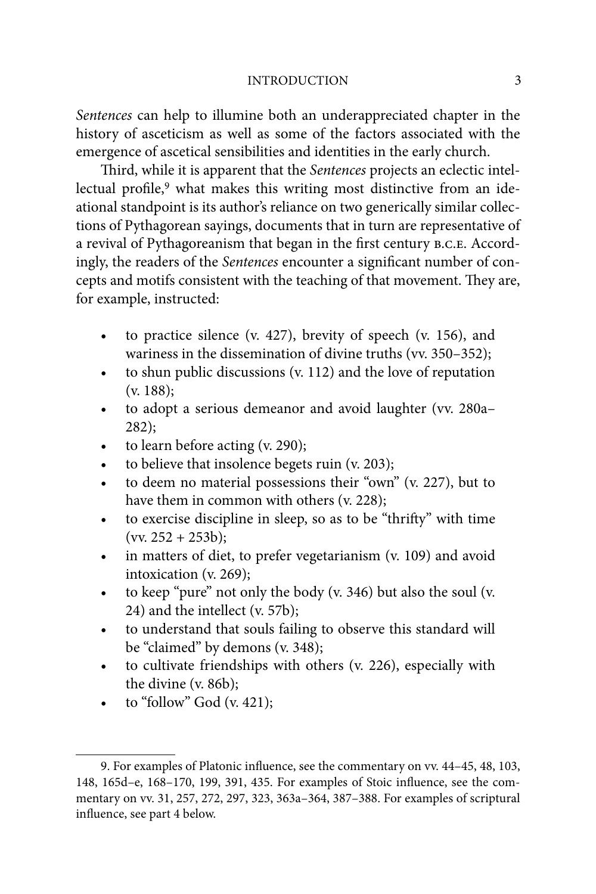*Sentences* can help to illumine both an underappreciated chapter in the history of asceticism as well as some of the factors associated with the emergence of ascetical sensibilities and identities in the early church.

Third, while it is apparent that the *Sentences* projects an eclectic intellectual profile,[9] what makes this writing most distinctive from an ideational standpoint is its author's reliance on two generically similar collections of Pythagorean sayings, documents that in turn are representative of a revival of Pythagoreanism that began in the first century B.C.E. Accordingly, the readers of the *Sentences* encounter a significant number of concepts and motifs consistent with the teaching of that movement. They are, for example, instructed:

- to practice silence (v. 427), brevity of speech (v. 156), and wariness in the dissemination of divine truths (vv. 350–352);
- to shun public discussions (v. 112) and the love of reputation (v. 188);
- to adopt a serious demeanor and avoid laughter (vv. 280a–282);
- to learn before acting (v. 290);
- to believe that insolence begets ruin (v. 203);
- to deem no material possessions their "own" (v. 227), but to have them in common with others (v. 228);
- to exercise discipline in sleep, so as to be "thrifty" with time (vv. 252 + 253b);
- in matters of diet, to prefer vegetarianism (v. 109) and avoid intoxication (v. 269);
- to keep "pure" not only the body (v. 346) but also the soul (v. 24) and the intellect (v. 57b);
- to understand that souls failing to observe this standard will be "claimed" by demons (v. 348);
- to cultivate friendships with others (v. 226), especially with the divine (v. 86b);
- to "follow" God (v. 421);

9. For examples of Platonic influence, see the commentary on vv. 44–45, 48, 103, 148, 165d–e, 168–170, 199, 391, 435. For examples of Stoic influence, see the commentary on vv. 31, 257, 272, 297, 323, 363a–364, 387–388. For examples of scriptural influence, see part 4 below.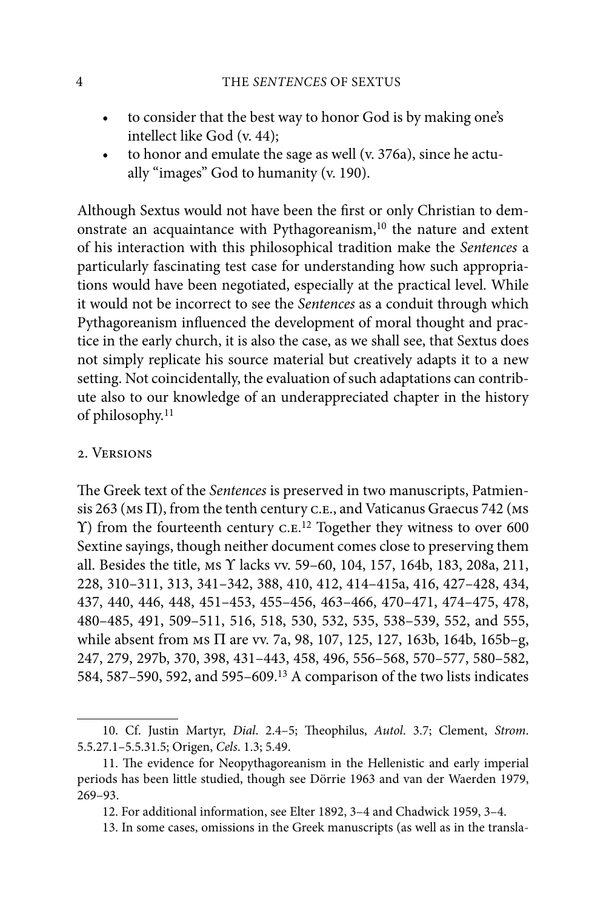- to consider that the best way to honor God is by making one's intellect like God (v. 44);
- to honor and emulate the sage as well (v. 376a), since he actually "images" God to humanity (v. 190).

Although Sextus would not have been the first or only Christian to demonstrate an acquaintance with Pythagoreanism,[10] the nature and extent of his interaction with this philosophical tradition make the *Sentences* a particularly fascinating test case for understanding how such appropriations would have been negotiated, especially at the practical level. While it would not be incorrect to see the *Sentences* as a conduit through which Pythagoreanism influenced the development of moral thought and practice in the early church, it is also the case, as we shall see, that Sextus does not simply replicate his source material but creatively adapts it to a new setting. Not coincidentally, the evaluation of such adaptations can contribute also to our knowledge of an underappreciated chapter in the history of philosophy.[11]

## 2. Versions

The Greek text of the *Sentences* is preserved in two manuscripts, Patmiensis 263 (MS Π), from the tenth century C.E., and Vaticanus Graecus 742 (MS Υ) from the fourteenth century C.E.[12] Together they witness to over 600 Sextine sayings, though neither document comes close to preserving them all. Besides the title, MS Υ lacks vv. 59–60, 104, 157, 164b, 183, 208a, 211, 228, 310–311, 313, 341–342, 388, 410, 412, 414–415a, 416, 427–428, 434, 437, 440, 446, 448, 451–453, 455–456, 463–466, 470–471, 474–475, 478, 480–485, 491, 509–511, 516, 518, 530, 532, 535, 538–539, 552, and 555, while absent from MS Π are vv. 7a, 98, 107, 125, 127, 163b, 164b, 165b–g, 247, 279, 297b, 370, 398, 431–443, 458, 496, 556–568, 570–577, 580–582, 584, 587–590, 592, and 595–609.[13] A comparison of the two lists indicates

---

10. Cf. Justin Martyr, *Dial.* 2.4–5; Theophilus, *Autol.* 3.7; Clement, *Strom.* 5.5.27.1–5.5.31.5; Origen, *Cels.* 1.3; 5.49.

11. The evidence for Neopythagoreanism in the Hellenistic and early imperial periods has been little studied, though see Dörrie 1963 and van der Waerden 1979, 269–93.

12. For additional information, see Elter 1892, 3–4 and Chadwick 1959, 3–4.

13. In some cases, omissions in the Greek manuscripts (as well as in the transla-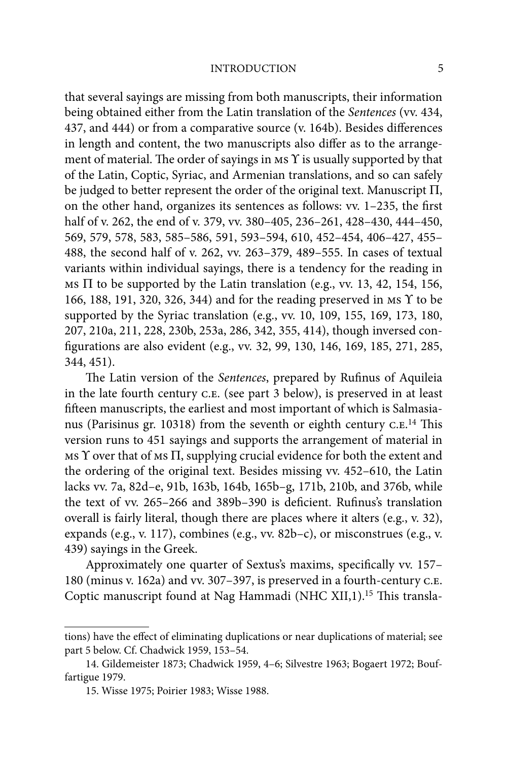that several sayings are missing from both manuscripts, their information being obtained either from the Latin translation of the *Sentences* (vv. 434, 437, and 444) or from a comparative source (v. 164b). Besides differences in length and content, the two manuscripts also differ as to the arrangement of material. The order of sayings in MS Υ is usually supported by that of the Latin, Coptic, Syriac, and Armenian translations, and so can safely be judged to better represent the order of the original text. Manuscript Π, on the other hand, organizes its sentences as follows: vv. 1–235, the first half of v. 262, the end of v. 379, vv. 380–405, 236–261, 428–430, 444–450, 569, 579, 578, 583, 585–586, 591, 593–594, 610, 452–454, 406–427, 455–488, the second half of v. 262, vv. 263–379, 489–555. In cases of textual variants within individual sayings, there is a tendency for the reading in MS Π to be supported by the Latin translation (e.g., vv. 13, 42, 154, 156, 166, 188, 191, 320, 326, 344) and for the reading preserved in MS Υ to be supported by the Syriac translation (e.g., vv. 10, 109, 155, 169, 173, 180, 207, 210a, 211, 228, 230b, 253a, 286, 342, 355, 414), though inversed configurations are also evident (e.g., vv. 32, 99, 130, 146, 169, 185, 271, 285, 344, 451).

The Latin version of the *Sentences*, prepared by Rufinus of Aquileia in the late fourth century C.E. (see part 3 below), is preserved in at least fifteen manuscripts, the earliest and most important of which is Salmasianus (Parisinus gr. 10318) from the seventh or eighth century C.E.[14] This version runs to 451 sayings and supports the arrangement of material in MS Υ over that of MS Π, supplying crucial evidence for both the extent and the ordering of the original text. Besides missing vv. 452–610, the Latin lacks vv. 7a, 82d–e, 91b, 163b, 164b, 165b–g, 171b, 210b, and 376b, while the text of vv. 265–266 and 389b–390 is deficient. Rufinus's translation overall is fairly literal, though there are places where it alters (e.g., v. 32), expands (e.g., v. 117), combines (e.g., vv. 82b–c), or misconstrues (e.g., v. 439) sayings in the Greek.

Approximately one quarter of Sextus's maxims, specifically vv. 157–180 (minus v. 162a) and vv. 307–397, is preserved in a fourth-century C.E. Coptic manuscript found at Nag Hammadi (NHC XII,1).[15] This transla-

---

tions) have the effect of eliminating duplications or near duplications of material; see part 5 below. Cf. Chadwick 1959, 153–54.

14. Gildemeister 1873; Chadwick 1959, 4–6; Silvestre 1963; Bogaert 1972; Bouffartigue 1979.

15. Wisse 1975; Poirier 1983; Wisse 1988.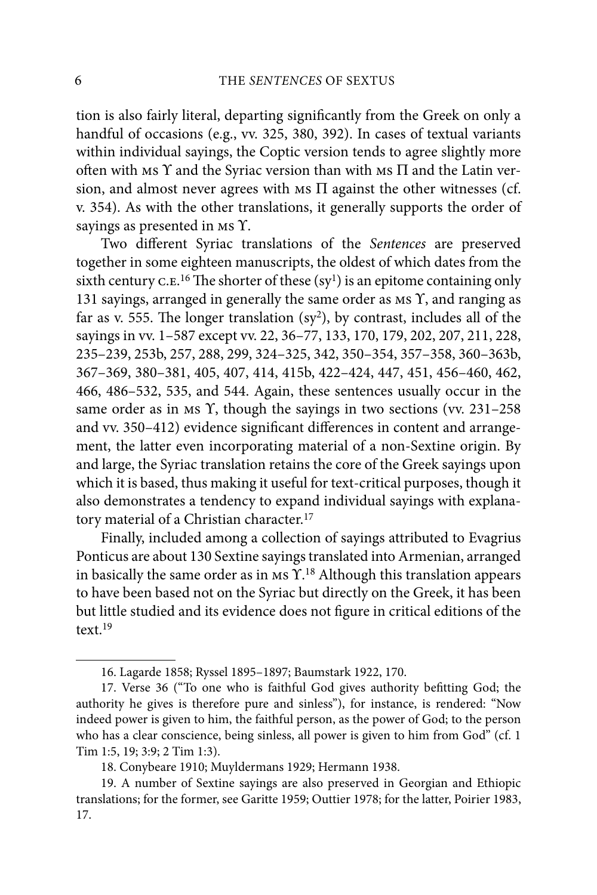tion is also fairly literal, departing significantly from the Greek on only a handful of occasions (e.g., vv. 325, 380, 392). In cases of textual variants within individual sayings, the Coptic version tends to agree slightly more often with MS Υ and the Syriac version than with MS Π and the Latin version, and almost never agrees with MS Π against the other witnesses (cf. v. 354). As with the other translations, it generally supports the order of sayings as presented in MS Υ.

Two different Syriac translations of the *Sentences* are preserved together in some eighteen manuscripts, the oldest of which dates from the sixth century C.E.[16] The shorter of these (sy[1]) is an epitome containing only 131 sayings, arranged in generally the same order as MS Υ, and ranging as far as v. 555. The longer translation (sy[2]), by contrast, includes all of the sayings in vv. 1–587 except vv. 22, 36–77, 133, 170, 179, 202, 207, 211, 228, 235–239, 253b, 257, 288, 299, 324–325, 342, 350–354, 357–358, 360–363b, 367–369, 380–381, 405, 407, 414, 415b, 422–424, 447, 451, 456–460, 462, 466, 486–532, 535, and 544. Again, these sentences usually occur in the same order as in MS Υ, though the sayings in two sections (vv. 231–258 and vv. 350–412) evidence significant differences in content and arrangement, the latter even incorporating material of a non-Sextine origin. By and large, the Syriac translation retains the core of the Greek sayings upon which it is based, thus making it useful for text-critical purposes, though it also demonstrates a tendency to expand individual sayings with explanatory material of a Christian character.[17]

Finally, included among a collection of sayings attributed to Evagrius Ponticus are about 130 Sextine sayings translated into Armenian, arranged in basically the same order as in MS Υ.[18] Although this translation appears to have been based not on the Syriac but directly on the Greek, it has been but little studied and its evidence does not figure in critical editions of the text.[19]

---

16. Lagarde 1858; Ryssel 1895–1897; Baumstark 1922, 170.

17. Verse 36 ("To one who is faithful God gives authority befitting God; the authority he gives is therefore pure and sinless"), for instance, is rendered: "Now indeed power is given to him, the faithful person, as the power of God; to the person who has a clear conscience, being sinless, all power is given to him from God" (cf. 1 Tim 1:5, 19; 3:9; 2 Tim 1:3).

18. Conybeare 1910; Muyldermans 1929; Hermann 1938.

19. A number of Sextine sayings are also preserved in Georgian and Ethiopic translations; for the former, see Garitte 1959; Outtier 1978; for the latter, Poirier 1983, 17.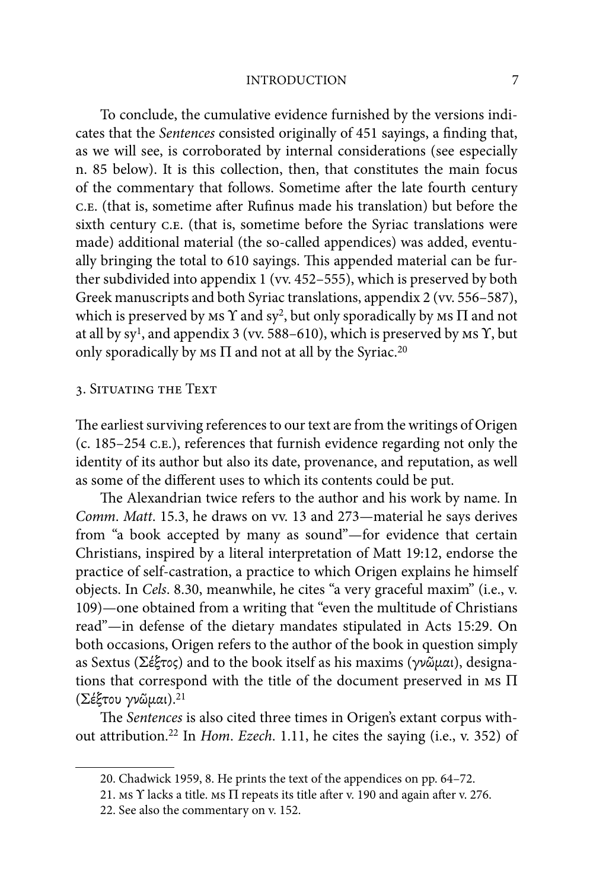To conclude, the cumulative evidence furnished by the versions indicates that the *Sentences* consisted originally of 451 sayings, a finding that, as we will see, is corroborated by internal considerations (see especially n. 85 below). It is this collection, then, that constitutes the main focus of the commentary that follows. Sometime after the late fourth century C.E. (that is, sometime after Rufinus made his translation) but before the sixth century C.E. (that is, sometime before the Syriac translations were made) additional material (the so-called appendices) was added, eventually bringing the total to 610 sayings. This appended material can be further subdivided into appendix 1 (vv. 452–555), which is preserved by both Greek manuscripts and both Syriac translations, appendix 2 (vv. 556–587), which is preserved by MS Υ and sy², but only sporadically by MS Π and not at all by sy¹, and appendix 3 (vv. 588–610), which is preserved by MS Υ, but only sporadically by MS Π and not at all by the Syriac.[20]

## 3. Situating the Text

The earliest surviving references to our text are from the writings of Origen (c. 185–254 C.E.), references that furnish evidence regarding not only the identity of its author but also its date, provenance, and reputation, as well as some of the different uses to which its contents could be put.

The Alexandrian twice refers to the author and his work by name. In *Comm. Matt.* 15.3, he draws on vv. 13 and 273—material he says derives from "a book accepted by many as sound"—for evidence that certain Christians, inspired by a literal interpretation of Matt 19:12, endorse the practice of self-castration, a practice to which Origen explains he himself objects. In *Cels.* 8.30, meanwhile, he cites "a very graceful maxim" (i.e., v. 109)—one obtained from a writing that "even the multitude of Christians read"—in defense of the dietary mandates stipulated in Acts 15:29. On both occasions, Origen refers to the author of the book in question simply as Sextus (Σέξτος) and to the book itself as his maxims (γνῶμαι), designations that correspond with the title of the document preserved in MS Π (Σέξτου γνῶμαι).[21]

The *Sentences* is also cited three times in Origen's extant corpus without attribution.[22] In *Hom. Ezech.* 1.11, he cites the saying (i.e., v. 352) of

---

20. Chadwick 1959, 8. He prints the text of the appendices on pp. 64–72.

21. MS Υ lacks a title. MS Π repeats its title after v. 190 and again after v. 276.

22. See also the commentary on v. 152.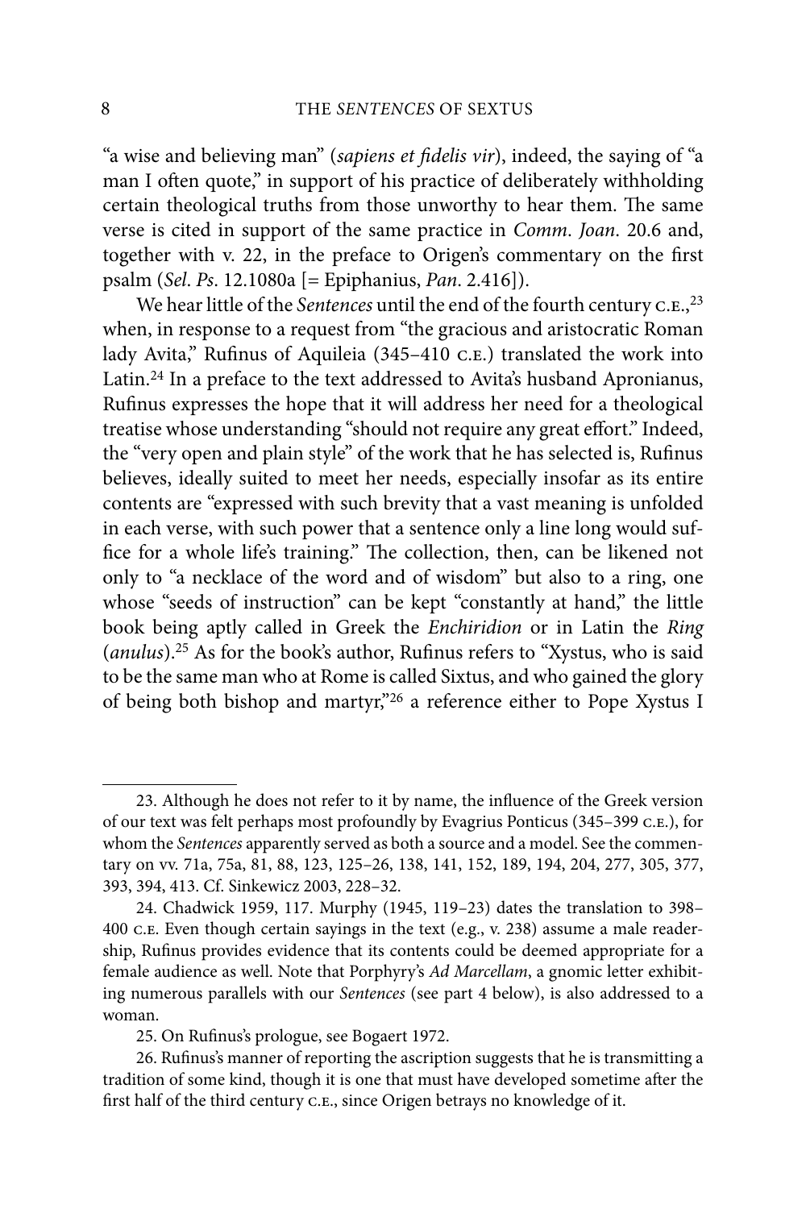"a wise and believing man" (*sapiens et fidelis vir*), indeed, the saying of "a man I often quote," in support of his practice of deliberately withholding certain theological truths from those unworthy to hear them. The same verse is cited in support of the same practice in *Comm. Joan*. 20.6 and, together with v. 22, in the preface to Origen's commentary on the first psalm (*Sel. Ps*. 12.1080a [= Epiphanius, *Pan*. 2.416]).

We hear little of the *Sentences* until the end of the fourth century C.E.,[23] when, in response to a request from "the gracious and aristocratic Roman lady Avita," Rufinus of Aquileia (345–410 C.E.) translated the work into Latin.[24] In a preface to the text addressed to Avita's husband Apronianus, Rufinus expresses the hope that it will address her need for a theological treatise whose understanding "should not require any great effort." Indeed, the "very open and plain style" of the work that he has selected is, Rufinus believes, ideally suited to meet her needs, especially insofar as its entire contents are "expressed with such brevity that a vast meaning is unfolded in each verse, with such power that a sentence only a line long would suffice for a whole life's training." The collection, then, can be likened not only to "a necklace of the word and of wisdom" but also to a ring, one whose "seeds of instruction" can be kept "constantly at hand," the little book being aptly called in Greek the *Enchiridion* or in Latin the *Ring* (*anulus*).[25] As for the book's author, Rufinus refers to "Xystus, who is said to be the same man who at Rome is called Sixtus, and who gained the glory of being both bishop and martyr,"[26] a reference either to Pope Xystus I

---

23. Although he does not refer to it by name, the influence of the Greek version of our text was felt perhaps most profoundly by Evagrius Ponticus (345–399 C.E.), for whom the *Sentences* apparently served as both a source and a model. See the commentary on vv. 71a, 75a, 81, 88, 123, 125–26, 138, 141, 152, 189, 194, 204, 277, 305, 377, 393, 394, 413. Cf. Sinkewicz 2003, 228–32.

24. Chadwick 1959, 117. Murphy (1945, 119–23) dates the translation to 398–400 C.E. Even though certain sayings in the text (e.g., v. 238) assume a male readership, Rufinus provides evidence that its contents could be deemed appropriate for a female audience as well. Note that Porphyry's *Ad Marcellam*, a gnomic letter exhibiting numerous parallels with our *Sentences* (see part 4 below), is also addressed to a woman.

25. On Rufinus's prologue, see Bogaert 1972.

26. Rufinus's manner of reporting the ascription suggests that he is transmitting a tradition of some kind, though it is one that must have developed sometime after the first half of the third century C.E., since Origen betrays no knowledge of it.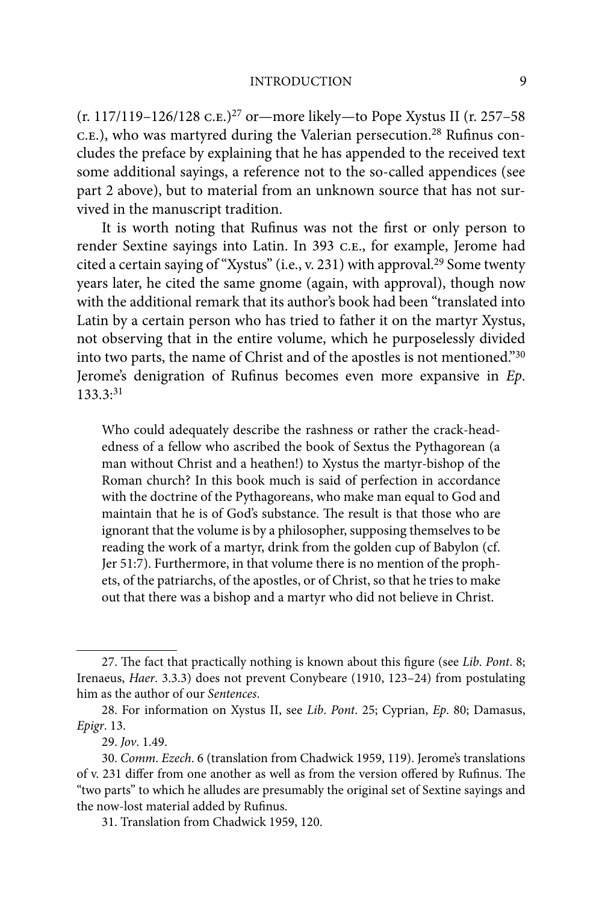(r. 117/119–126/128 C.E.)[27] or—more likely—to Pope Xystus II (r. 257–58 C.E.), who was martyred during the Valerian persecution.[28] Rufinus concludes the preface by explaining that he has appended to the received text some additional sayings, a reference not to the so-called appendices (see part 2 above), but to material from an unknown source that has not survived in the manuscript tradition.

It is worth noting that Rufinus was not the first or only person to render Sextine sayings into Latin. In 393 C.E., for example, Jerome had cited a certain saying of "Xystus" (i.e., v. 231) with approval.[29] Some twenty years later, he cited the same gnome (again, with approval), though now with the additional remark that its author's book had been "translated into Latin by a certain person who has tried to father it on the martyr Xystus, not observing that in the entire volume, which he purposelessly divided into two parts, the name of Christ and of the apostles is not mentioned."[30] Jerome's denigration of Rufinus becomes even more expansive in *Ep*. 133.3:[31]

> Who could adequately describe the rashness or rather the crack-headedness of a fellow who ascribed the book of Sextus the Pythagorean (a man without Christ and a heathen!) to Xystus the martyr-bishop of the Roman church? In this book much is said of perfection in accordance with the doctrine of the Pythagoreans, who make man equal to God and maintain that he is of God's substance. The result is that those who are ignorant that the volume is by a philosopher, supposing themselves to be reading the work of a martyr, drink from the golden cup of Babylon (cf. Jer 51:7). Furthermore, in that volume there is no mention of the prophets, of the patriarchs, of the apostles, or of Christ, so that he tries to make out that there was a bishop and a martyr who did not believe in Christ.

---

27. The fact that practically nothing is known about this figure (see *Lib. Pont.* 8; Irenaeus, *Haer.* 3.3.3) does not prevent Conybeare (1910, 123–24) from postulating him as the author of our *Sentences*.

28. For information on Xystus II, see *Lib. Pont.* 25; Cyprian, *Ep.* 80; Damasus, *Epigr.* 13.

29. *Jov.* 1.49.

30. *Comm. Ezech.* 6 (translation from Chadwick 1959, 119). Jerome's translations of v. 231 differ from one another as well as from the version offered by Rufinus. The "two parts" to which he alludes are presumably the original set of Sextine sayings and the now-lost material added by Rufinus.

31. Translation from Chadwick 1959, 120.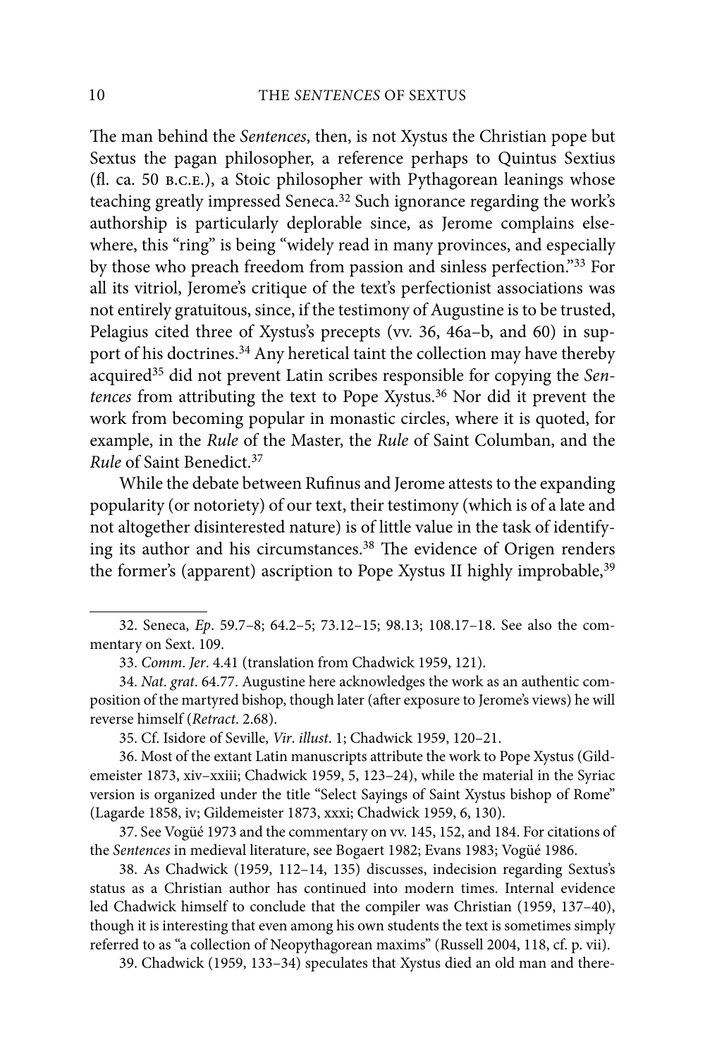The man behind the *Sentences*, then, is not Xystus the Christian pope but Sextus the pagan philosopher, a reference perhaps to Quintus Sextius (fl. ca. 50 B.C.E.), a Stoic philosopher with Pythagorean leanings whose teaching greatly impressed Seneca.[32] Such ignorance regarding the work's authorship is particularly deplorable since, as Jerome complains elsewhere, this "ring" is being "widely read in many provinces, and especially by those who preach freedom from passion and sinless perfection."[33] For all its vitriol, Jerome's critique of the text's perfectionist associations was not entirely gratuitous, since, if the testimony of Augustine is to be trusted, Pelagius cited three of Xystus's precepts (vv. 36, 46a–b, and 60) in support of his doctrines.[34] Any heretical taint the collection may have thereby acquired[35] did not prevent Latin scribes responsible for copying the *Sentences* from attributing the text to Pope Xystus.[36] Nor did it prevent the work from becoming popular in monastic circles, where it is quoted, for example, in the *Rule* of the Master, the *Rule* of Saint Columban, and the *Rule* of Saint Benedict.[37]

While the debate between Rufinus and Jerome attests to the expanding popularity (or notoriety) of our text, their testimony (which is of a late and not altogether disinterested nature) is of little value in the task of identifying its author and his circumstances.[38] The evidence of Origen renders the former's (apparent) ascription to Pope Xystus II highly improbable,[39]

---

32. Seneca, *Ep*. 59.7–8; 64.2–5; 73.12–15; 98.13; 108.17–18. See also the commentary on Sext. 109.

33. *Comm. Jer*. 4.41 (translation from Chadwick 1959, 121).

34. *Nat. grat*. 64.77. Augustine here acknowledges the work as an authentic composition of the martyred bishop, though later (after exposure to Jerome's views) he will reverse himself (*Retract*. 2.68).

35. Cf. Isidore of Seville, *Vir. illust*. 1; Chadwick 1959, 120–21.

36. Most of the extant Latin manuscripts attribute the work to Pope Xystus (Gildemeister 1873, xiv–xxiii; Chadwick 1959, 5, 123–24), while the material in the Syriac version is organized under the title "Select Sayings of Saint Xystus bishop of Rome" (Lagarde 1858, iv; Gildemeister 1873, xxxi; Chadwick 1959, 6, 130).

37. See Vogüé 1973 and the commentary on vv. 145, 152, and 184. For citations of the *Sentences* in medieval literature, see Bogaert 1982; Evans 1983; Vogüé 1986.

38. As Chadwick (1959, 112–14, 135) discusses, indecision regarding Sextus's status as a Christian author has continued into modern times. Internal evidence led Chadwick himself to conclude that the compiler was Christian (1959, 137–40), though it is interesting that even among his own students the text is sometimes simply referred to as "a collection of Neopythagorean maxims" (Russell 2004, 118, cf. p. vii).

39. Chadwick (1959, 133–34) speculates that Xystus died an old man and there-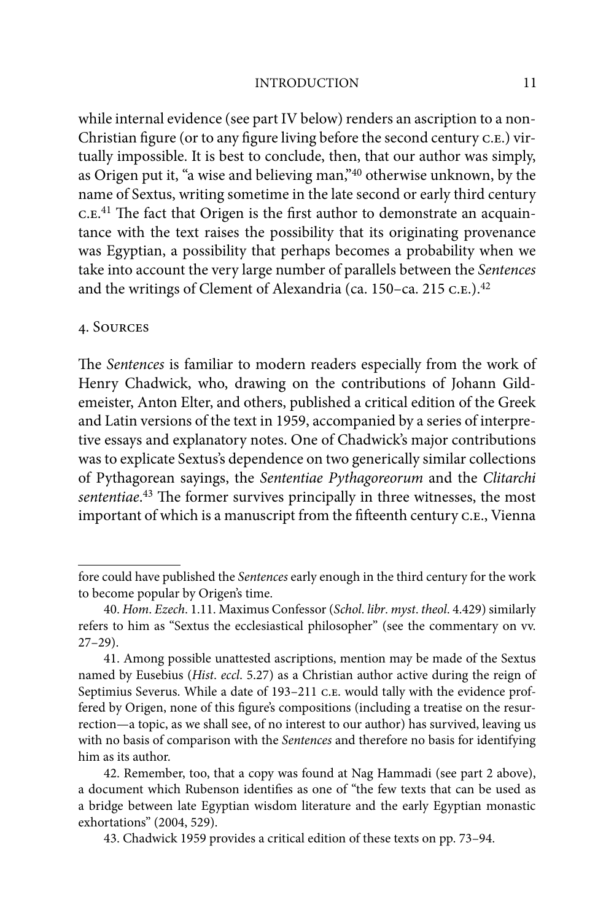while internal evidence (see part IV below) renders an ascription to a non-Christian figure (or to any figure living before the second century C.E.) virtually impossible. It is best to conclude, then, that our author was simply, as Origen put it, "a wise and believing man,"[40] otherwise unknown, by the name of Sextus, writing sometime in the late second or early third century C.E.[41] The fact that Origen is the first author to demonstrate an acquaintance with the text raises the possibility that its originating provenance was Egyptian, a possibility that perhaps becomes a probability when we take into account the very large number of parallels between the *Sentences* and the writings of Clement of Alexandria (ca. 150–ca. 215 C.E.).[42]

## 4. Sources

The *Sentences* is familiar to modern readers especially from the work of Henry Chadwick, who, drawing on the contributions of Johann Gildemeister, Anton Elter, and others, published a critical edition of the Greek and Latin versions of the text in 1959, accompanied by a series of interpretive essays and explanatory notes. One of Chadwick's major contributions was to explicate Sextus's dependence on two generically similar collections of Pythagorean sayings, the *Sententiae Pythagoreorum* and the *Clitarchi sententiae*.[43] The former survives principally in three witnesses, the most important of which is a manuscript from the fifteenth century C.E., Vienna

---

fore could have published the *Sentences* early enough in the third century for the work to become popular by Origen's time.

40. *Hom. Ezech*. 1.11. Maximus Confessor (*Schol. libr. myst. theol*. 4.429) similarly refers to him as "Sextus the ecclesiastical philosopher" (see the commentary on vv. 27–29).

41. Among possible unattested ascriptions, mention may be made of the Sextus named by Eusebius (*Hist. eccl*. 5.27) as a Christian author active during the reign of Septimius Severus. While a date of 193–211 C.E. would tally with the evidence proffered by Origen, none of this figure's compositions (including a treatise on the resurrection—a topic, as we shall see, of no interest to our author) has survived, leaving us with no basis of comparison with the *Sentences* and therefore no basis for identifying him as its author.

42. Remember, too, that a copy was found at Nag Hammadi (see part 2 above), a document which Rubenson identifies as one of "the few texts that can be used as a bridge between late Egyptian wisdom literature and the early Egyptian monastic exhortations" (2004, 529).

43. Chadwick 1959 provides a critical edition of these texts on pp. 73–94.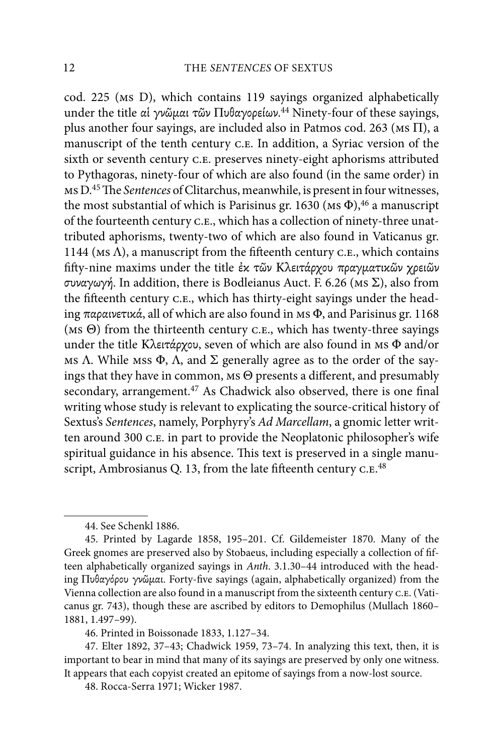cod. 225 (MS D), which contains 119 sayings organized alphabetically under the title *αἱ γνῶμαι τῶν Πυθαγορείων*.[44] Ninety-four of these sayings, plus another four sayings, are included also in Patmos cod. 263 (MS Π), a manuscript of the tenth century C.E. In addition, a Syriac version of the sixth or seventh century C.E. preserves ninety-eight aphorisms attributed to Pythagoras, ninety-four of which are also found (in the same order) in MS D.[45] The *Sentences* of Clitarchus, meanwhile, is present in four witnesses, the most substantial of which is Parisinus gr. 1630 (MS Φ),[46] a manuscript of the fourteenth century C.E., which has a collection of ninety-three unattributed aphorisms, twenty-two of which are also found in Vaticanus gr. 1144 (MS Λ), a manuscript from the fifteenth century C.E., which contains fifty-nine maxims under the title *ἐκ τῶν Κλειτάρχου πραγματικῶν χρειῶν συναγωγή*. In addition, there is Bodleianus Auct. F. 6.26 (MS Σ), also from the fifteenth century C.E., which has thirty-eight sayings under the heading *παραινετικά*, all of which are also found in MS Φ, and Parisinus gr. 1168 (MS Θ) from the thirteenth century C.E., which has twenty-three sayings under the title Κλειτάρχου, seven of which are also found in MS Φ and/or MS Λ. While MSS Φ, Λ, and Σ generally agree as to the order of the sayings that they have in common, MS Θ presents a different, and presumably secondary, arrangement.[47] As Chadwick also observed, there is one final writing whose study is relevant to explicating the source-critical history of Sextus's *Sentences*, namely, Porphyry's *Ad Marcellam*, a gnomic letter written around 300 C.E. in part to provide the Neoplatonic philosopher's wife spiritual guidance in his absence. This text is preserved in a single manuscript, Ambrosianus Q. 13, from the late fifteenth century C.E.[48]

---

44. See Schenkl 1886.

45. Printed by Lagarde 1858, 195–201. Cf. Gildemeister 1870. Many of the Greek gnomes are preserved also by Stobaeus, including especially a collection of fifteen alphabetically organized sayings in *Anth.* 3.1.30–44 introduced with the heading *Πυθαγόρου γνῶμαι*. Forty-five sayings (again, alphabetically organized) from the Vienna collection are also found in a manuscript from the sixteenth century C.E. (Vaticanus gr. 743), though these are ascribed by editors to Demophilus (Mullach 1860–1881, 1.497–99).

46. Printed in Boissonade 1833, 1.127–34.

47. Elter 1892, 37–43; Chadwick 1959, 73–74. In analyzing this text, then, it is important to bear in mind that many of its sayings are preserved by only one witness. It appears that each copyist created an epitome of sayings from a now-lost source.

48. Rocca-Serra 1971; Wicker 1987.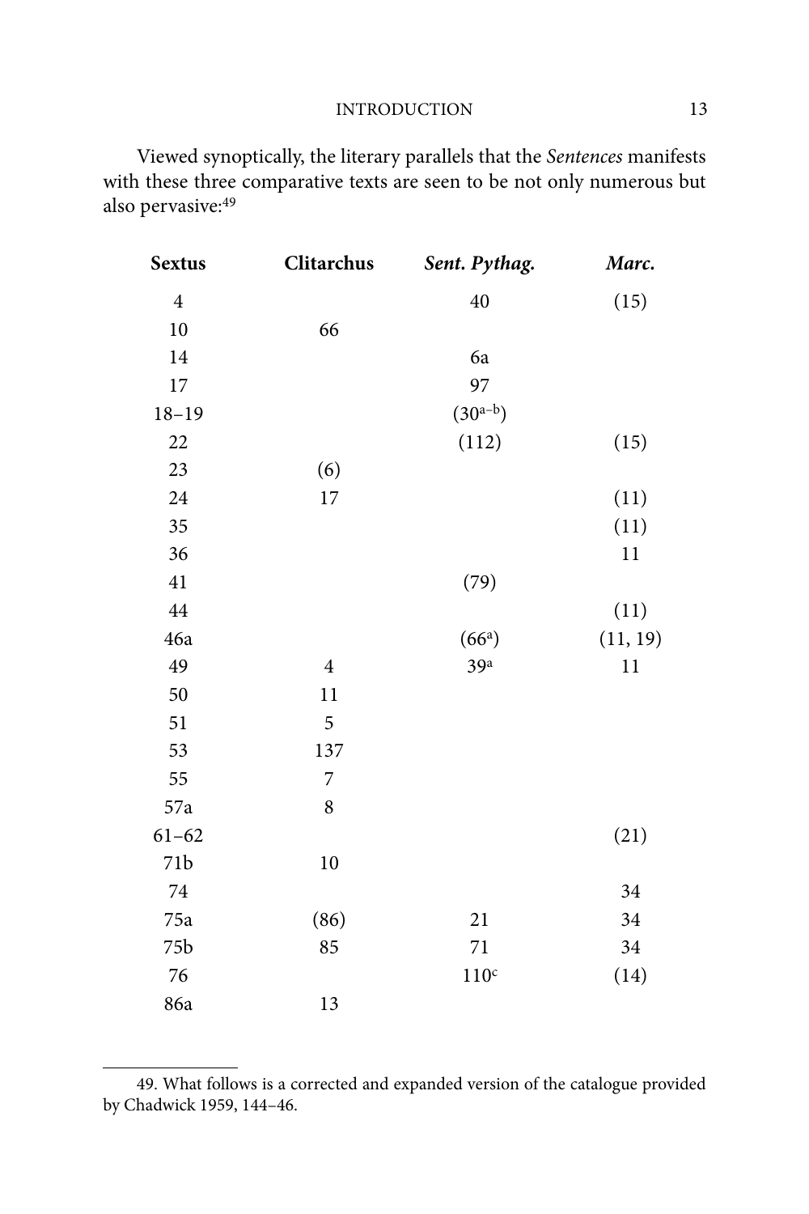Viewed synoptically, the literary parallels that the *Sentences* manifests with these three comparative texts are seen to be not only numerous but also pervasive:[49]

| **Sextus** | **Clitarchus** | ***Sent. Pythag.*** | ***Marc.*** |
|---|---|---|---|
| 4 | | 40 | (15) |
| 10 | 66 | | |
| 14 | | 6a | |
| 17 | | 97 | |
| 18–19 | | (30[a–b]) | |
| 22 | | (112) | (15) |
| 23 | (6) | | |
| 24 | 17 | | (11) |
| 35 | | | (11) |
| 36 | | | 11 |
| 41 | | (79) | |
| 44 | | | (11) |
| 46a | | (66[a]) | (11, 19) |
| 49 | 4 | 39[a] | 11 |
| 50 | 11 | | |
| 51 | 5 | | |
| 53 | 137 | | |
| 55 | 7 | | |
| 57a | 8 | | |
| 61–62 | | | (21) |
| 71b | 10 | | |
| 74 | | | 34 |
| 75a | (86) | 21 | 34 |
| 75b | 85 | 71 | 34 |
| 76 | | 110[c] | (14) |
| 86a | 13 | | |

49. What follows is a corrected and expanded version of the catalogue provided by Chadwick 1959, 144–46.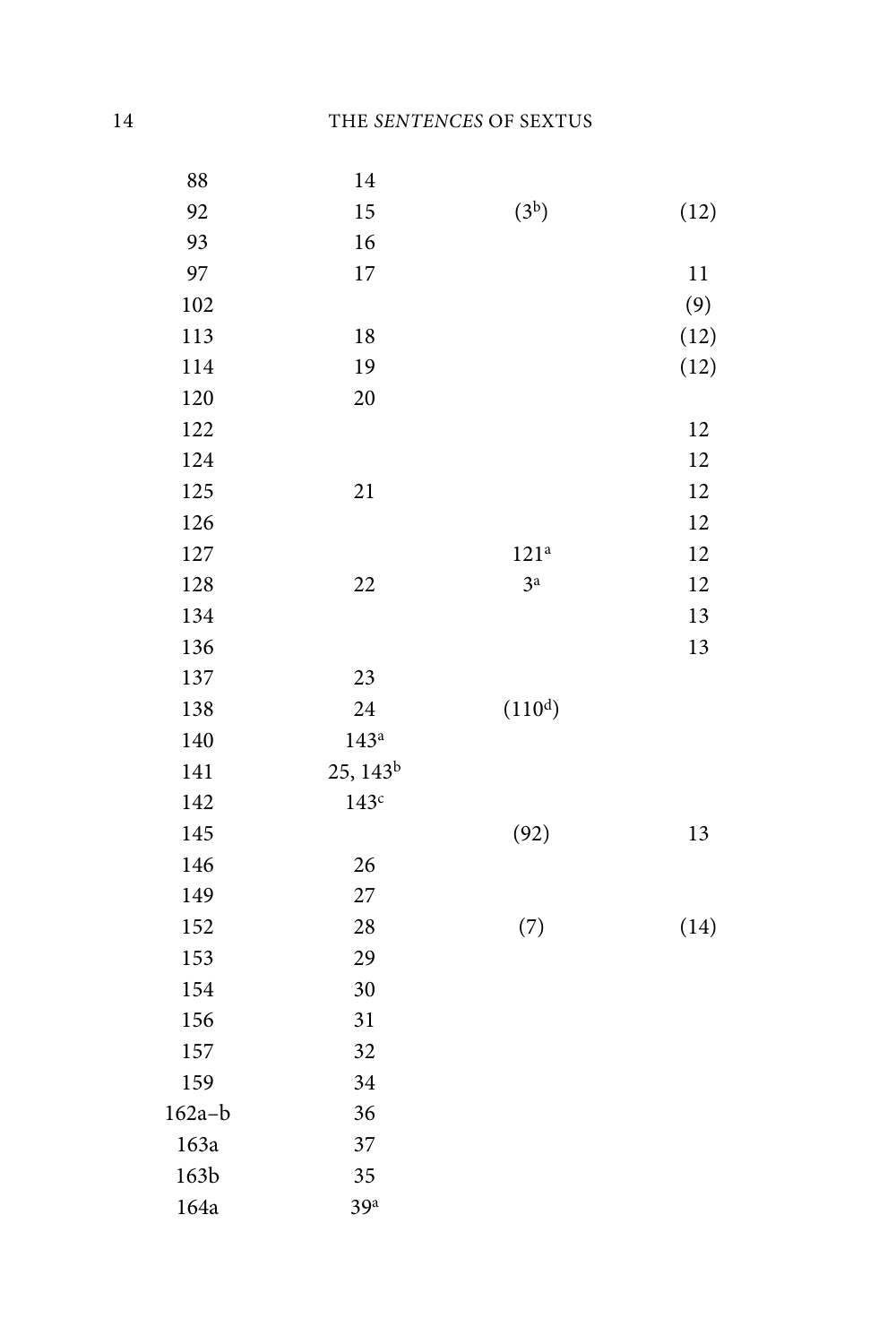| | | | |
|---|---|---|---|
| 88 | 14 | | |
| 92 | 15 | (3[b]) | (12) |
| 93 | 16 | | |
| 97 | 17 | | 11 |
| 102 | | | (9) |
| 113 | 18 | | (12) |
| 114 | 19 | | (12) |
| 120 | 20 | | |
| 122 | | | 12 |
| 124 | | | 12 |
| 125 | 21 | | 12 |
| 126 | | | 12 |
| 127 | | 121[a] | 12 |
| 128 | 22 | 3[a] | 12 |
| 134 | | | 13 |
| 136 | | | 13 |
| 137 | 23 | | |
| 138 | 24 | (110[d]) | |
| 140 | 143[a] | | |
| 141 | 25, 143[b] | | |
| 142 | 143[c] | | |
| 145 | | (92) | 13 |
| 146 | 26 | | |
| 149 | 27 | | |
| 152 | 28 | (7) | (14) |
| 153 | 29 | | |
| 154 | 30 | | |
| 156 | 31 | | |
| 157 | 32 | | |
| 159 | 34 | | |
| 162a–b | 36 | | |
| 163a | 37 | | |
| 163b | 35 | | |
| 164a | 39[a] | | |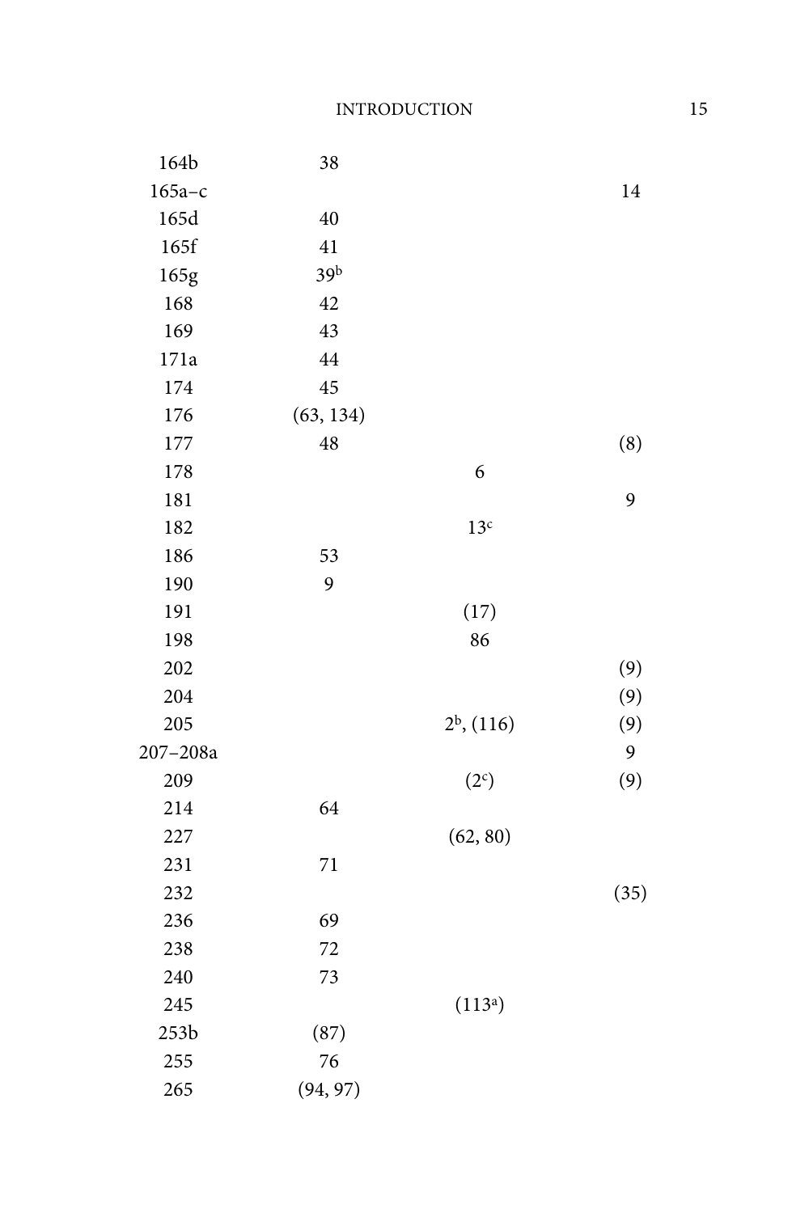| | | | |
|---|---|---|---|
| 164b | 38 | | |
| 165a–c | | | 14 |
| 165d | 40 | | |
| 165f | 41 | | |
| 165g | 39[b] | | |
| 168 | 42 | | |
| 169 | 43 | | |
| 171a | 44 | | |
| 174 | 45 | | |
| 176 | (63, 134) | | |
| 177 | 48 | | (8) |
| 178 | | 6 | |
| 181 | | | 9 |
| 182 | | 13[c] | |
| 186 | 53 | | |
| 190 | 9 | | |
| 191 | | (17) | |
| 198 | | 86 | |
| 202 | | | (9) |
| 204 | | | (9) |
| 205 | | 2[b], (116) | (9) |
| 207–208a | | | 9 |
| 209 | | (2[c]) | (9) |
| 214 | 64 | | |
| 227 | | (62, 80) | |
| 231 | 71 | | |
| 232 | | | (35) |
| 236 | 69 | | |
| 238 | 72 | | |
| 240 | 73 | | |
| 245 | | (113[a]) | |
| 253b | (87) | | |
| 255 | 76 | | |
| 265 | (94, 97) | | |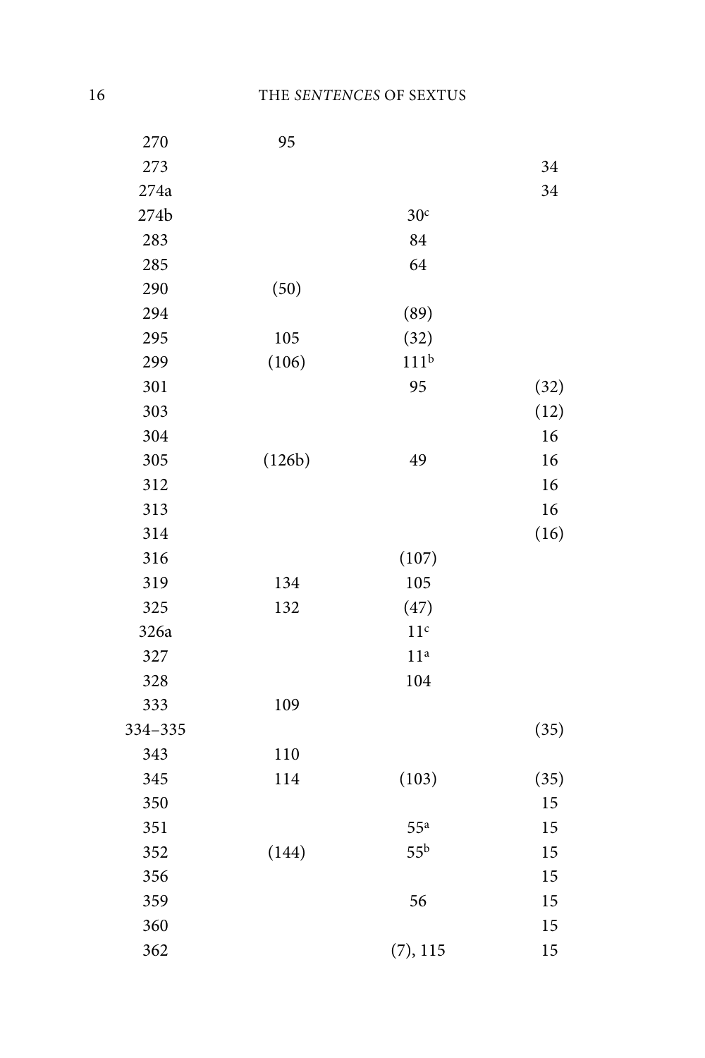| | | | |
|---|---|---|---|
| 270 | 95 | | |
| 273 | | | 34 |
| 274a | | | 34 |
| 274b | | 30[c] | |
| 283 | | 84 | |
| 285 | | 64 | |
| 290 | (50) | | |
| 294 | | (89) | |
| 295 | 105 | (32) | |
| 299 | (106) | 111[b] | |
| 301 | | 95 | (32) |
| 303 | | | (12) |
| 304 | | | 16 |
| 305 | (126b) | 49 | 16 |
| 312 | | | 16 |
| 313 | | | 16 |
| 314 | | | (16) |
| 316 | | (107) | |
| 319 | 134 | 105 | |
| 325 | 132 | (47) | |
| 326a | | 11[c] | |
| 327 | | 11[a] | |
| 328 | | 104 | |
| 333 | 109 | | |
| 334–335 | | | (35) |
| 343 | 110 | | |
| 345 | 114 | (103) | (35) |
| 350 | | | 15 |
| 351 | | 55[a] | 15 |
| 352 | (144) | 55[b] | 15 |
| 356 | | | 15 |
| 359 | | 56 | 15 |
| 360 | | | 15 |
| 362 | | (7), 115 | 15 |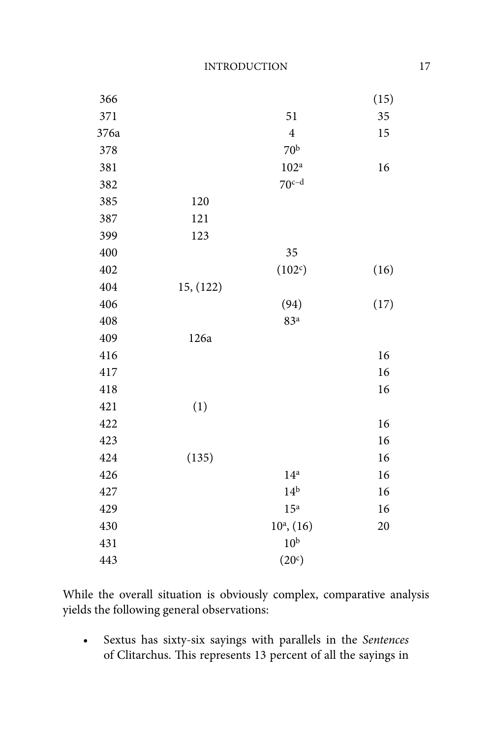| | | | |
|---|---|---|---|
| 366 | | | (15) |
| 371 | | 51 | 35 |
| 376a | | 4 | 15 |
| 378 | | 70[b] | |
| 381 | | 102[a] | 16 |
| 382 | | 70[c–d] | |
| 385 | 120 | | |
| 387 | 121 | | |
| 399 | 123 | | |
| 400 | | 35 | |
| 402 | | (102[c]) | (16) |
| 404 | 15, (122) | | |
| 406 | | (94) | (17) |
| 408 | | 83[a] | |
| 409 | 126a | | |
| 416 | | | 16 |
| 417 | | | 16 |
| 418 | | | 16 |
| 421 | (1) | | |
| 422 | | | 16 |
| 423 | | | 16 |
| 424 | (135) | | 16 |
| 426 | | 14[a] | 16 |
| 427 | | 14[b] | 16 |
| 429 | | 15[a] | 16 |
| 430 | | 10[a], (16) | 20 |
| 431 | | 10[b] | |
| 443 | | (20[c]) | |

While the overall situation is obviously complex, comparative analysis yields the following general observations:

- Sextus has sixty-six sayings with parallels in the *Sentences* of Clitarchus. This represents 13 percent of all the sayings in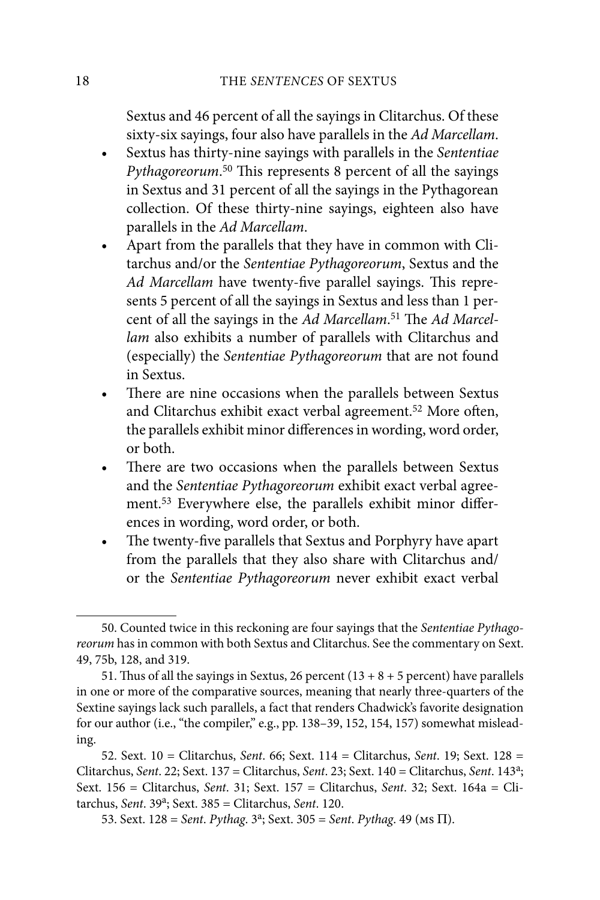Sextus and 46 percent of all the sayings in Clitarchus. Of these sixty-six sayings, four also have parallels in the *Ad Marcellam*.

- Sextus has thirty-nine sayings with parallels in the *Sententiae Pythagoreorum*.[50] This represents 8 percent of all the sayings in Sextus and 31 percent of all the sayings in the Pythagorean collection. Of these thirty-nine sayings, eighteen also have parallels in the *Ad Marcellam*.
- Apart from the parallels that they have in common with Clitarchus and/or the *Sententiae Pythagoreorum*, Sextus and the *Ad Marcellam* have twenty-five parallel sayings. This represents 5 percent of all the sayings in Sextus and less than 1 percent of all the sayings in the *Ad Marcellam*.[51] The *Ad Marcellam* also exhibits a number of parallels with Clitarchus and (especially) the *Sententiae Pythagoreorum* that are not found in Sextus.
- There are nine occasions when the parallels between Sextus and Clitarchus exhibit exact verbal agreement.[52] More often, the parallels exhibit minor differences in wording, word order, or both.
- There are two occasions when the parallels between Sextus and the *Sententiae Pythagoreorum* exhibit exact verbal agreement.[53] Everywhere else, the parallels exhibit minor differences in wording, word order, or both.
- The twenty-five parallels that Sextus and Porphyry have apart from the parallels that they also share with Clitarchus and/or the *Sententiae Pythagoreorum* never exhibit exact verbal

---

50. Counted twice in this reckoning are four sayings that the *Sententiae Pythagoreorum* has in common with both Sextus and Clitarchus. See the commentary on Sext. 49, 75b, 128, and 319.

51. Thus of all the sayings in Sextus, 26 percent (13 + 8 + 5 percent) have parallels in one or more of the comparative sources, meaning that nearly three-quarters of the Sextine sayings lack such parallels, a fact that renders Chadwick's favorite designation for our author (i.e., "the compiler," e.g., pp. 138–39, 152, 154, 157) somewhat misleading.

52. Sext. 10 = Clitarchus, *Sent*. 66; Sext. 114 = Clitarchus, *Sent*. 19; Sext. 128 = Clitarchus, *Sent*. 22; Sext. 137 = Clitarchus, *Sent*. 23; Sext. 140 = Clitarchus, *Sent*. 143[a]; Sext. 156 = Clitarchus, *Sent*. 31; Sext. 157 = Clitarchus, *Sent*. 32; Sext. 164a = Clitarchus, *Sent*. 39[a]; Sext. 385 = Clitarchus, *Sent*. 120.

53. Sext. 128 = *Sent. Pythag.* 3[a]; Sext. 305 = *Sent. Pythag.* 49 (MS Π).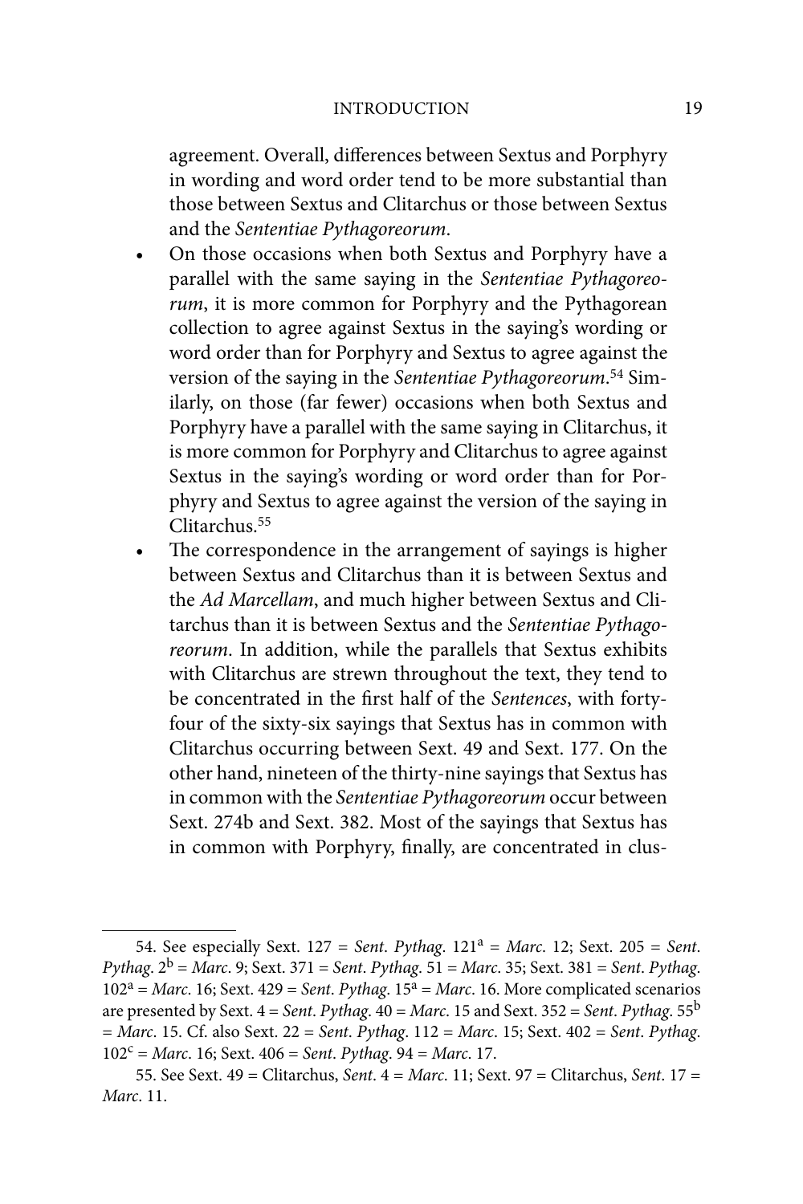agreement. Overall, differences between Sextus and Porphyry in wording and word order tend to be more substantial than those between Sextus and Clitarchus or those between Sextus and the *Sententiae Pythagoreorum*.

- On those occasions when both Sextus and Porphyry have a parallel with the same saying in the *Sententiae Pythagoreorum*, it is more common for Porphyry and the Pythagorean collection to agree against Sextus in the saying's wording or word order than for Porphyry and Sextus to agree against the version of the saying in the *Sententiae Pythagoreorum*.[54] Similarly, on those (far fewer) occasions when both Sextus and Porphyry have a parallel with the same saying in Clitarchus, it is more common for Porphyry and Clitarchus to agree against Sextus in the saying's wording or word order than for Porphyry and Sextus to agree against the version of the saying in Clitarchus.[55]
- The correspondence in the arrangement of sayings is higher between Sextus and Clitarchus than it is between Sextus and the *Ad Marcellam*, and much higher between Sextus and Clitarchus than it is between Sextus and the *Sententiae Pythagoreorum*. In addition, while the parallels that Sextus exhibits with Clitarchus are strewn throughout the text, they tend to be concentrated in the first half of the *Sentences*, with forty-four of the sixty-six sayings that Sextus has in common with Clitarchus occurring between Sext. 49 and Sext. 177. On the other hand, nineteen of the thirty-nine sayings that Sextus has in common with the *Sententiae Pythagoreorum* occur between Sext. 274b and Sext. 382. Most of the sayings that Sextus has in common with Porphyry, finally, are concentrated in clus-

54. See especially Sext. 127 = *Sent. Pythag.* 121[a] = *Marc.* 12; Sext. 205 = *Sent. Pythag.* 2[b] = *Marc.* 9; Sext. 371 = *Sent. Pythag.* 51 = *Marc.* 35; Sext. 381 = *Sent. Pythag.* 102[a] = *Marc.* 16; Sext. 429 = *Sent. Pythag.* 15[a] = *Marc.* 16. More complicated scenarios are presented by Sext. 4 = *Sent. Pythag.* 40 = *Marc.* 15 and Sext. 352 = *Sent. Pythag.* 55[b] = *Marc.* 15. Cf. also Sext. 22 = *Sent. Pythag.* 112 = *Marc.* 15; Sext. 402 = *Sent. Pythag.* 102[c] = *Marc.* 16; Sext. 406 = *Sent. Pythag.* 94 = *Marc.* 17.

55. See Sext. 49 = Clitarchus, *Sent.* 4 = *Marc.* 11; Sext. 97 = Clitarchus, *Sent.* 17 = *Marc.* 11.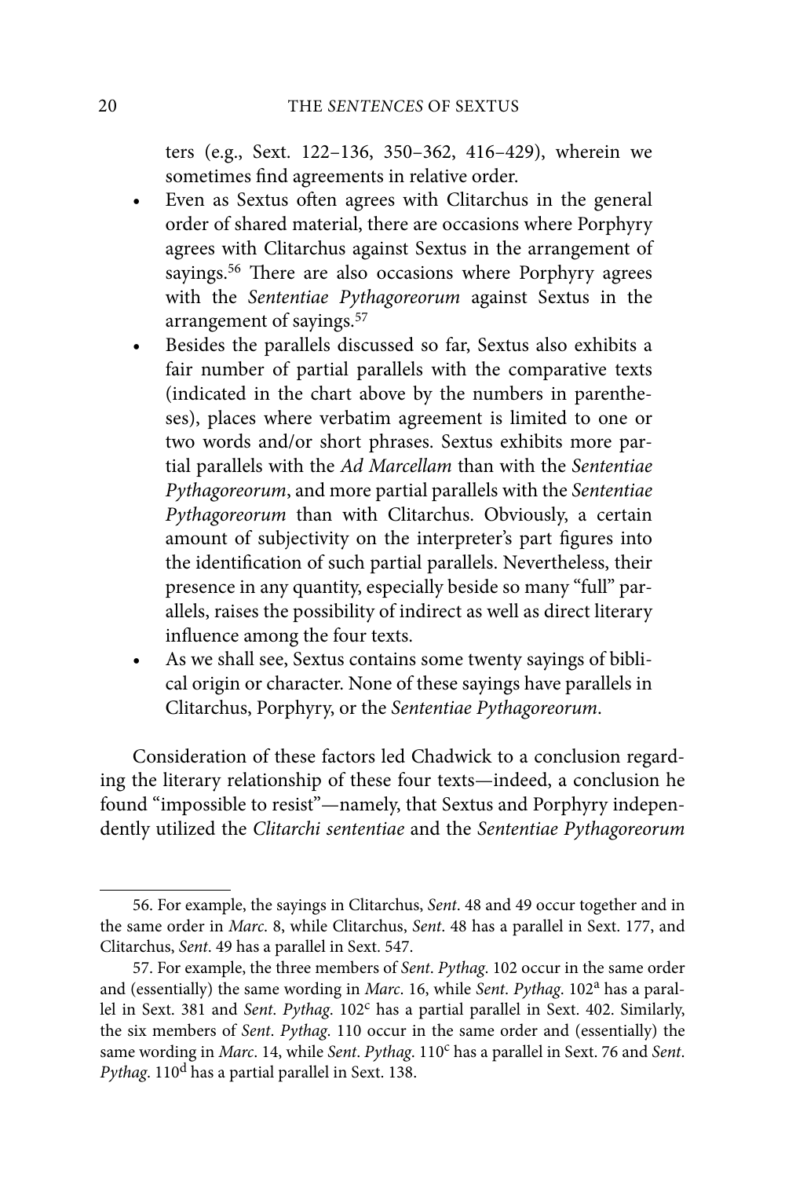ters (e.g., Sext. 122–136, 350–362, 416–429), wherein we sometimes find agreements in relative order.

- Even as Sextus often agrees with Clitarchus in the general order of shared material, there are occasions where Porphyry agrees with Clitarchus against Sextus in the arrangement of sayings.[56] There are also occasions where Porphyry agrees with the *Sententiae Pythagoreorum* against Sextus in the arrangement of sayings.[57]
- Besides the parallels discussed so far, Sextus also exhibits a fair number of partial parallels with the comparative texts (indicated in the chart above by the numbers in parentheses), places where verbatim agreement is limited to one or two words and/or short phrases. Sextus exhibits more partial parallels with the *Ad Marcellam* than with the *Sententiae Pythagoreorum*, and more partial parallels with the *Sententiae Pythagoreorum* than with Clitarchus. Obviously, a certain amount of subjectivity on the interpreter's part figures into the identification of such partial parallels. Nevertheless, their presence in any quantity, especially beside so many "full" parallels, raises the possibility of indirect as well as direct literary influence among the four texts.
- As we shall see, Sextus contains some twenty sayings of biblical origin or character. None of these sayings have parallels in Clitarchus, Porphyry, or the *Sententiae Pythagoreorum*.

Consideration of these factors led Chadwick to a conclusion regarding the literary relationship of these four texts—indeed, a conclusion he found "impossible to resist"—namely, that Sextus and Porphyry independently utilized the *Clitarchi sententiae* and the *Sententiae Pythagoreorum*

---

56. For example, the sayings in Clitarchus, *Sent*. 48 and 49 occur together and in the same order in *Marc*. 8, while Clitarchus, *Sent*. 48 has a parallel in Sext. 177, and Clitarchus, *Sent*. 49 has a parallel in Sext. 547.

57. For example, the three members of *Sent*. *Pythag*. 102 occur in the same order and (essentially) the same wording in *Marc*. 16, while *Sent*. *Pythag*. 102[a] has a parallel in Sext. 381 and *Sent*. *Pythag*. 102[c] has a partial parallel in Sext. 402. Similarly, the six members of *Sent*. *Pythag*. 110 occur in the same order and (essentially) the same wording in *Marc*. 14, while *Sent*. *Pythag*. 110[c] has a parallel in Sext. 76 and *Sent*. *Pythag*. 110[d] has a partial parallel in Sext. 138.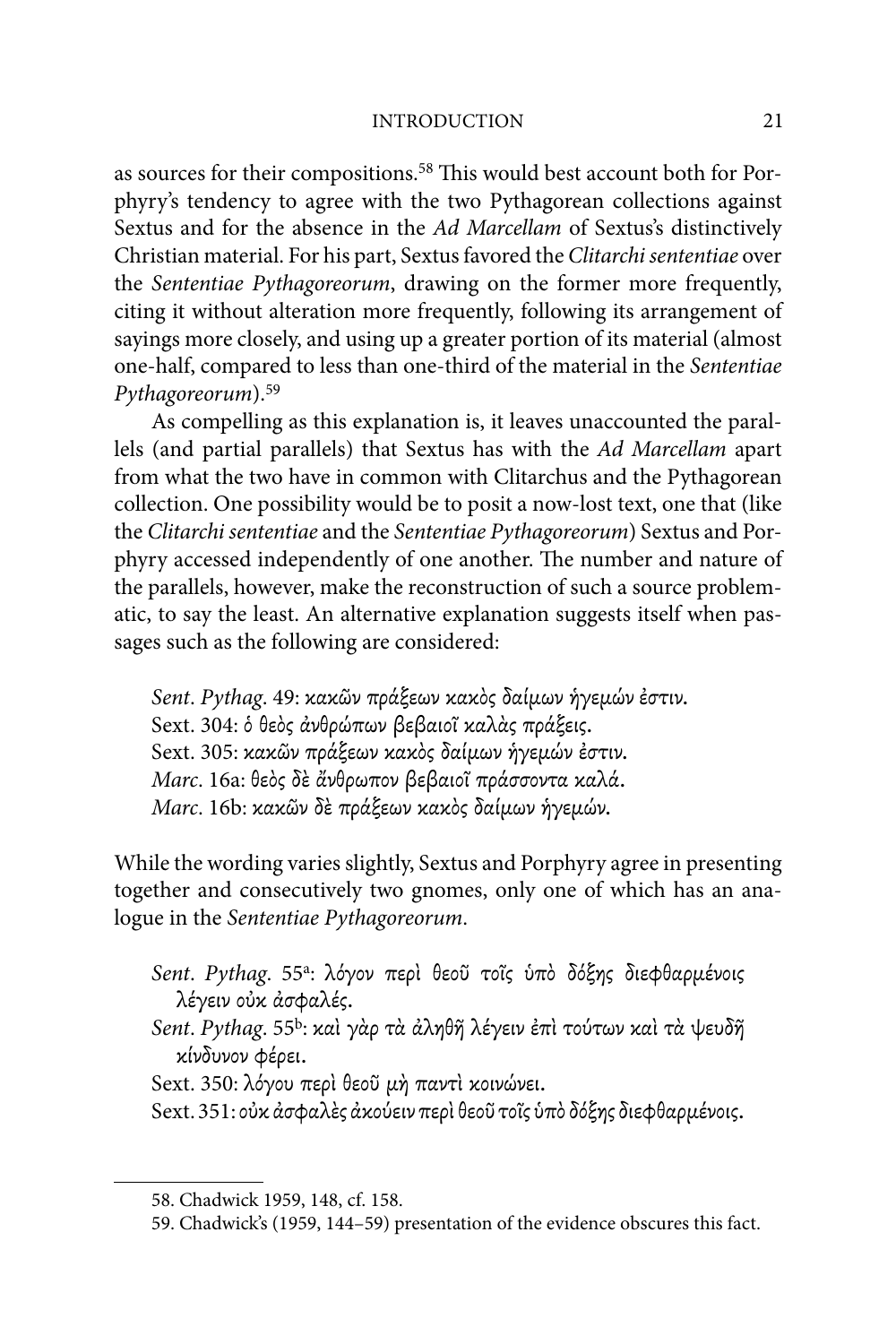as sources for their compositions.[58] This would best account both for Porphyry's tendency to agree with the two Pythagorean collections against Sextus and for the absence in the *Ad Marcellam* of Sextus's distinctively Christian material. For his part, Sextus favored the *Clitarchi sententiae* over the *Sententiae Pythagoreorum*, drawing on the former more frequently, citing it without alteration more frequently, following its arrangement of sayings more closely, and using up a greater portion of its material (almost one-half, compared to less than one-third of the material in the *Sententiae Pythagoreorum*).[59]

As compelling as this explanation is, it leaves unaccounted the parallels (and partial parallels) that Sextus has with the *Ad Marcellam* apart from what the two have in common with Clitarchus and the Pythagorean collection. One possibility would be to posit a now-lost text, one that (like the *Clitarchi sententiae* and the *Sententiae Pythagoreorum*) Sextus and Porphyry accessed independently of one another. The number and nature of the parallels, however, make the reconstruction of such a source problematic, to say the least. An alternative explanation suggests itself when passages such as the following are considered:

> *Sent. Pythag.* 49: *κακῶν πράξεων κακὸς δαίμων ἡγεμών ἐστιν.*
> Sext. 304: ὁ θεὸς ἀνθρώπων βεβαιοῖ καλὰς πράξεις.
> Sext. 305: *κακῶν πράξεων κακὸς δαίμων ἡγεμών ἐστιν.*
> *Marc.* 16a: θεὸς δὲ ἄνθρωπον βεβαιοῖ πράσσοντα καλά.
> *Marc.* 16b: *κακῶν δὲ πράξεων κακὸς δαίμων ἡγεμών.*

While the wording varies slightly, Sextus and Porphyry agree in presenting together and consecutively two gnomes, only one of which has an analogue in the *Sententiae Pythagoreorum*.

> *Sent. Pythag.* 55[a]: λόγον περὶ θεοῦ τοῖς ὑπὸ δόξης διεφθαρμένοις λέγειν οὐκ ἀσφαλές.
> *Sent. Pythag.* 55[b]: καὶ γὰρ τὰ ἀληθῆ λέγειν ἐπὶ τούτων καὶ τὰ ψευδῆ κίνδυνον φέρει.
> Sext. 350: λόγου περὶ θεοῦ μὴ παντὶ κοινώνει.
> Sext. 351: *οὐκ ἀσφαλὲς ἀκούειν περὶ θεοῦ τοῖς ὑπὸ δόξης διεφθαρμένοις.*

58. Chadwick 1959, 148, cf. 158.

59. Chadwick's (1959, 144–59) presentation of the evidence obscures this fact.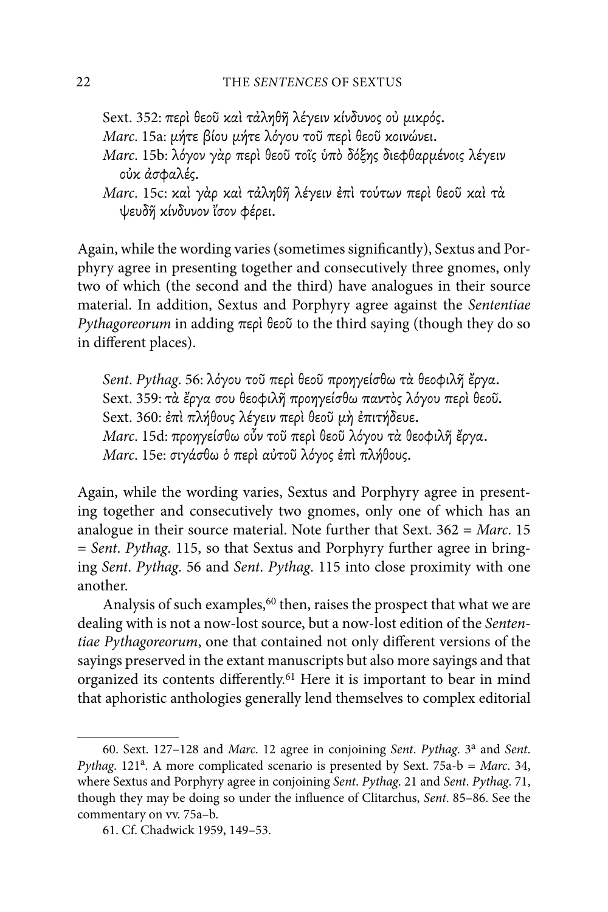*Sext.* 352: περὶ θεοῦ καὶ τἀληθῆ λέγειν κίνδυνος οὐ μικρός.
*Marc.* 15a: μήτε βίου μήτε λόγου τοῦ περὶ θεοῦ κοινώνει.
*Marc.* 15b: λόγον γὰρ περὶ θεοῦ τοῖς ὑπὸ δόξης διεφθαρμένοις λέγειν οὐκ ἀσφαλές.
*Marc.* 15c: καὶ γὰρ καὶ τἀληθῆ λέγειν ἐπὶ τούτων περὶ θεοῦ καὶ τὰ ψευδῆ κίνδυνον ἴσον φέρει.

Again, while the wording varies (sometimes significantly), Sextus and Porphyry agree in presenting together and consecutively three gnomes, only two of which (the second and the third) have analogues in their source material. In addition, Sextus and Porphyry agree against the *Sententiae Pythagoreorum* in adding περὶ θεοῦ to the third saying (though they do so in different places).

*Sent. Pythag.* 56: λόγου τοῦ περὶ θεοῦ προηγείσθω τὰ θεοφιλῆ ἔργα.
Sext. 359: τὰ ἔργα σου θεοφιλῆ προηγείσθω παντὸς λόγου περὶ θεοῦ.
Sext. 360: ἐπὶ πλήθους λέγειν περὶ θεοῦ μὴ ἐπιτήδευε.
*Marc.* 15d: προηγείσθω οὖν τοῦ περὶ θεοῦ λόγου τὰ θεοφιλῆ ἔργα.
*Marc.* 15e: σιγάσθω ὁ περὶ αὐτοῦ λόγος ἐπὶ πλήθους.

Again, while the wording varies, Sextus and Porphyry agree in presenting together and consecutively two gnomes, only one of which has an analogue in their source material. Note further that Sext. 362 = *Marc.* 15 = *Sent. Pythag.* 115, so that Sextus and Porphyry further agree in bringing *Sent. Pythag.* 56 and *Sent. Pythag.* 115 into close proximity with one another.

Analysis of such examples,[60] then, raises the prospect that what we are dealing with is not a now-lost source, but a now-lost edition of the *Sententiae Pythagoreorum*, one that contained not only different versions of the sayings preserved in the extant manuscripts but also more sayings and that organized its contents differently.[61] Here it is important to bear in mind that aphoristic anthologies generally lend themselves to complex editorial

---

60. Sext. 127–128 and *Marc.* 12 agree in conjoining *Sent. Pythag.* 3[a] and *Sent. Pythag.* 121[a]. A more complicated scenario is presented by Sext. 75a-b = *Marc.* 34, where Sextus and Porphyry agree in conjoining *Sent. Pythag.* 21 and *Sent. Pythag.* 71, though they may be doing so under the influence of Clitarchus, *Sent.* 85–86. See the commentary on vv. 75a–b.

61. Cf. Chadwick 1959, 149–53.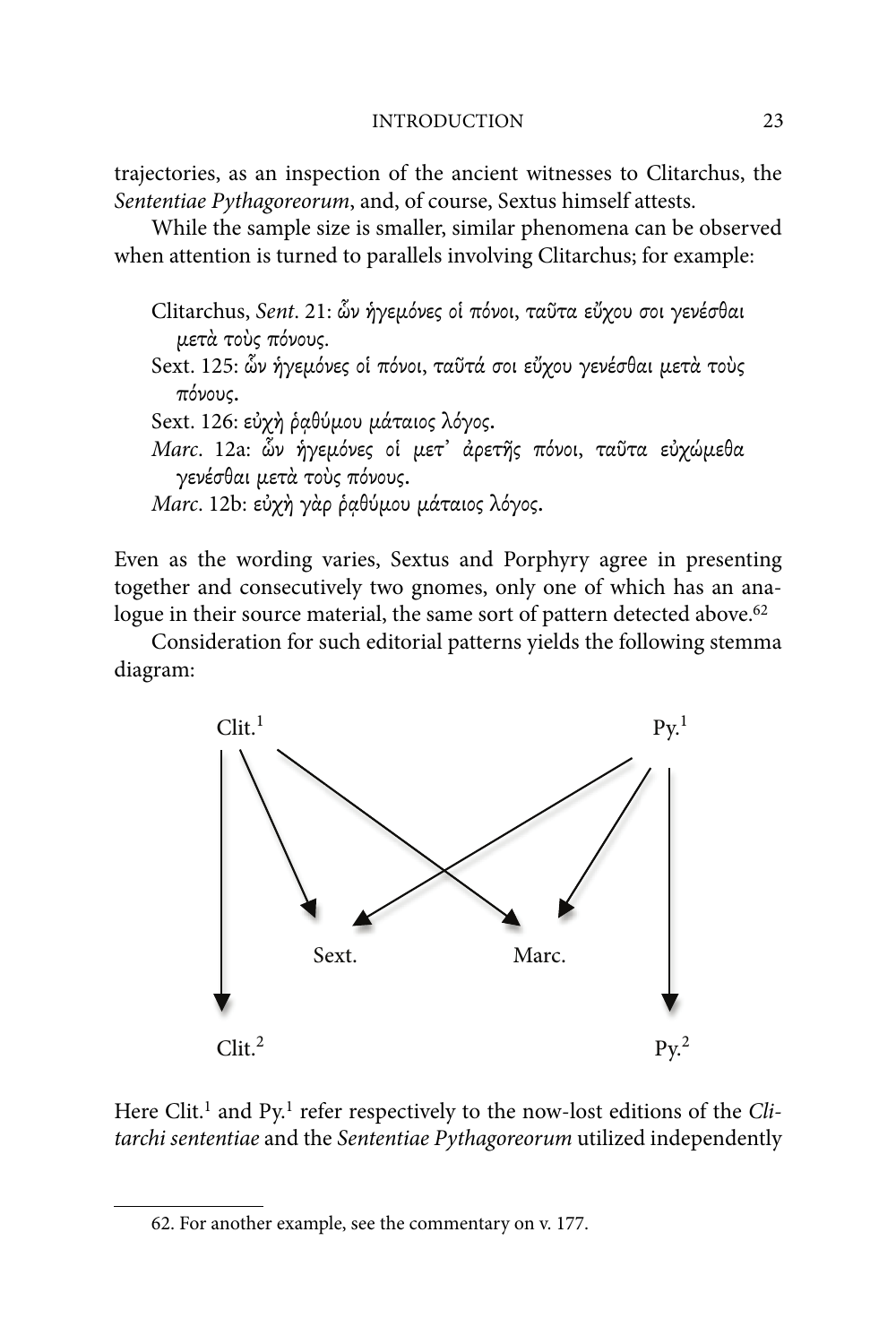trajectories, as an inspection of the ancient witnesses to Clitarchus, the *Sententiae Pythagoreorum*, and, of course, Sextus himself attests.

While the sample size is smaller, similar phenomena can be observed when attention is turned to parallels involving Clitarchus; for example:

> Clitarchus, *Sent*. 21: ὧν ἡγεμόνες οἱ πόνοι, ταῦτα εὔχου σοι γενέσθαι μετὰ τοὺς πόνους.
> Sext. 125: ὧν ἡγεμόνες οἱ πόνοι, ταῦτά σοι εὔχου γενέσθαι μετὰ τοὺς πόνους.
> Sext. 126: εὐχὴ ῥᾳθύμου μάταιος λόγος.
> *Marc*. 12a: ὧν ἡγεμόνες οἱ μετ᾽ ἀρετῆς πόνοι, ταῦτα εὐχώμεθα γενέσθαι μετὰ τοὺς πόνους.
> *Marc*. 12b: εὐχὴ γὰρ ῥᾳθύμου μάταιος λόγος.

Even as the wording varies, Sextus and Porphyry agree in presenting together and consecutively two gnomes, only one of which has an analogue in their source material, the same sort of pattern detected above.[62]

Consideration for such editorial patterns yields the following stemma diagram:

Clit.$^{1}$ Py.$^{1}$

Sext. Marc.

Clit.$^{2}$ Py.$^{2}$

Here Clit.$^{1}$ and Py.$^{1}$ refer respectively to the now-lost editions of the *Clitarchi sententiae* and the *Sententiae Pythagoreorum* utilized independently

62. For another example, see the commentary on v. 177.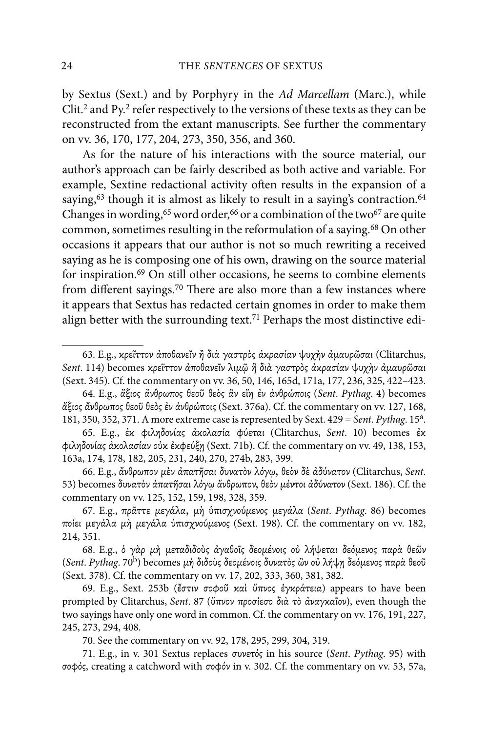by Sextus (Sext.) and by Porphyry in the *Ad Marcellam* (Marc.), while Clit.² and Py.² refer respectively to the versions of these texts as they can be reconstructed from the extant manuscripts. See further the commentary on vv. 36, 170, 177, 204, 273, 350, 356, and 360.

As for the nature of his interactions with the source material, our author's approach can be fairly described as both active and variable. For example, Sextine redactional activity often results in the expansion of a saying,[63] though it is almost as likely to result in a saying's contraction.[64] Changes in wording,[65] word order,[66] or a combination of the two[67] are quite common, sometimes resulting in the reformulation of a saying.[68] On other occasions it appears that our author is not so much rewriting a received saying as he is composing one of his own, drawing on the source material for inspiration.[69] On still other occasions, he seems to combine elements from different sayings.[70] There are also more than a few instances where it appears that Sextus has redacted certain gnomes in order to make them align better with the surrounding text.[71] Perhaps the most distinctive edi-

---

63. E.g., *κρεῖττον ἀποθανεῖν ἢ διὰ γαστρὸς ἀκρασίαν ψυχὴν ἀμαυρῶσαι* (Clitarchus, *Sent*. 114) becomes *κρεῖττον ἀποθανεῖν λιμῷ ἢ διὰ γαστρὸς ἀκρασίαν ψυχὴν ἀμαυρῶσαι* (Sext. 345). Cf. the commentary on vv. 36, 50, 146, 165d, 171a, 177, 236, 325, 422–423.

64. E.g., *ἄξιος ἄνθρωπος θεοῦ θεὸς ἂν εἴη ἐν ἀνθρώποις* (*Sent. Pythag*. 4) becomes *ἄξιος ἄνθρωπος θεοῦ θεὸς ἐν ἀνθρώποις* (Sext. 376a). Cf. the commentary on vv. 127, 168, 181, 350, 352, 371. A more extreme case is represented by Sext. 429 = *Sent. Pythag*. 15ᵃ.

65. E.g., *ἐκ φιληδονίας ἀκολασία φύεται* (Clitarchus, *Sent*. 10) becomes *ἐκ φιληδονίας ἀκολασίαν οὐκ ἐκφεύξῃ* (Sext. 71b). Cf. the commentary on vv. 49, 138, 153, 163a, 174, 178, 182, 205, 231, 240, 270, 274b, 283, 399.

66. E.g., *ἄνθρωπον μὲν ἀπατῆσαι δυνατὸν λόγῳ, θεὸν δὲ ἀδύνατον* (Clitarchus, *Sent*. 53) becomes *δυνατὸν ἀπατῆσαι λόγῳ ἄνθρωπον, θεὸν μέντοι ἀδύνατον* (Sext. 186). Cf. the commentary on vv. 125, 152, 159, 198, 328, 359.

67. E.g., *πρᾶττε μεγάλα, μὴ ὑπισχνούμενος μεγάλα* (*Sent. Pythag*. 86) becomes *ποίει μεγάλα μὴ μεγάλα ὑπισχνούμενος* (Sext. 198). Cf. the commentary on vv. 182, 214, 351.

68. E.g., *ὁ γὰρ μὴ μεταδιδοὺς ἀγαθοῖς δεομένοις οὐ λήψεται δεόμενος παρὰ θεῶν* (*Sent. Pythag*. 70ᵇ) becomes *μὴ διδοὺς δεομένοις δυνατὸς ὢν οὐ λήψῃ δεόμενος παρὰ θεοῦ* (Sext. 378). Cf. the commentary on vv. 17, 202, 333, 360, 381, 382.

69. E.g., Sext. 253b (*ἔστιν σοφοῦ καὶ ὕπνος ἐγκράτεια*) appears to have been prompted by Clitarchus, *Sent*. 87 (*ὕπνον προσίεσο διὰ τὸ ἀναγκαῖον*), even though the two sayings have only one word in common. Cf. the commentary on vv. 176, 191, 227, 245, 273, 294, 408.

70. See the commentary on vv. 92, 178, 295, 299, 304, 319.

71. E.g., in v. 301 Sextus replaces *συνετός* in his source (*Sent. Pythag*. 95) with *σοφός*, creating a catchword with *σοφόν* in v. 302. Cf. the commentary on vv. 53, 57a,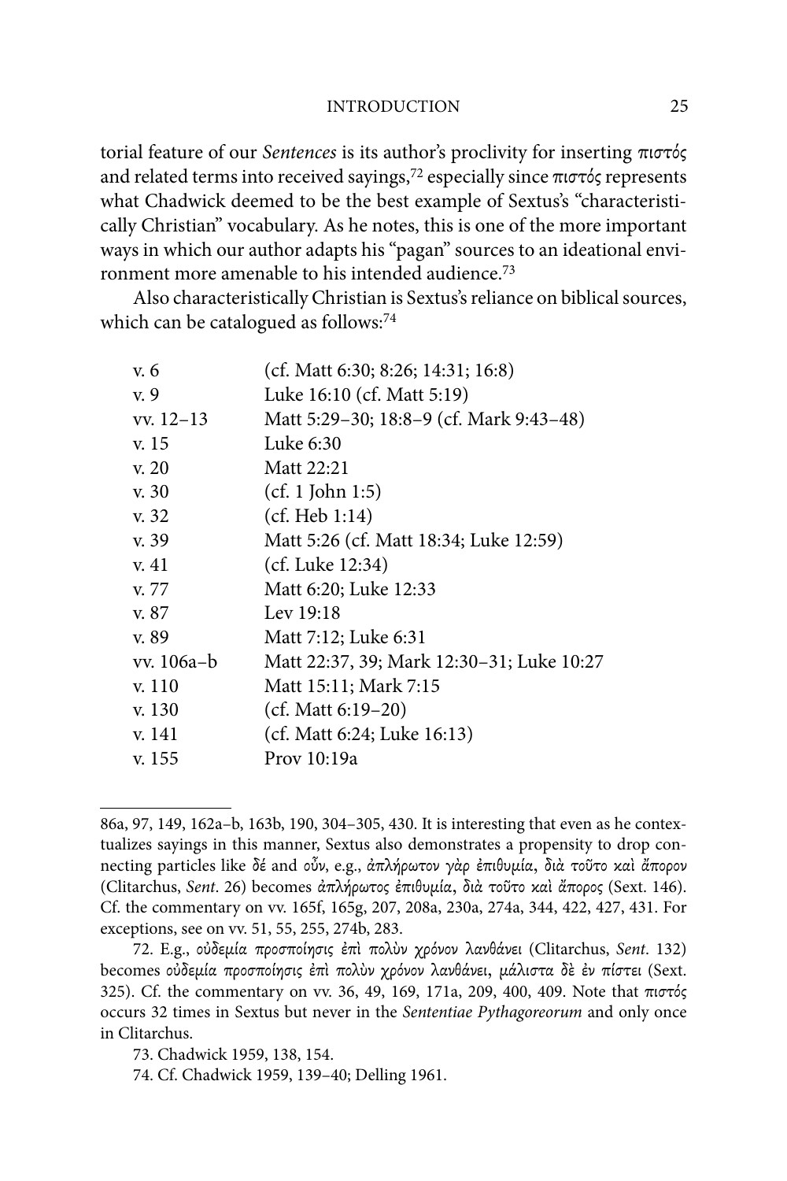torial feature of our *Sentences* is its author's proclivity for inserting πιστός and related terms into received sayings,[72] especially since πιστός represents what Chadwick deemed to be the best example of Sextus's "characteristically Christian" vocabulary. As he notes, this is one of the more important ways in which our author adapts his "pagan" sources to an ideational environment more amenable to his intended audience.[73]

Also characteristically Christian is Sextus's reliance on biblical sources, which can be catalogued as follows:[74]

| | |
|---|---|
| v. 6 | (cf. Matt 6:30; 8:26; 14:31; 16:8) |
| v. 9 | Luke 16:10 (cf. Matt 5:19) |
| vv. 12–13 | Matt 5:29–30; 18:8–9 (cf. Mark 9:43–48) |
| v. 15 | Luke 6:30 |
| v. 20 | Matt 22:21 |
| v. 30 | (cf. 1 John 1:5) |
| v. 32 | (cf. Heb 1:14) |
| v. 39 | Matt 5:26 (cf. Matt 18:34; Luke 12:59) |
| v. 41 | (cf. Luke 12:34) |
| v. 77 | Matt 6:20; Luke 12:33 |
| v. 87 | Lev 19:18 |
| v. 89 | Matt 7:12; Luke 6:31 |
| vv. 106a–b | Matt 22:37, 39; Mark 12:30–31; Luke 10:27 |
| v. 110 | Matt 15:11; Mark 7:15 |
| v. 130 | (cf. Matt 6:19–20) |
| v. 141 | (cf. Matt 6:24; Luke 16:13) |
| v. 155 | Prov 10:19a |

---

86a, 97, 149, 162a–b, 163b, 190, 304–305, 430. It is interesting that even as he contextualizes sayings in this manner, Sextus also demonstrates a propensity to drop connecting particles like δέ and οὖν, e.g., ἀπλήρωτον γὰρ ἐπιθυμία, διὰ τοῦτο καὶ ἄπορον (Clitarchus, *Sent*. 26) becomes ἀπλήρωτος ἐπιθυμία, διὰ τοῦτο καὶ ἄπορος (Sext. 146). Cf. the commentary on vv. 165f, 165g, 207, 208a, 230a, 274a, 344, 422, 427, 431. For exceptions, see on vv. 51, 55, 255, 274b, 283.

72. E.g., οὐδεμία προσποίησις ἐπὶ πολὺν χρόνον λανθάνει (Clitarchus, *Sent*. 132) becomes οὐδεμία προσποίησις ἐπὶ πολὺν χρόνον λανθάνει, μάλιστα δὲ ἐν πίστει (Sext. 325). Cf. the commentary on vv. 36, 49, 169, 171a, 209, 400, 409. Note that πιστός occurs 32 times in Sextus but never in the *Sententiae Pythagoreorum* and only once in Clitarchus.

73. Chadwick 1959, 138, 154.

74. Cf. Chadwick 1959, 139–40; Delling 1961.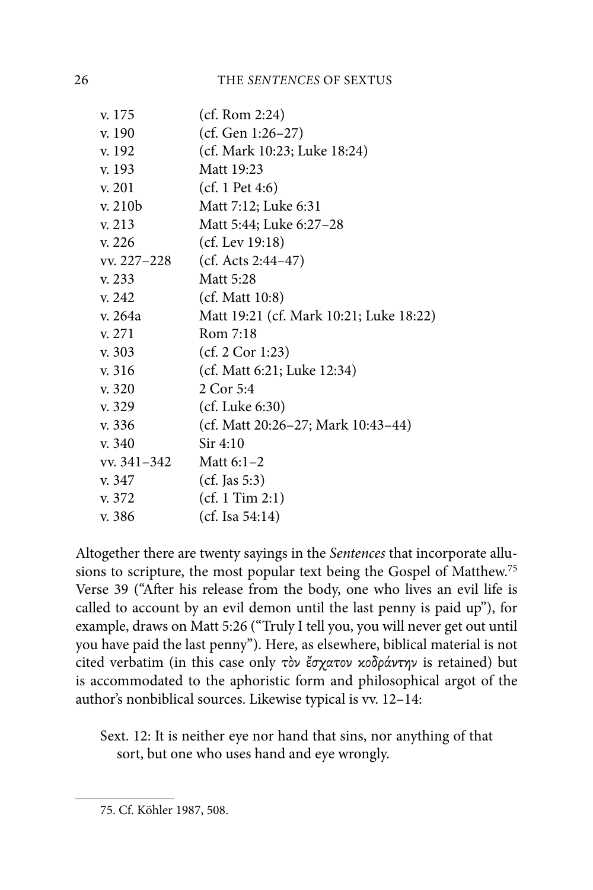| | |
|---|---|
| v. 175 | (cf. Rom 2:24) |
| v. 190 | (cf. Gen 1:26–27) |
| v. 192 | (cf. Mark 10:23; Luke 18:24) |
| v. 193 | Matt 19:23 |
| v. 201 | (cf. 1 Pet 4:6) |
| v. 210b | Matt 7:12; Luke 6:31 |
| v. 213 | Matt 5:44; Luke 6:27–28 |
| v. 226 | (cf. Lev 19:18) |
| vv. 227–228 | (cf. Acts 2:44–47) |
| v. 233 | Matt 5:28 |
| v. 242 | (cf. Matt 10:8) |
| v. 264a | Matt 19:21 (cf. Mark 10:21; Luke 18:22) |
| v. 271 | Rom 7:18 |
| v. 303 | (cf. 2 Cor 1:23) |
| v. 316 | (cf. Matt 6:21; Luke 12:34) |
| v. 320 | 2 Cor 5:4 |
| v. 329 | (cf. Luke 6:30) |
| v. 336 | (cf. Matt 20:26–27; Mark 10:43–44) |
| v. 340 | Sir 4:10 |
| vv. 341–342 | Matt 6:1–2 |
| v. 347 | (cf. Jas 5:3) |
| v. 372 | (cf. 1 Tim 2:1) |
| v. 386 | (cf. Isa 54:14) |

Altogether there are twenty sayings in the *Sentences* that incorporate allusions to scripture, the most popular text being the Gospel of Matthew.[75] Verse 39 ("After his release from the body, one who lives an evil life is called to account by an evil demon until the last penny is paid up"), for example, draws on Matt 5:26 ("Truly I tell you, you will never get out until you have paid the last penny"). Here, as elsewhere, biblical material is not cited verbatim (in this case only *τὸν ἔσχατον κοδράντην* is retained) but is accommodated to the aphoristic form and philosophical argot of the author's nonbiblical sources. Likewise typical is vv. 12–14:

> Sext. 12: It is neither eye nor hand that sins, nor anything of that sort, but one who uses hand and eye wrongly.

75. Cf. Köhler 1987, 508.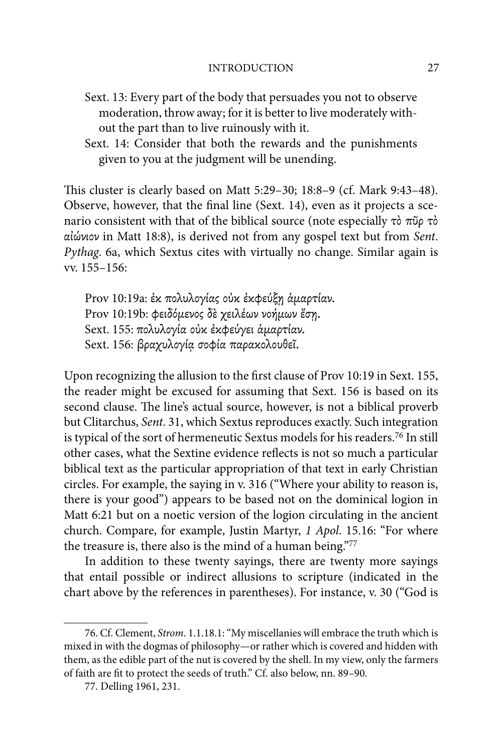Sext. 13: Every part of the body that persuades you not to observe moderation, throw away; for it is better to live moderately without the part than to live ruinously with it.

Sext. 14: Consider that both the rewards and the punishments given to you at the judgment will be unending.

This cluster is clearly based on Matt 5:29–30; 18:8–9 (cf. Mark 9:43–48). Observe, however, that the final line (Sext. 14), even as it projects a scenario consistent with that of the biblical source (note especially τὸ πῦρ τὸ αἰώνιον in Matt 18:8), is derived not from any gospel text but from *Sent. Pythag.* 6a, which Sextus cites with virtually no change. Similar again is vv. 155–156:

Prov 10:19a: ἐκ πολυλογίας οὐκ ἐκφεύξῃ ἁμαρτίαν.
Prov 10:19b: φειδόμενος δὲ χειλέων νοήμων ἔσῃ.
Sext. 155: πολυλογία οὐκ ἐκφεύγει ἁμαρτίαν.
Sext. 156: βραχυλογίᾳ σοφία παρακολουθεῖ.

Upon recognizing the allusion to the first clause of Prov 10:19 in Sext. 155, the reader might be excused for assuming that Sext. 156 is based on its second clause. The line's actual source, however, is not a biblical proverb but Clitarchus, *Sent.* 31, which Sextus reproduces exactly. Such integration is typical of the sort of hermeneutic Sextus models for his readers.[76] In still other cases, what the Sextine evidence reflects is not so much a particular biblical text as the particular appropriation of that text in early Christian circles. For example, the saying in v. 316 ("Where your ability to reason is, there is your good") appears to be based not on the dominical logion in Matt 6:21 but on a noetic version of the logion circulating in the ancient church. Compare, for example, Justin Martyr, *1 Apol.* 15.16: "For where the treasure is, there also is the mind of a human being."[77]

In addition to these twenty sayings, there are twenty more sayings that entail possible or indirect allusions to scripture (indicated in the chart above by the references in parentheses). For instance, v. 30 ("God is

---

76. Cf. Clement, *Strom.* 1.1.18.1: "My miscellanies will embrace the truth which is mixed in with the dogmas of philosophy—or rather which is covered and hidden with them, as the edible part of the nut is covered by the shell. In my view, only the farmers of faith are fit to protect the seeds of truth." Cf. also below, nn. 89–90.

77. Delling 1961, 231.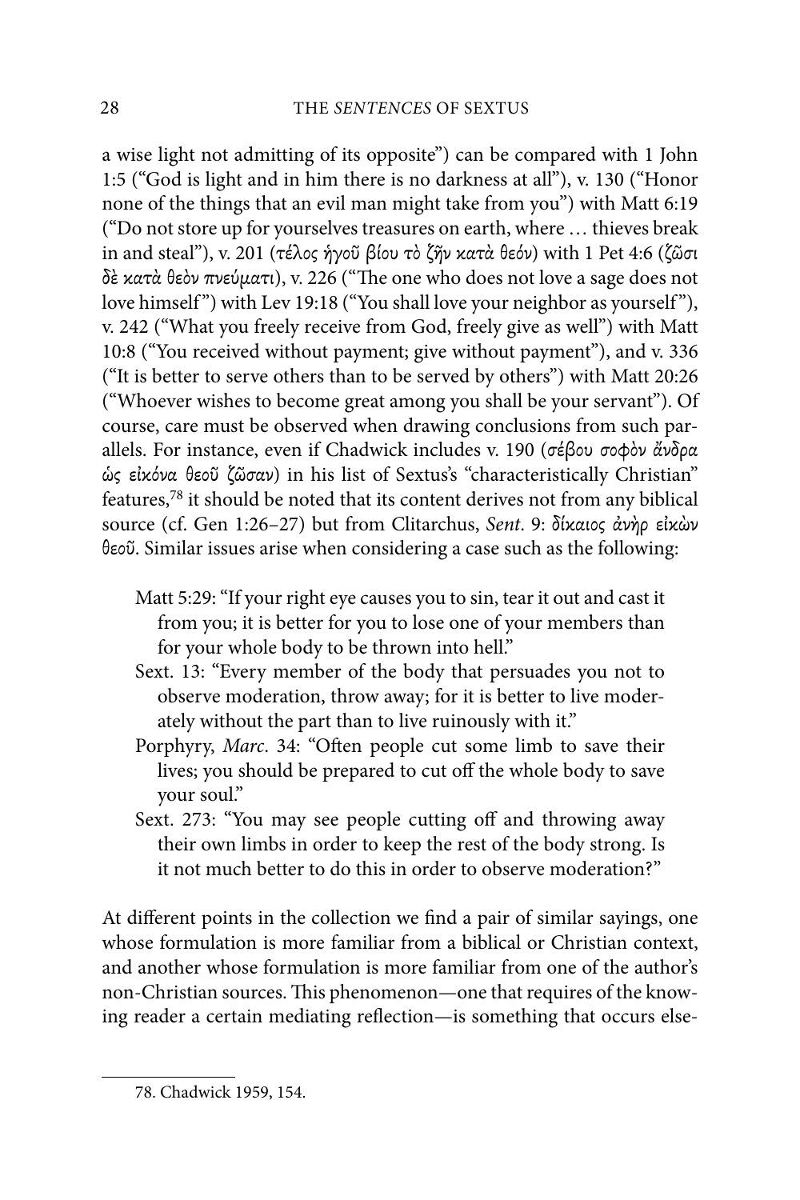a wise light not admitting of its opposite") can be compared with 1 John 1:5 ("God is light and in him there is no darkness at all"), v. 130 ("Honor none of the things that an evil man might take from you") with Matt 6:19 ("Do not store up for yourselves treasures on earth, where … thieves break in and steal"), v. 201 (*τέλος ἡγοῦ βίου τὸ ζῆν κατὰ θεόν*) with 1 Pet 4:6 (*ζῶσι δὲ κατὰ θεὸν πνεύματι*), v. 226 ("The one who does not love a sage does not love himself") with Lev 19:18 ("You shall love your neighbor as yourself"), v. 242 ("What you freely receive from God, freely give as well") with Matt 10:8 ("You received without payment; give without payment"), and v. 336 ("It is better to serve others than to be served by others") with Matt 20:26 ("Whoever wishes to become great among you shall be your servant"). Of course, care must be observed when drawing conclusions from such parallels. For instance, even if Chadwick includes v. 190 (*σέβου σοφὸν ἄνδρα ὡς εἰκόνα θεοῦ ζῶσαν*) in his list of Sextus's "characteristically Christian" features,[78] it should be noted that its content derives not from any biblical source (cf. Gen 1:26–27) but from Clitarchus, *Sent*. 9: *δίκαιος ἀνὴρ εἰκὼν θεοῦ*. Similar issues arise when considering a case such as the following:

> Matt 5:29: "If your right eye causes you to sin, tear it out and cast it from you; it is better for you to lose one of your members than for your whole body to be thrown into hell."
>
> Sext. 13: "Every member of the body that persuades you not to observe moderation, throw away; for it is better to live moderately without the part than to live ruinously with it."
>
> Porphyry, *Marc*. 34: "Often people cut some limb to save their lives; you should be prepared to cut off the whole body to save your soul."
>
> Sext. 273: "You may see people cutting off and throwing away their own limbs in order to keep the rest of the body strong. Is it not much better to do this in order to observe moderation?"

At different points in the collection we find a pair of similar sayings, one whose formulation is more familiar from a biblical or Christian context, and another whose formulation is more familiar from one of the author's non-Christian sources. This phenomenon—one that requires of the knowing reader a certain mediating reflection—is something that occurs else-

---

78. Chadwick 1959, 154.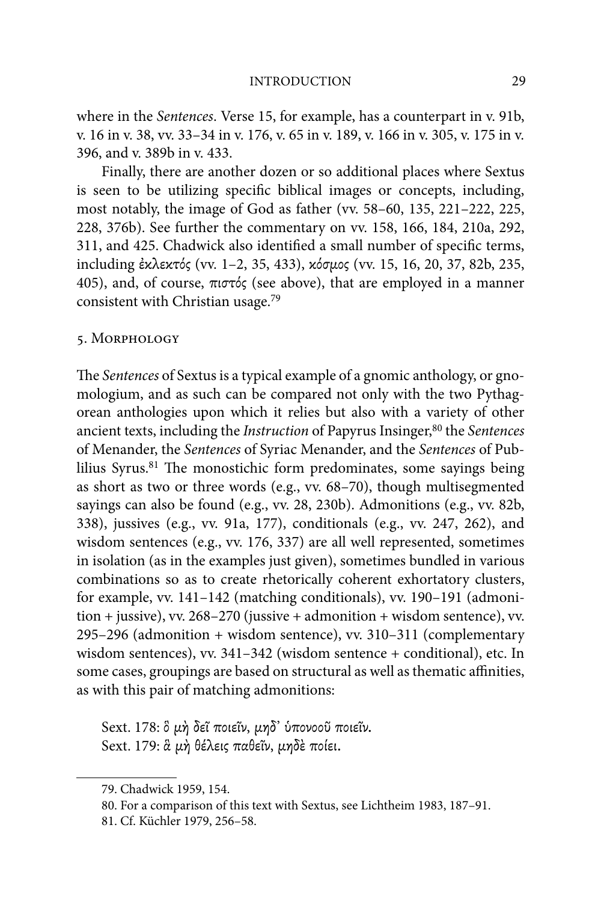where in the *Sentences*. Verse 15, for example, has a counterpart in v. 91b, v. 16 in v. 38, vv. 33–34 in v. 176, v. 65 in v. 189, v. 166 in v. 305, v. 175 in v. 396, and v. 389b in v. 433.

Finally, there are another dozen or so additional places where Sextus is seen to be utilizing specific biblical images or concepts, including, most notably, the image of God as father (vv. 58–60, 135, 221–222, 225, 228, 376b). See further the commentary on vv. 158, 166, 184, 210a, 292, 311, and 425. Chadwick also identified a small number of specific terms, including *ἐκλεκτός* (vv. 1–2, 35, 433), *κόσμος* (vv. 15, 16, 20, 37, 82b, 235, 405), and, of course, *πιστός* (see above), that are employed in a manner consistent with Christian usage.[79]

## 5. Morphology

The *Sentences* of Sextus is a typical example of a gnomic anthology, or gnomologium, and as such can be compared not only with the two Pythagorean anthologies upon which it relies but also with a variety of other ancient texts, including the *Instruction* of Papyrus Insinger,[80] the *Sentences* of Menander, the *Sentences* of Syriac Menander, and the *Sentences* of Publilius Syrus.[81] The monostichic form predominates, some sayings being as short as two or three words (e.g., vv. 68–70), though multisegmented sayings can also be found (e.g., vv. 28, 230b). Admonitions (e.g., vv. 82b, 338), jussives (e.g., vv. 91a, 177), conditionals (e.g., vv. 247, 262), and wisdom sentences (e.g., vv. 176, 337) are all well represented, sometimes in isolation (as in the examples just given), sometimes bundled in various combinations so as to create rhetorically coherent exhortatory clusters, for example, vv. 141–142 (matching conditionals), vv. 190–191 (admonition + jussive), vv. 268–270 (jussive + admonition + wisdom sentence), vv. 295–296 (admonition + wisdom sentence), vv. 310–311 (complementary wisdom sentences), vv. 341–342 (wisdom sentence + conditional), etc. In some cases, groupings are based on structural as well as thematic affinities, as with this pair of matching admonitions:

Sext. 178: *ὃ μὴ δεῖ ποιεῖν, μηδ᾽ ὑπονοοῦ ποιεῖν.*
Sext. 179: *ἃ μὴ θέλεις παθεῖν, μηδὲ ποίει.*

---

79. Chadwick 1959, 154.

80. For a comparison of this text with Sextus, see Lichtheim 1983, 187–91.

81. Cf. Küchler 1979, 256–58.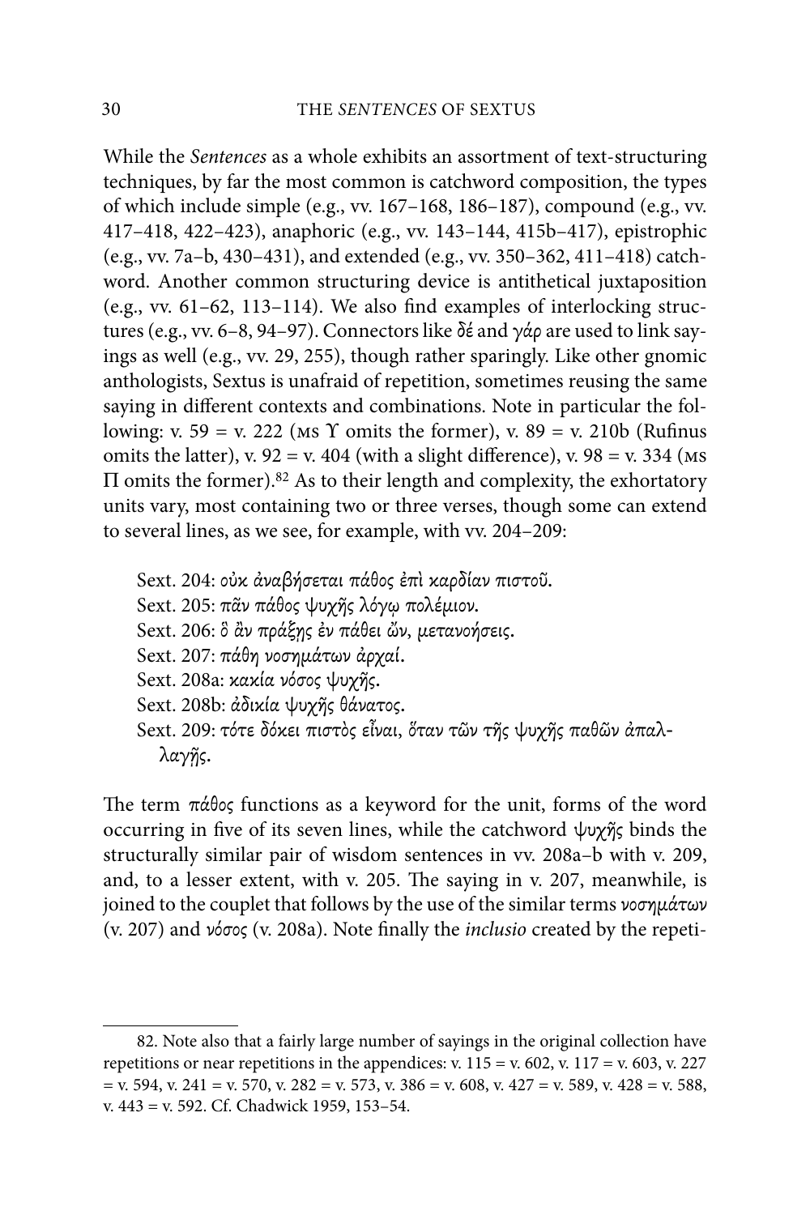While the *Sentences* as a whole exhibits an assortment of text-structuring techniques, by far the most common is catchword composition, the types of which include simple (e.g., vv. 167–168, 186–187), compound (e.g., vv. 417–418, 422–423), anaphoric (e.g., vv. 143–144, 415b–417), epistrophic (e.g., vv. 7a–b, 430–431), and extended (e.g., vv. 350–362, 411–418) catchword. Another common structuring device is antithetical juxtaposition (e.g., vv. 61–62, 113–114). We also find examples of interlocking structures (e.g., vv. 6–8, 94–97). Connectors like δέ and γάρ are used to link sayings as well (e.g., vv. 29, 255), though rather sparingly. Like other gnomic anthologists, Sextus is unafraid of repetition, sometimes reusing the same saying in different contexts and combinations. Note in particular the following: v. 59 = v. 222 (MS Υ omits the former), v. 89 = v. 210b (Rufinus omits the latter), v. 92 = v. 404 (with a slight difference), v. 98 = v. 334 (MS Π omits the former).[82] As to their length and complexity, the exhortatory units vary, most containing two or three verses, though some can extend to several lines, as we see, for example, with vv. 204–209:

Sext. 204: *οὐκ ἀναβήσεται πάθος ἐπὶ καρδίαν πιστοῦ.*
Sext. 205: *πᾶν πάθος ψυχῆς λόγῳ πολέμιον.*
Sext. 206: *ὃ ἂν πράξῃς ἐν πάθει ὤν, μετανοήσεις.*
Sext. 207: *πάθη νοσημάτων ἀρχαί.*
Sext. 208a: *κακία νόσος ψυχῆς.*
Sext. 208b: *ἀδικία ψυχῆς θάνατος.*
Sext. 209: *τότε δόκει πιστὸς εἶναι, ὅταν τῶν τῆς ψυχῆς παθῶν ἀπαλλαγῇς.*

The term *πάθος* functions as a keyword for the unit, forms of the word occurring in five of its seven lines, while the catchword *ψυχῆς* binds the structurally similar pair of wisdom sentences in vv. 208a–b with v. 209, and, to a lesser extent, with v. 205. The saying in v. 207, meanwhile, is joined to the couplet that follows by the use of the similar terms *νοσημάτων* (v. 207) and *νόσος* (v. 208a). Note finally the *inclusio* created by the repeti-

---

82. Note also that a fairly large number of sayings in the original collection have repetitions or near repetitions in the appendices: v. 115 = v. 602, v. 117 = v. 603, v. 227 = v. 594, v. 241 = v. 570, v. 282 = v. 573, v. 386 = v. 608, v. 427 = v. 589, v. 428 = v. 588, v. 443 = v. 592. Cf. Chadwick 1959, 153–54.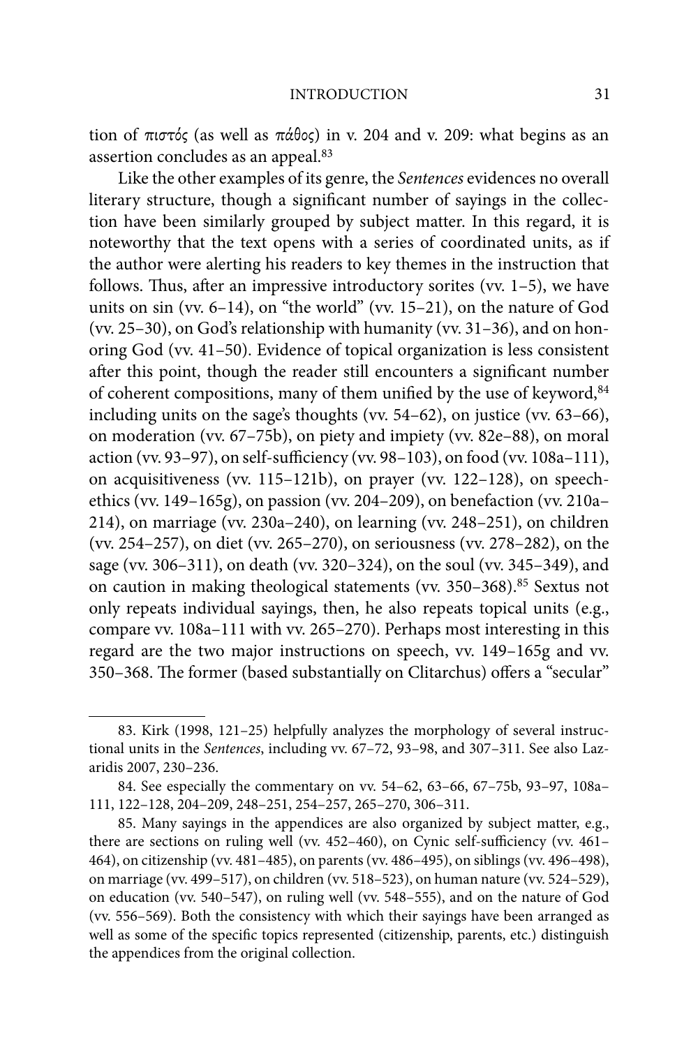tion of πιστός (as well as πάθος) in v. 204 and v. 209: what begins as an assertion concludes as an appeal.[83]

Like the other examples of its genre, the *Sentences* evidences no overall literary structure, though a significant number of sayings in the collection have been similarly grouped by subject matter. In this regard, it is noteworthy that the text opens with a series of coordinated units, as if the author were alerting his readers to key themes in the instruction that follows. Thus, after an impressive introductory sorites (vv. 1–5), we have units on sin (vv. 6–14), on "the world" (vv. 15–21), on the nature of God (vv. 25–30), on God's relationship with humanity (vv. 31–36), and on honoring God (vv. 41–50). Evidence of topical organization is less consistent after this point, though the reader still encounters a significant number of coherent compositions, many of them unified by the use of keyword,[84] including units on the sage's thoughts (vv. 54–62), on justice (vv. 63–66), on moderation (vv. 67–75b), on piety and impiety (vv. 82e–88), on moral action (vv. 93–97), on self-sufficiency (vv. 98–103), on food (vv. 108a–111), on acquisitiveness (vv. 115–121b), on prayer (vv. 122–128), on speech-ethics (vv. 149–165g), on passion (vv. 204–209), on benefaction (vv. 210a–214), on marriage (vv. 230a–240), on learning (vv. 248–251), on children (vv. 254–257), on diet (vv. 265–270), on seriousness (vv. 278–282), on the sage (vv. 306–311), on death (vv. 320–324), on the soul (vv. 345–349), and on caution in making theological statements (vv. 350–368).[85] Sextus not only repeats individual sayings, then, he also repeats topical units (e.g., compare vv. 108a–111 with vv. 265–270). Perhaps most interesting in this regard are the two major instructions on speech, vv. 149–165g and vv. 350–368. The former (based substantially on Clitarchus) offers a "secular"

---

83. Kirk (1998, 121–25) helpfully analyzes the morphology of several instructional units in the *Sentences*, including vv. 67–72, 93–98, and 307–311. See also Lazaridis 2007, 230–236.

84. See especially the commentary on vv. 54–62, 63–66, 67–75b, 93–97, 108a–111, 122–128, 204–209, 248–251, 254–257, 265–270, 306–311.

85. Many sayings in the appendices are also organized by subject matter, e.g., there are sections on ruling well (vv. 452–460), on Cynic self-sufficiency (vv. 461–464), on citizenship (vv. 481–485), on parents (vv. 486–495), on siblings (vv. 496–498), on marriage (vv. 499–517), on children (vv. 518–523), on human nature (vv. 524–529), on education (vv. 540–547), on ruling well (vv. 548–555), and on the nature of God (vv. 556–569). Both the consistency with which their sayings have been arranged as well as some of the specific topics represented (citizenship, parents, etc.) distinguish the appendices from the original collection.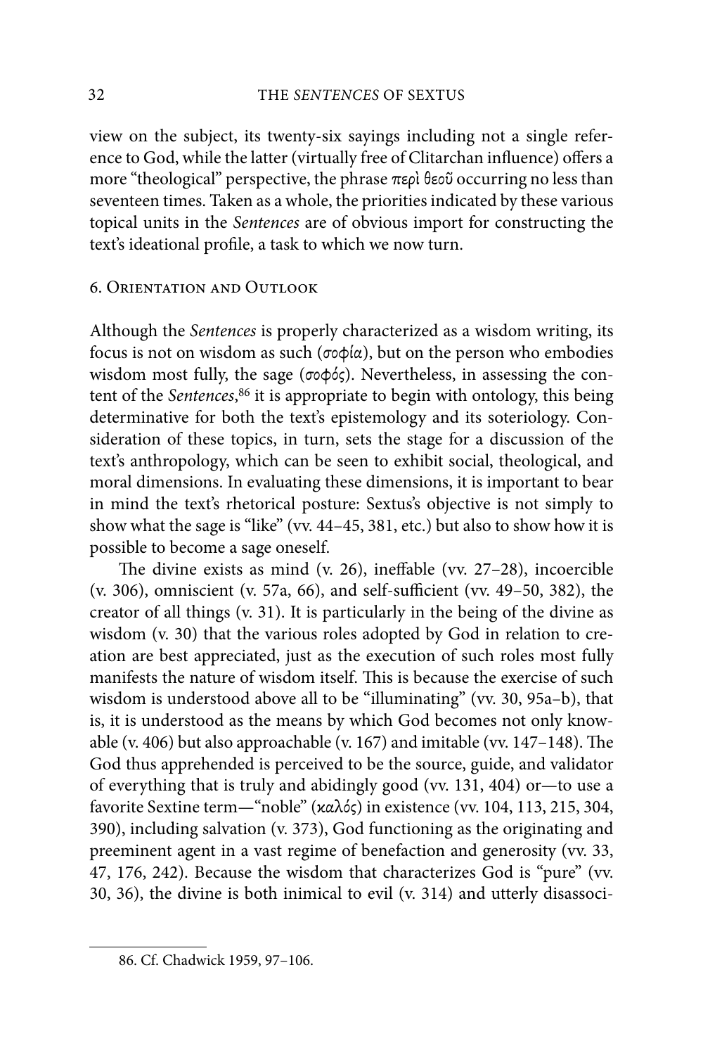view on the subject, its twenty-six sayings including not a single reference to God, while the latter (virtually free of Clitarchan influence) offers a more "theological" perspective, the phrase περὶ θεοῦ occurring no less than seventeen times. Taken as a whole, the priorities indicated by these various topical units in the *Sentences* are of obvious import for constructing the text's ideational profile, a task to which we now turn.

## 6. Orientation and Outlook

Although the *Sentences* is properly characterized as a wisdom writing, its focus is not on wisdom as such (*σοφία*), but on the person who embodies wisdom most fully, the sage (*σοφός*). Nevertheless, in assessing the content of the *Sentences*,[86] it is appropriate to begin with ontology, this being determinative for both the text's epistemology and its soteriology. Consideration of these topics, in turn, sets the stage for a discussion of the text's anthropology, which can be seen to exhibit social, theological, and moral dimensions. In evaluating these dimensions, it is important to bear in mind the text's rhetorical posture: Sextus's objective is not simply to show what the sage is "like" (vv. 44–45, 381, etc.) but also to show how it is possible to become a sage oneself.

The divine exists as mind (v. 26), ineffable (vv. 27–28), incoercible (v. 306), omniscient (v. 57a, 66), and self-sufficient (vv. 49–50, 382), the creator of all things (v. 31). It is particularly in the being of the divine as wisdom (v. 30) that the various roles adopted by God in relation to creation are best appreciated, just as the execution of such roles most fully manifests the nature of wisdom itself. This is because the exercise of such wisdom is understood above all to be "illuminating" (vv. 30, 95a–b), that is, it is understood as the means by which God becomes not only knowable (v. 406) but also approachable (v. 167) and imitable (vv. 147–148). The God thus apprehended is perceived to be the source, guide, and validator of everything that is truly and abidingly good (vv. 131, 404) or—to use a favorite Sextine term—"noble" (*καλός*) in existence (vv. 104, 113, 215, 304, 390), including salvation (v. 373), God functioning as the originating and preeminent agent in a vast regime of benefaction and generosity (vv. 33, 47, 176, 242). Because the wisdom that characterizes God is "pure" (vv. 30, 36), the divine is both inimical to evil (v. 314) and utterly disassoci-

---

86. Cf. Chadwick 1959, 97–106.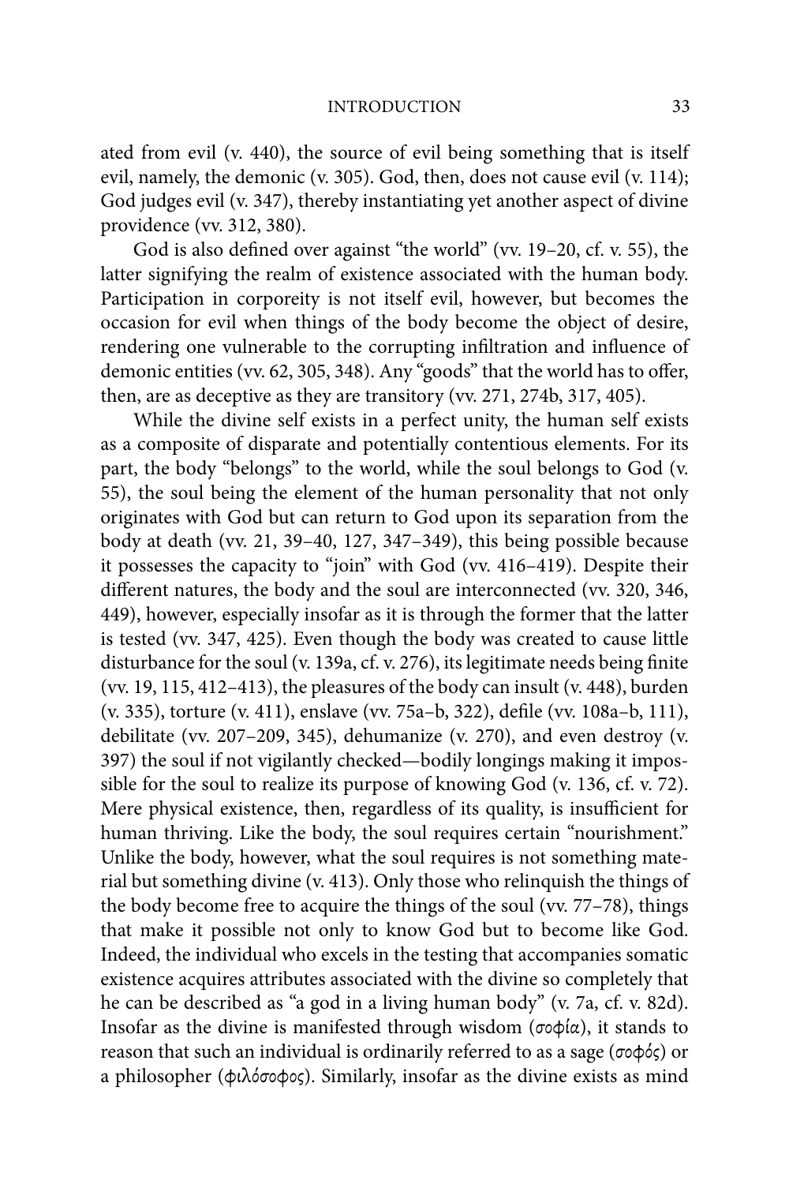ated from evil (v. 440), the source of evil being something that is itself evil, namely, the demonic (v. 305). God, then, does not cause evil (v. 114); God judges evil (v. 347), thereby instantiating yet another aspect of divine providence (vv. 312, 380).

God is also defined over against "the world" (vv. 19–20, cf. v. 55), the latter signifying the realm of existence associated with the human body. Participation in corporeity is not itself evil, however, but becomes the occasion for evil when things of the body become the object of desire, rendering one vulnerable to the corrupting infiltration and influence of demonic entities (vv. 62, 305, 348). Any "goods" that the world has to offer, then, are as deceptive as they are transitory (vv. 271, 274b, 317, 405).

While the divine self exists in a perfect unity, the human self exists as a composite of disparate and potentially contentious elements. For its part, the body "belongs" to the world, while the soul belongs to God (v. 55), the soul being the element of the human personality that not only originates with God but can return to God upon its separation from the body at death (vv. 21, 39–40, 127, 347–349), this being possible because it possesses the capacity to "join" with God (vv. 416–419). Despite their different natures, the body and the soul are interconnected (vv. 320, 346, 449), however, especially insofar as it is through the former that the latter is tested (vv. 347, 425). Even though the body was created to cause little disturbance for the soul (v. 139a, cf. v. 276), its legitimate needs being finite (vv. 19, 115, 412–413), the pleasures of the body can insult (v. 448), burden (v. 335), torture (v. 411), enslave (vv. 75a–b, 322), defile (vv. 108a–b, 111), debilitate (vv. 207–209, 345), dehumanize (v. 270), and even destroy (v. 397) the soul if not vigilantly checked—bodily longings making it impossible for the soul to realize its purpose of knowing God (v. 136, cf. v. 72). Mere physical existence, then, regardless of its quality, is insufficient for human thriving. Like the body, the soul requires certain "nourishment." Unlike the body, however, what the soul requires is not something material but something divine (v. 413). Only those who relinquish the things of the body become free to acquire the things of the soul (vv. 77–78), things that make it possible not only to know God but to become like God. Indeed, the individual who excels in the testing that accompanies somatic existence acquires attributes associated with the divine so completely that he can be described as "a god in a living human body" (v. 7a, cf. v. 82d). Insofar as the divine is manifested through wisdom (σοφία), it stands to reason that such an individual is ordinarily referred to as a sage (σοφός) or a philosopher (φιλόσοφος). Similarly, insofar as the divine exists as mind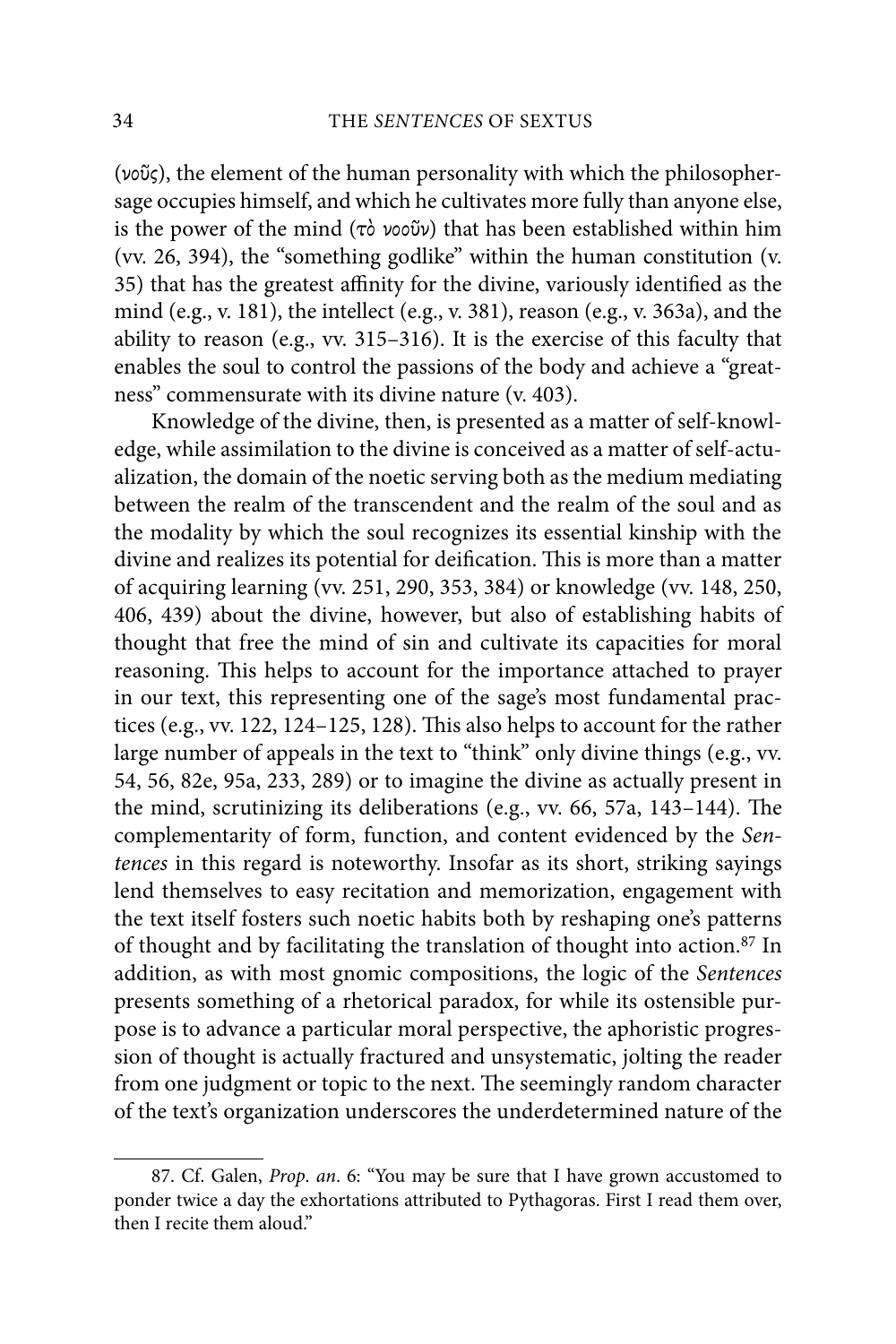(νοῦς), the element of the human personality with which the philosopher-sage occupies himself, and which he cultivates more fully than anyone else, is the power of the mind (τὸ νοοῦν) that has been established within him (vv. 26, 394), the "something godlike" within the human constitution (v. 35) that has the greatest affinity for the divine, variously identified as the mind (e.g., v. 181), the intellect (e.g., v. 381), reason (e.g., v. 363a), and the ability to reason (e.g., vv. 315–316). It is the exercise of this faculty that enables the soul to control the passions of the body and achieve a "greatness" commensurate with its divine nature (v. 403).

Knowledge of the divine, then, is presented as a matter of self-knowledge, while assimilation to the divine is conceived as a matter of self-actualization, the domain of the noetic serving both as the medium mediating between the realm of the transcendent and the realm of the soul and as the modality by which the soul recognizes its essential kinship with the divine and realizes its potential for deification. This is more than a matter of acquiring learning (vv. 251, 290, 353, 384) or knowledge (vv. 148, 250, 406, 439) about the divine, however, but also of establishing habits of thought that free the mind of sin and cultivate its capacities for moral reasoning. This helps to account for the importance attached to prayer in our text, this representing one of the sage's most fundamental practices (e.g., vv. 122, 124–125, 128). This also helps to account for the rather large number of appeals in the text to "think" only divine things (e.g., vv. 54, 56, 82e, 95a, 233, 289) or to imagine the divine as actually present in the mind, scrutinizing its deliberations (e.g., vv. 66, 57a, 143–144). The complementarity of form, function, and content evidenced by the *Sentences* in this regard is noteworthy. Insofar as its short, striking sayings lend themselves to easy recitation and memorization, engagement with the text itself fosters such noetic habits both by reshaping one's patterns of thought and by facilitating the translation of thought into action.[87] In addition, as with most gnomic compositions, the logic of the *Sentences* presents something of a rhetorical paradox, for while its ostensible purpose is to advance a particular moral perspective, the aphoristic progression of thought is actually fractured and unsystematic, jolting the reader from one judgment or topic to the next. The seemingly random character of the text's organization underscores the underdetermined nature of the

---

87. Cf. Galen, *Prop. an.* 6: "You may be sure that I have grown accustomed to ponder twice a day the exhortations attributed to Pythagoras. First I read them over, then I recite them aloud."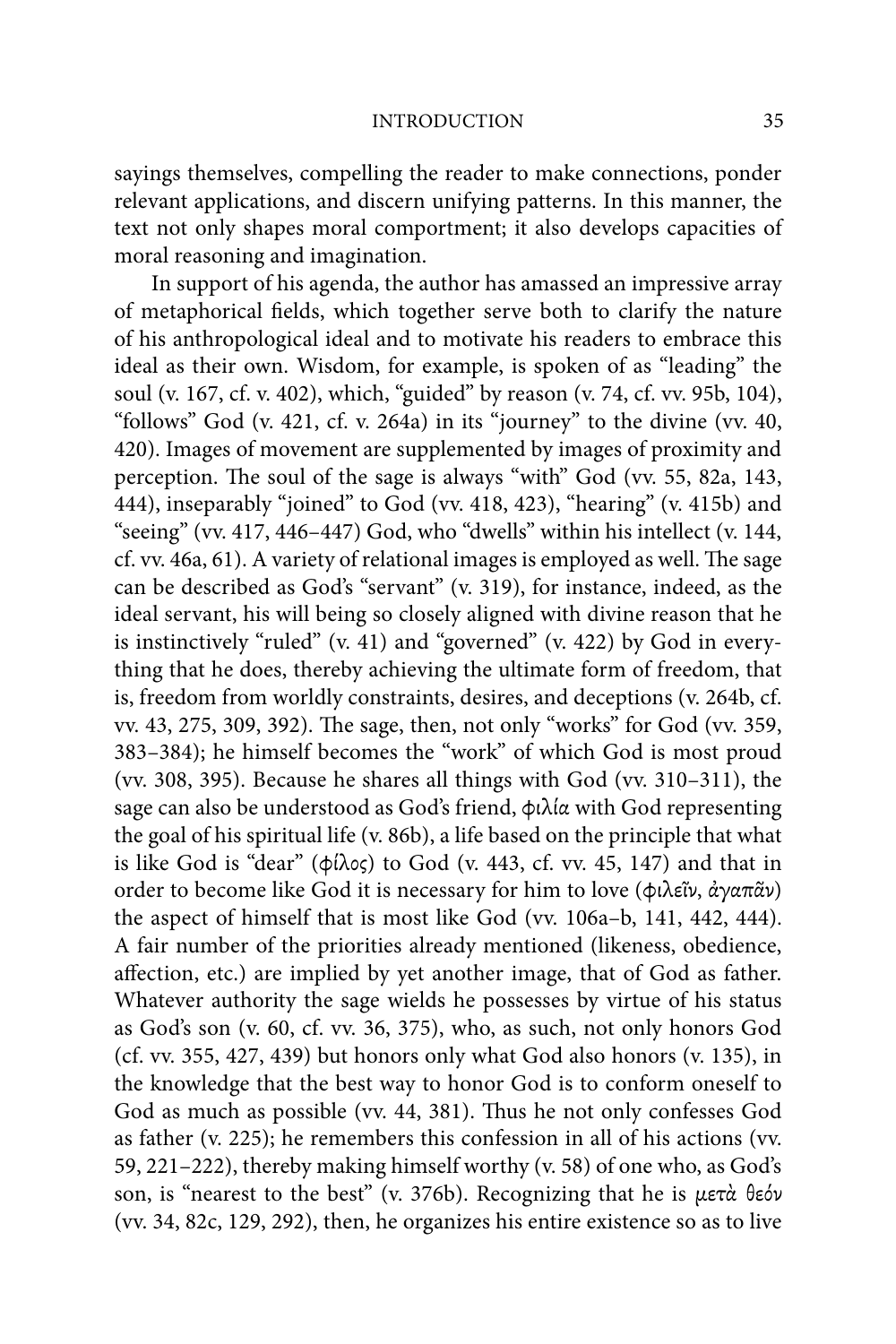sayings themselves, compelling the reader to make connections, ponder relevant applications, and discern unifying patterns. In this manner, the text not only shapes moral comportment; it also develops capacities of moral reasoning and imagination.

In support of his agenda, the author has amassed an impressive array of metaphorical fields, which together serve both to clarify the nature of his anthropological ideal and to motivate his readers to embrace this ideal as their own. Wisdom, for example, is spoken of as "leading" the soul (v. 167, cf. v. 402), which, "guided" by reason (v. 74, cf. vv. 95b, 104), "follows" God (v. 421, cf. v. 264a) in its "journey" to the divine (vv. 40, 420). Images of movement are supplemented by images of proximity and perception. The soul of the sage is always "with" God (vv. 55, 82a, 143, 444), inseparably "joined" to God (vv. 418, 423), "hearing" (v. 415b) and "seeing" (vv. 417, 446–447) God, who "dwells" within his intellect (v. 144, cf. vv. 46a, 61). A variety of relational images is employed as well. The sage can be described as God's "servant" (v. 319), for instance, indeed, as the ideal servant, his will being so closely aligned with divine reason that he is instinctively "ruled" (v. 41) and "governed" (v. 422) by God in everything that he does, thereby achieving the ultimate form of freedom, that is, freedom from worldly constraints, desires, and deceptions (v. 264b, cf. vv. 43, 275, 309, 392). The sage, then, not only "works" for God (vv. 359, 383–384); he himself becomes the "work" of which God is most proud (vv. 308, 395). Because he shares all things with God (vv. 310–311), the sage can also be understood as God's friend, φιλία with God representing the goal of his spiritual life (v. 86b), a life based on the principle that what is like God is "dear" (φίλος) to God (v. 443, cf. vv. 45, 147) and that in order to become like God it is necessary for him to love (φιλεῖν, ἀγαπᾶν) the aspect of himself that is most like God (vv. 106a–b, 141, 442, 444). A fair number of the priorities already mentioned (likeness, obedience, affection, etc.) are implied by yet another image, that of God as father. Whatever authority the sage wields he possesses by virtue of his status as God's son (v. 60, cf. vv. 36, 375), who, as such, not only honors God (cf. vv. 355, 427, 439) but honors only what God also honors (v. 135), in the knowledge that the best way to honor God is to conform oneself to God as much as possible (vv. 44, 381). Thus he not only confesses God as father (v. 225); he remembers this confession in all of his actions (vv. 59, 221–222), thereby making himself worthy (v. 58) of one who, as God's son, is "nearest to the best" (v. 376b). Recognizing that he is μετὰ θεόν (vv. 34, 82c, 129, 292), then, he organizes his entire existence so as to live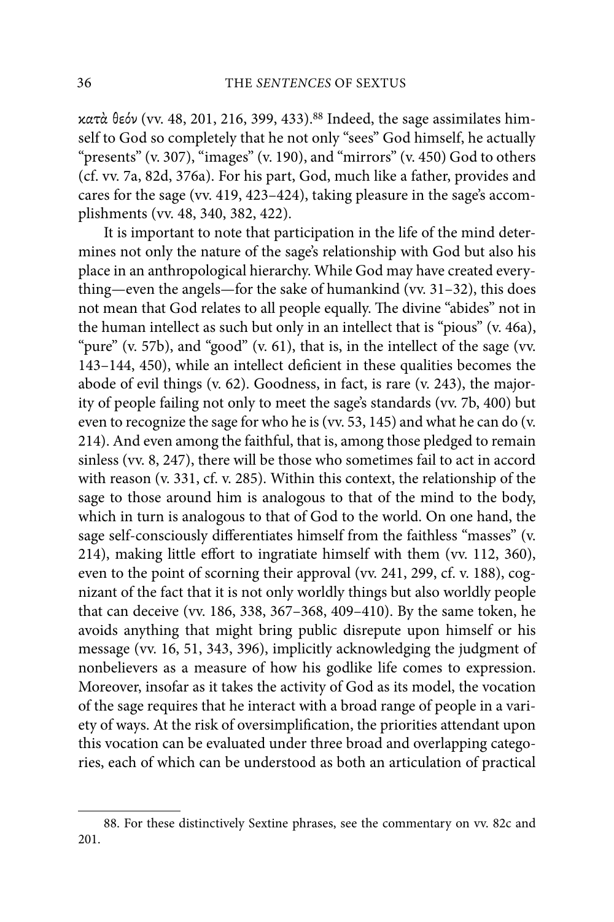κατὰ θεόν (vv. 48, 201, 216, 399, 433).[88] Indeed, the sage assimilates himself to God so completely that he not only "sees" God himself, he actually "presents" (v. 307), "images" (v. 190), and "mirrors" (v. 450) God to others (cf. vv. 7a, 82d, 376a). For his part, God, much like a father, provides and cares for the sage (vv. 419, 423–424), taking pleasure in the sage's accomplishments (vv. 48, 340, 382, 422).

It is important to note that participation in the life of the mind determines not only the nature of the sage's relationship with God but also his place in an anthropological hierarchy. While God may have created everything—even the angels—for the sake of humankind (vv. 31–32), this does not mean that God relates to all people equally. The divine "abides" not in the human intellect as such but only in an intellect that is "pious" (v. 46a), "pure" (v. 57b), and "good" (v. 61), that is, in the intellect of the sage (vv. 143–144, 450), while an intellect deficient in these qualities becomes the abode of evil things (v. 62). Goodness, in fact, is rare (v. 243), the majority of people failing not only to meet the sage's standards (vv. 7b, 400) but even to recognize the sage for who he is (vv. 53, 145) and what he can do (v. 214). And even among the faithful, that is, among those pledged to remain sinless (vv. 8, 247), there will be those who sometimes fail to act in accord with reason (v. 331, cf. v. 285). Within this context, the relationship of the sage to those around him is analogous to that of the mind to the body, which in turn is analogous to that of God to the world. On one hand, the sage self-consciously differentiates himself from the faithless "masses" (v. 214), making little effort to ingratiate himself with them (vv. 112, 360), even to the point of scorning their approval (vv. 241, 299, cf. v. 188), cognizant of the fact that it is not only worldly things but also worldly people that can deceive (vv. 186, 338, 367–368, 409–410). By the same token, he avoids anything that might bring public disrepute upon himself or his message (vv. 16, 51, 343, 396), implicitly acknowledging the judgment of nonbelievers as a measure of how his godlike life comes to expression. Moreover, insofar as it takes the activity of God as its model, the vocation of the sage requires that he interact with a broad range of people in a variety of ways. At the risk of oversimplification, the priorities attendant upon this vocation can be evaluated under three broad and overlapping categories, each of which can be understood as both an articulation of practical

---

88. For these distinctively Sextine phrases, see the commentary on vv. 82c and 201.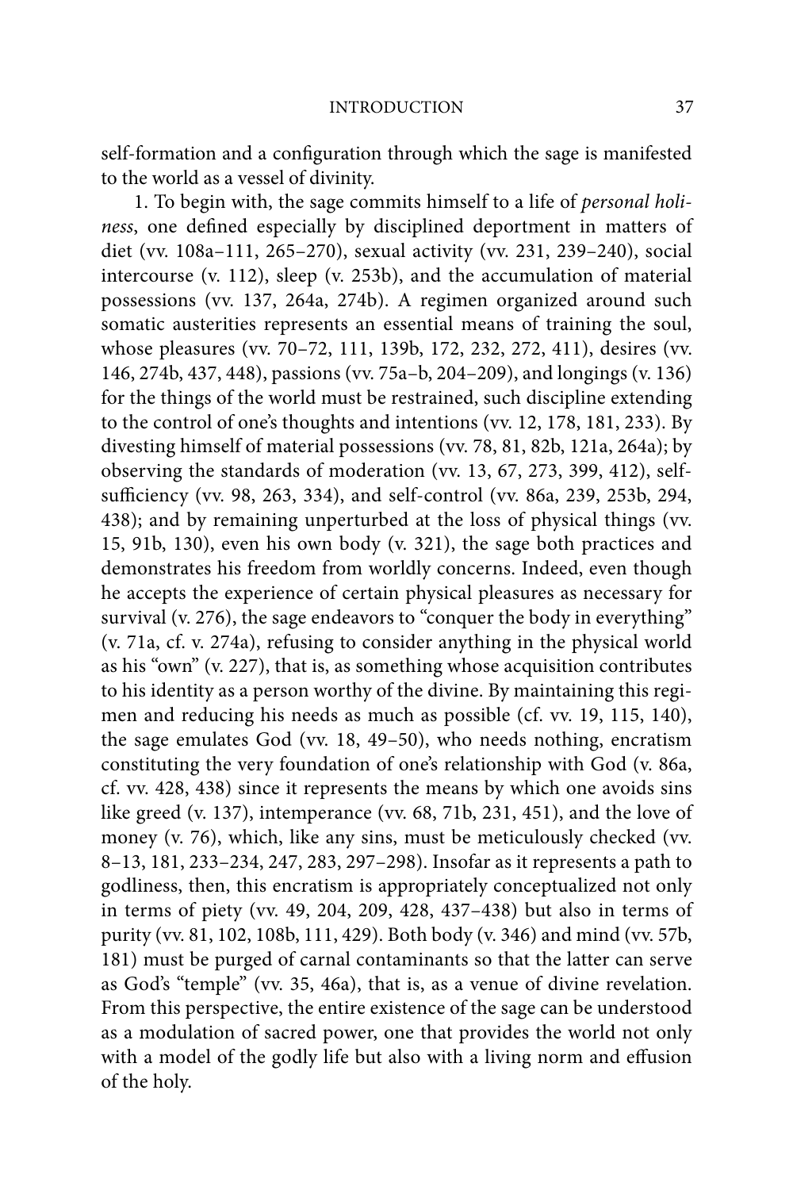self-formation and a configuration through which the sage is manifested to the world as a vessel of divinity.

1. To begin with, the sage commits himself to a life of *personal holiness*, one defined especially by disciplined deportment in matters of diet (vv. 108a–111, 265–270), sexual activity (vv. 231, 239–240), social intercourse (v. 112), sleep (v. 253b), and the accumulation of material possessions (vv. 137, 264a, 274b). A regimen organized around such somatic austerities represents an essential means of training the soul, whose pleasures (vv. 70–72, 111, 139b, 172, 232, 272, 411), desires (vv. 146, 274b, 437, 448), passions (vv. 75a–b, 204–209), and longings (v. 136) for the things of the world must be restrained, such discipline extending to the control of one's thoughts and intentions (vv. 12, 178, 181, 233). By divesting himself of material possessions (vv. 78, 81, 82b, 121a, 264a); by observing the standards of moderation (vv. 13, 67, 273, 399, 412), self-sufficiency (vv. 98, 263, 334), and self-control (vv. 86a, 239, 253b, 294, 438); and by remaining unperturbed at the loss of physical things (vv. 15, 91b, 130), even his own body (v. 321), the sage both practices and demonstrates his freedom from worldly concerns. Indeed, even though he accepts the experience of certain physical pleasures as necessary for survival (v. 276), the sage endeavors to "conquer the body in everything" (v. 71a, cf. v. 274a), refusing to consider anything in the physical world as his "own" (v. 227), that is, as something whose acquisition contributes to his identity as a person worthy of the divine. By maintaining this regimen and reducing his needs as much as possible (cf. vv. 19, 115, 140), the sage emulates God (vv. 18, 49–50), who needs nothing, encratism constituting the very foundation of one's relationship with God (v. 86a, cf. vv. 428, 438) since it represents the means by which one avoids sins like greed (v. 137), intemperance (vv. 68, 71b, 231, 451), and the love of money (v. 76), which, like any sins, must be meticulously checked (vv. 8–13, 181, 233–234, 247, 283, 297–298). Insofar as it represents a path to godliness, then, this encratism is appropriately conceptualized not only in terms of piety (vv. 49, 204, 209, 428, 437–438) but also in terms of purity (vv. 81, 102, 108b, 111, 429). Both body (v. 346) and mind (vv. 57b, 181) must be purged of carnal contaminants so that the latter can serve as God's "temple" (vv. 35, 46a), that is, as a venue of divine revelation. From this perspective, the entire existence of the sage can be understood as a modulation of sacred power, one that provides the world not only with a model of the godly life but also with a living norm and effusion of the holy.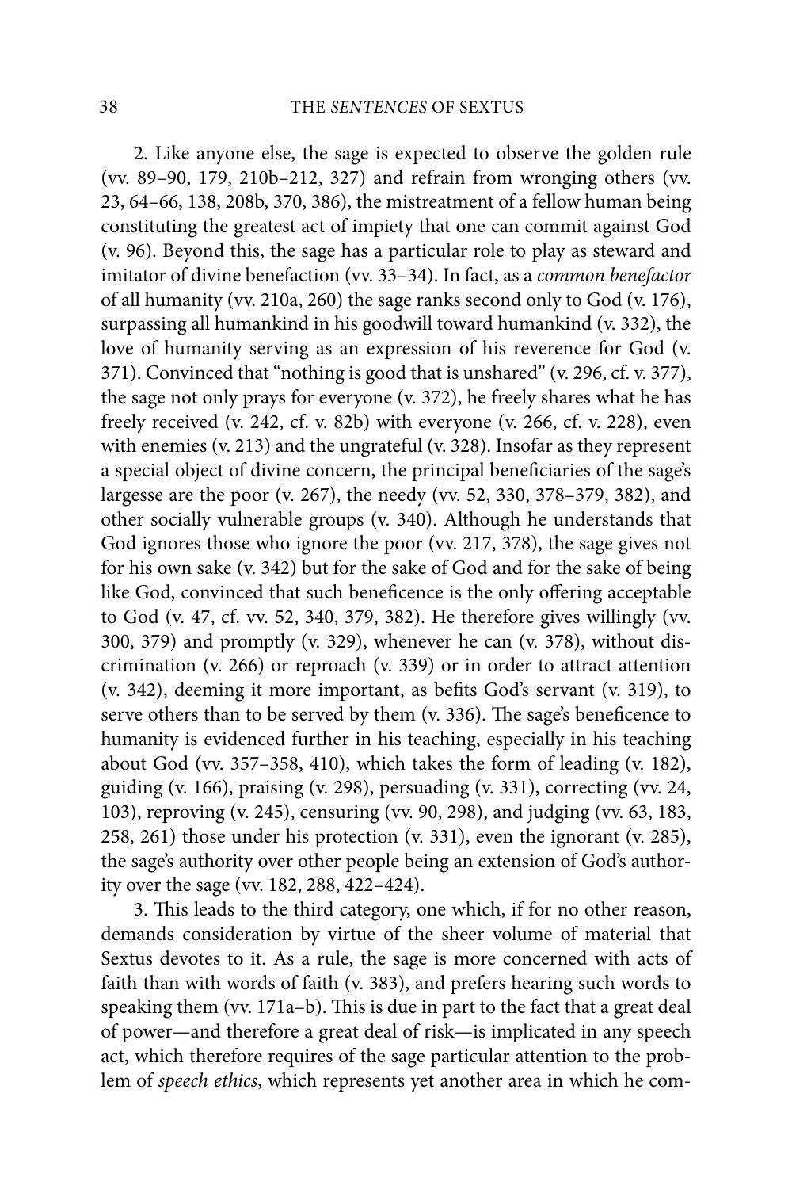2. Like anyone else, the sage is expected to observe the golden rule (vv. 89–90, 179, 210b–212, 327) and refrain from wronging others (vv. 23, 64–66, 138, 208b, 370, 386), the mistreatment of a fellow human being constituting the greatest act of impiety that one can commit against God (v. 96). Beyond this, the sage has a particular role to play as steward and imitator of divine benefaction (vv. 33–34). In fact, as a *common benefactor* of all humanity (vv. 210a, 260) the sage ranks second only to God (v. 176), surpassing all humankind in his goodwill toward humankind (v. 332), the love of humanity serving as an expression of his reverence for God (v. 371). Convinced that "nothing is good that is unshared" (v. 296, cf. v. 377), the sage not only prays for everyone (v. 372), he freely shares what he has freely received (v. 242, cf. v. 82b) with everyone (v. 266, cf. v. 228), even with enemies (v. 213) and the ungrateful (v. 328). Insofar as they represent a special object of divine concern, the principal beneficiaries of the sage's largesse are the poor (v. 267), the needy (vv. 52, 330, 378–379, 382), and other socially vulnerable groups (v. 340). Although he understands that God ignores those who ignore the poor (vv. 217, 378), the sage gives not for his own sake (v. 342) but for the sake of God and for the sake of being like God, convinced that such beneficence is the only offering acceptable to God (v. 47, cf. vv. 52, 340, 379, 382). He therefore gives willingly (vv. 300, 379) and promptly (v. 329), whenever he can (v. 378), without discrimination (v. 266) or reproach (v. 339) or in order to attract attention (v. 342), deeming it more important, as befits God's servant (v. 319), to serve others than to be served by them (v. 336). The sage's beneficence to humanity is evidenced further in his teaching, especially in his teaching about God (vv. 357–358, 410), which takes the form of leading (v. 182), guiding (v. 166), praising (v. 298), persuading (v. 331), correcting (vv. 24, 103), reproving (v. 245), censuring (vv. 90, 298), and judging (vv. 63, 183, 258, 261) those under his protection (v. 331), even the ignorant (v. 285), the sage's authority over other people being an extension of God's authority over the sage (vv. 182, 288, 422–424).

3. This leads to the third category, one which, if for no other reason, demands consideration by virtue of the sheer volume of material that Sextus devotes to it. As a rule, the sage is more concerned with acts of faith than with words of faith (v. 383), and prefers hearing such words to speaking them (vv. 171a–b). This is due in part to the fact that a great deal of power—and therefore a great deal of risk—is implicated in any speech act, which therefore requires of the sage particular attention to the problem of *speech ethics*, which represents yet another area in which he com-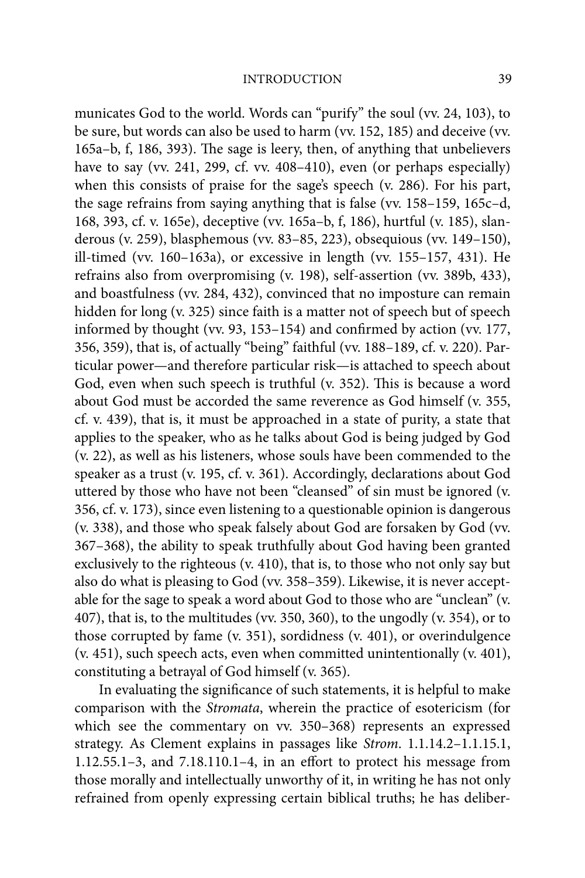municates God to the world. Words can "purify" the soul (vv. 24, 103), to be sure, but words can also be used to harm (vv. 152, 185) and deceive (vv. 165a–b, f, 186, 393). The sage is leery, then, of anything that unbelievers have to say (vv. 241, 299, cf. vv. 408–410), even (or perhaps especially) when this consists of praise for the sage's speech (v. 286). For his part, the sage refrains from saying anything that is false (vv. 158–159, 165c–d, 168, 393, cf. v. 165e), deceptive (vv. 165a–b, f, 186), hurtful (v. 185), slanderous (v. 259), blasphemous (vv. 83–85, 223), obsequious (vv. 149–150), ill-timed (vv. 160–163a), or excessive in length (vv. 155–157, 431). He refrains also from overpromising (v. 198), self-assertion (vv. 389b, 433), and boastfulness (vv. 284, 432), convinced that no imposture can remain hidden for long (v. 325) since faith is a matter not of speech but of speech informed by thought (vv. 93, 153–154) and confirmed by action (vv. 177, 356, 359), that is, of actually "being" faithful (vv. 188–189, cf. v. 220). Particular power—and therefore particular risk—is attached to speech about God, even when such speech is truthful (v. 352). This is because a word about God must be accorded the same reverence as God himself (v. 355, cf. v. 439), that is, it must be approached in a state of purity, a state that applies to the speaker, who as he talks about God is being judged by God (v. 22), as well as his listeners, whose souls have been commended to the speaker as a trust (v. 195, cf. v. 361). Accordingly, declarations about God uttered by those who have not been "cleansed" of sin must be ignored (v. 356, cf. v. 173), since even listening to a questionable opinion is dangerous (v. 338), and those who speak falsely about God are forsaken by God (vv. 367–368), the ability to speak truthfully about God having been granted exclusively to the righteous (v. 410), that is, to those who not only say but also do what is pleasing to God (vv. 358–359). Likewise, it is never acceptable for the sage to speak a word about God to those who are "unclean" (v. 407), that is, to the multitudes (vv. 350, 360), to the ungodly (v. 354), or to those corrupted by fame (v. 351), sordidness (v. 401), or overindulgence (v. 451), such speech acts, even when committed unintentionally (v. 401), constituting a betrayal of God himself (v. 365).

In evaluating the significance of such statements, it is helpful to make comparison with the *Stromata*, wherein the practice of esotericism (for which see the commentary on vv. 350–368) represents an expressed strategy. As Clement explains in passages like *Strom*. 1.1.14.2–1.1.15.1, 1.12.55.1–3, and 7.18.110.1–4, in an effort to protect his message from those morally and intellectually unworthy of it, in writing he has not only refrained from openly expressing certain biblical truths; he has deliber-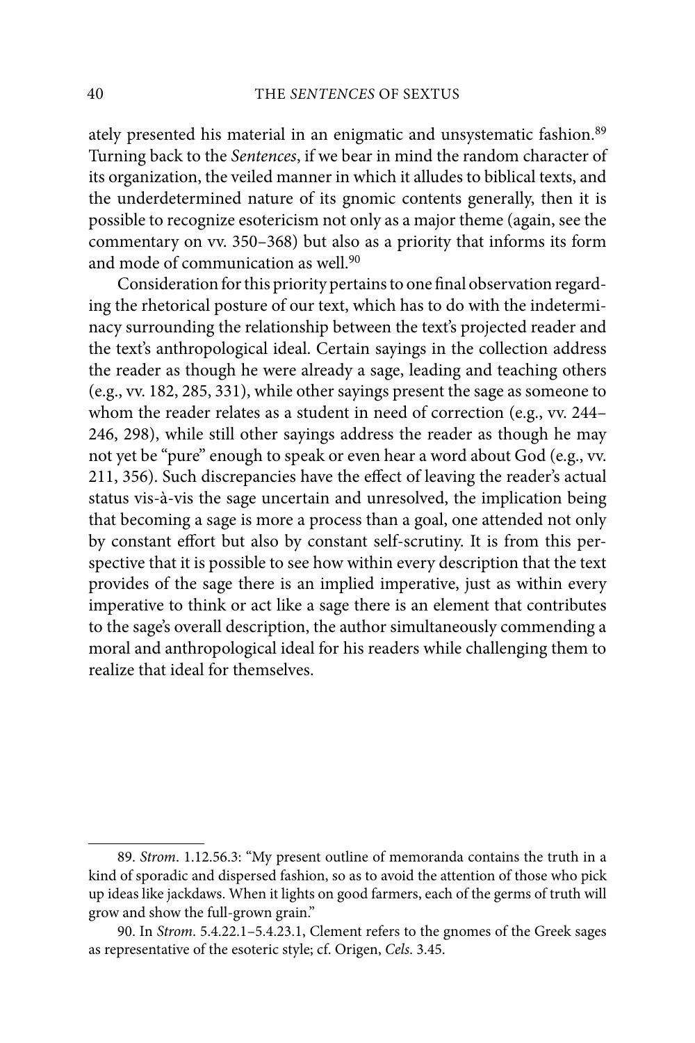ately presented his material in an enigmatic and unsystematic fashion.[89] Turning back to the *Sentences*, if we bear in mind the random character of its organization, the veiled manner in which it alludes to biblical texts, and the underdetermined nature of its gnomic contents generally, then it is possible to recognize esotericism not only as a major theme (again, see the commentary on vv. 350–368) but also as a priority that informs its form and mode of communication as well.[90]

Consideration for this priority pertains to one final observation regarding the rhetorical posture of our text, which has to do with the indeterminacy surrounding the relationship between the text's projected reader and the text's anthropological ideal. Certain sayings in the collection address the reader as though he were already a sage, leading and teaching others (e.g., vv. 182, 285, 331), while other sayings present the sage as someone to whom the reader relates as a student in need of correction (e.g., vv. 244–246, 298), while still other sayings address the reader as though he may not yet be "pure" enough to speak or even hear a word about God (e.g., vv. 211, 356). Such discrepancies have the effect of leaving the reader's actual status vis-à-vis the sage uncertain and unresolved, the implication being that becoming a sage is more a process than a goal, one attended not only by constant effort but also by constant self-scrutiny. It is from this perspective that it is possible to see how within every description that the text provides of the sage there is an implied imperative, just as within every imperative to think or act like a sage there is an element that contributes to the sage's overall description, the author simultaneously commending a moral and anthropological ideal for his readers while challenging them to realize that ideal for themselves.

---

89. *Strom*. 1.12.56.3: "My present outline of memoranda contains the truth in a kind of sporadic and dispersed fashion, so as to avoid the attention of those who pick up ideas like jackdaws. When it lights on good farmers, each of the germs of truth will grow and show the full-grown grain."

90. In *Strom*. 5.4.22.1–5.4.23.1, Clement refers to the gnomes of the Greek sages as representative of the esoteric style; cf. Origen, *Cels*. 3.45.